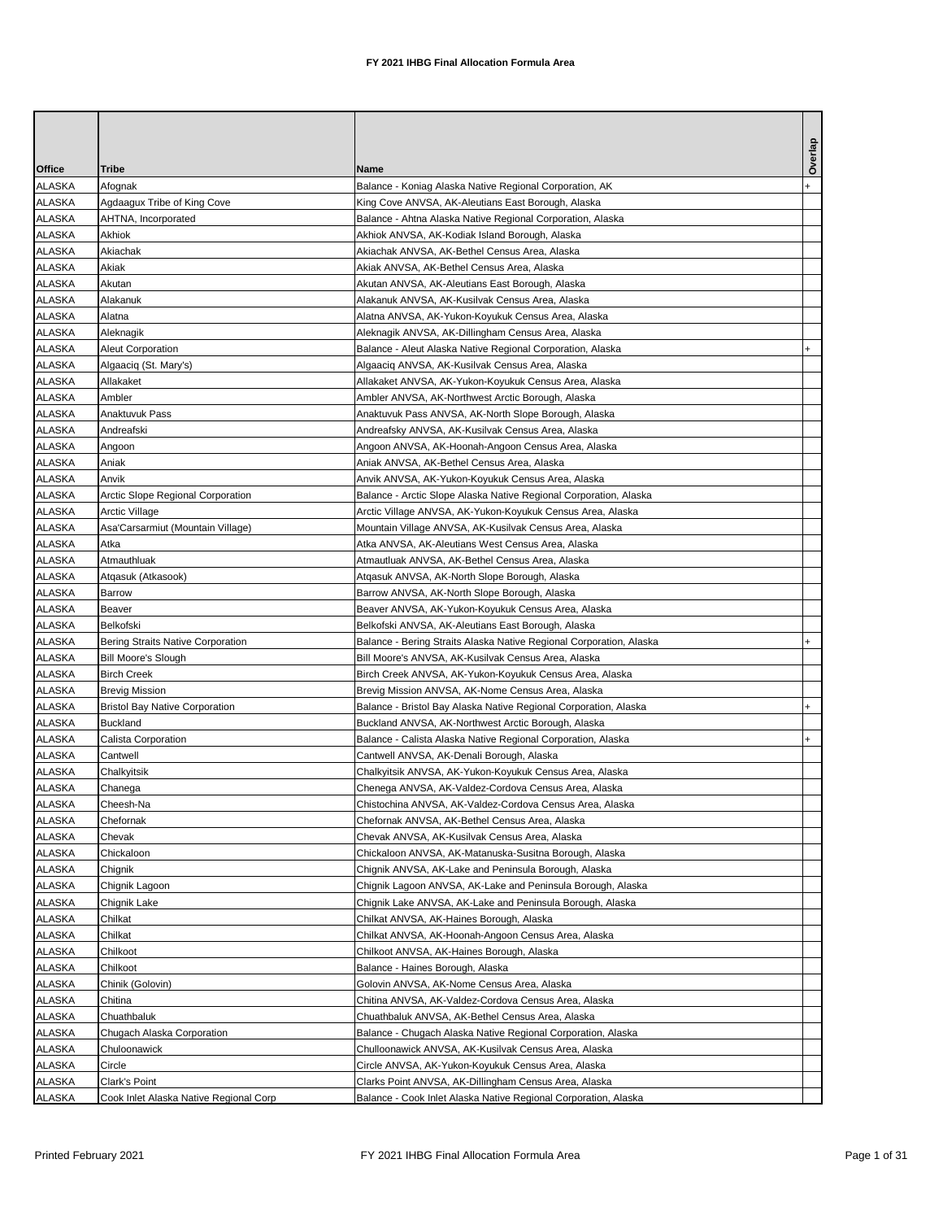# FY 2021 IHBG Final Allocation Formula Area

| Office | Tribe | Name | Overlap |
|---|---|---|---|
| ALASKA | Afognak | Balance - Koniag Alaska Native Regional Corporation, AK | + |
| ALASKA | Agdaagux Tribe of King Cove | King Cove ANVSA, AK-Aleutians East Borough, Alaska | |
| ALASKA | AHTNA, Incorporated | Balance - Ahtna Alaska Native Regional Corporation, Alaska | |
| ALASKA | Akhiok | Akhiok ANVSA, AK-Kodiak Island Borough, Alaska | |
| ALASKA | Akiachak | Akiachak ANVSA, AK-Bethel Census Area, Alaska | |
| ALASKA | Akiak | Akiak ANVSA, AK-Bethel Census Area, Alaska | |
| ALASKA | Akutan | Akutan ANVSA, AK-Aleutians East Borough, Alaska | |
| ALASKA | Alakanuk | Alakanuk ANVSA, AK-Kusilvak Census Area, Alaska | |
| ALASKA | Alatna | Alatna ANVSA, AK-Yukon-Koyukuk Census Area, Alaska | |
| ALASKA | Aleknagik | Aleknagik ANVSA, AK-Dillingham Census Area, Alaska | |
| ALASKA | Aleut Corporation | Balance - Aleut Alaska Native Regional Corporation, Alaska | + |
| ALASKA | Algaaciq (St. Mary's) | Algaaciq ANVSA, AK-Kusilvak Census Area, Alaska | |
| ALASKA | Allakaket | Allakaket ANVSA, AK-Yukon-Koyukuk Census Area, Alaska | |
| ALASKA | Ambler | Ambler ANVSA, AK-Northwest Arctic Borough, Alaska | |
| ALASKA | Anaktuvuk Pass | Anaktuvuk Pass ANVSA, AK-North Slope Borough, Alaska | |
| ALASKA | Andreafski | Andreafsky ANVSA, AK-Kusilvak Census Area, Alaska | |
| ALASKA | Angoon | Angoon ANVSA, AK-Hoonah-Angoon Census Area, Alaska | |
| ALASKA | Aniak | Aniak ANVSA, AK-Bethel Census Area, Alaska | |
| ALASKA | Anvik | Anvik ANVSA, AK-Yukon-Koyukuk Census Area, Alaska | |
| ALASKA | Arctic Slope Regional Corporation | Balance - Arctic Slope Alaska Native Regional Corporation, Alaska | |
| ALASKA | Arctic Village | Arctic Village ANVSA, AK-Yukon-Koyukuk Census Area, Alaska | |
| ALASKA | Asa'Carsarmiut (Mountain Village) | Mountain Village ANVSA, AK-Kusilvak Census Area, Alaska | |
| ALASKA | Atka | Atka ANVSA, AK-Aleutians West Census Area, Alaska | |
| ALASKA | Atmauthluak | Atmautluak ANVSA, AK-Bethel Census Area, Alaska | |
| ALASKA | Atqasuk (Atkasook) | Atqasuk ANVSA, AK-North Slope Borough, Alaska | |
| ALASKA | Barrow | Barrow ANVSA, AK-North Slope Borough, Alaska | |
| ALASKA | Beaver | Beaver ANVSA, AK-Yukon-Koyukuk Census Area, Alaska | |
| ALASKA | Belkofski | Belkofski ANVSA, AK-Aleutians East Borough, Alaska | |
| ALASKA | Bering Straits Native Corporation | Balance - Bering Straits Alaska Native Regional Corporation, Alaska | + |
| ALASKA | Bill Moore's Slough | Bill Moore's ANVSA, AK-Kusilvak Census Area, Alaska | |
| ALASKA | Birch Creek | Birch Creek ANVSA, AK-Yukon-Koyukuk Census Area, Alaska | |
| ALASKA | Brevig Mission | Brevig Mission ANVSA, AK-Nome Census Area, Alaska | |
| ALASKA | Bristol Bay Native Corporation | Balance - Bristol Bay Alaska Native Regional Corporation, Alaska | + |
| ALASKA | Buckland | Buckland ANVSA, AK-Northwest Arctic Borough, Alaska | |
| ALASKA | Calista Corporation | Balance - Calista Alaska Native Regional Corporation, Alaska | + |
| ALASKA | Cantwell | Cantwell ANVSA, AK-Denali Borough, Alaska | |
| ALASKA | Chalkyitsik | Chalkyitsik ANVSA, AK-Yukon-Koyukuk Census Area, Alaska | |
| ALASKA | Chanega | Chenega ANVSA, AK-Valdez-Cordova Census Area, Alaska | |
| ALASKA | Cheesh-Na | Chistochina ANVSA, AK-Valdez-Cordova Census Area, Alaska | |
| ALASKA | Chefornak | Chefornak ANVSA, AK-Bethel Census Area, Alaska | |
| ALASKA | Chevak | Chevak ANVSA, AK-Kusilvak Census Area, Alaska | |
| ALASKA | Chickaloon | Chickaloon ANVSA, AK-Matanuska-Susitna Borough, Alaska | |
| ALASKA | Chignik | Chignik ANVSA, AK-Lake and Peninsula Borough, Alaska | |
| ALASKA | Chignik Lagoon | Chignik Lagoon ANVSA, AK-Lake and Peninsula Borough, Alaska | |
| ALASKA | Chignik Lake | Chignik Lake ANVSA, AK-Lake and Peninsula Borough, Alaska | |
| ALASKA | Chilkat | Chilkat ANVSA, AK-Haines Borough, Alaska | |
| ALASKA | Chilkat | Chilkat ANVSA, AK-Hoonah-Angoon Census Area, Alaska | |
| ALASKA | Chilkoot | Chilkoot ANVSA, AK-Haines Borough, Alaska | |
| ALASKA | Chilkoot | Balance - Haines Borough, Alaska | |
| ALASKA | Chinik (Golovin) | Golovin ANVSA, AK-Nome Census Area, Alaska | |
| ALASKA | Chitina | Chitina ANVSA, AK-Valdez-Cordova Census Area, Alaska | |
| ALASKA | Chuathbaluk | Chuathbaluk ANVSA, AK-Bethel Census Area, Alaska | |
| ALASKA | Chugach Alaska Corporation | Balance - Chugach Alaska Native Regional Corporation, Alaska | |
| ALASKA | Chuloonawick | Chulloonawick ANVSA, AK-Kusilvak Census Area, Alaska | |
| ALASKA | Circle | Circle ANVSA, AK-Yukon-Koyukuk Census Area, Alaska | |
| ALASKA | Clark's Point | Clarks Point ANVSA, AK-Dillingham Census Area, Alaska | |
| ALASKA | Cook Inlet Alaska Native Regional Corp | Balance - Cook Inlet Alaska Native Regional Corporation, Alaska | |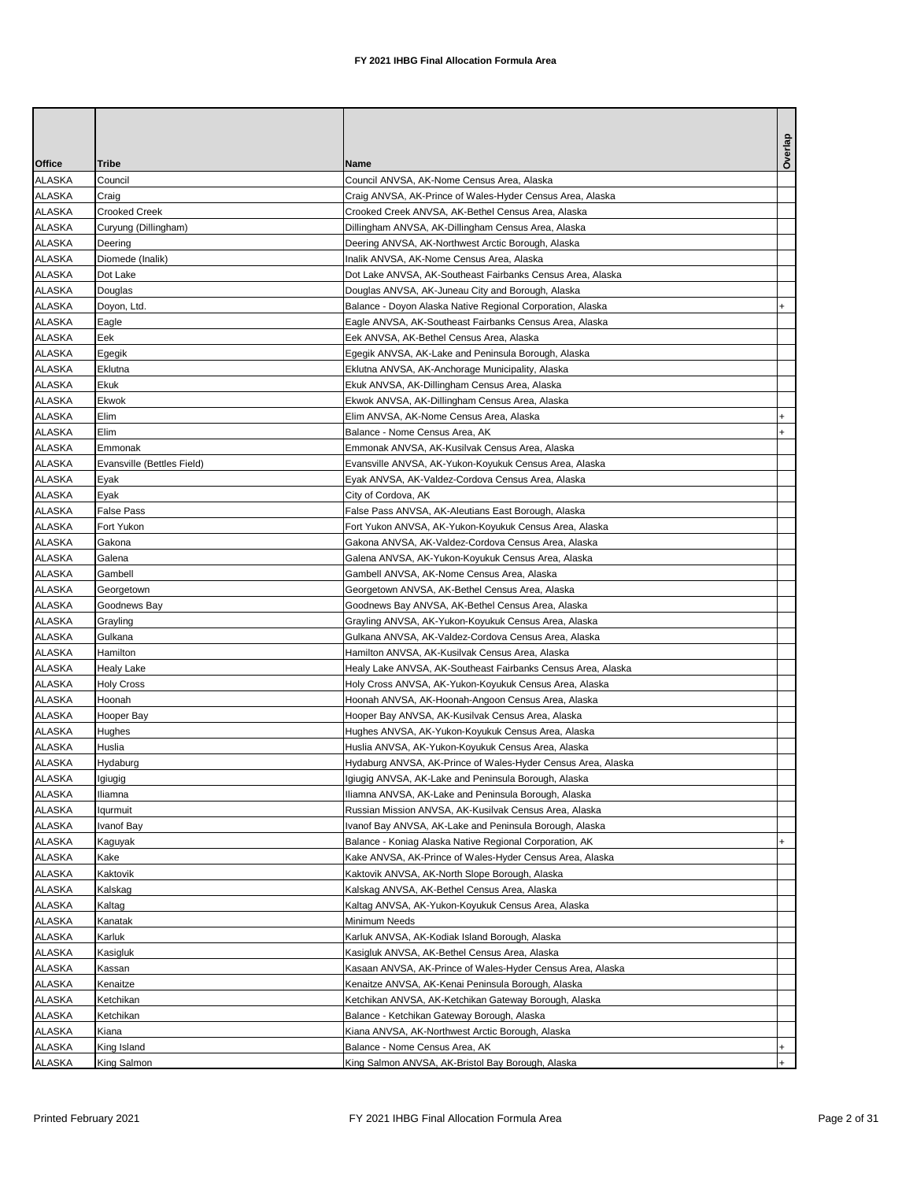# FY 2021 IHBG Final Allocation Formula Area

| Office | Tribe | Name | Overlap |
|---|---|---|---|
| ALASKA | Council | Council ANVSA, AK-Nome Census Area, Alaska | |
| ALASKA | Craig | Craig ANVSA, AK-Prince of Wales-Hyder Census Area, Alaska | |
| ALASKA | Crooked Creek | Crooked Creek ANVSA, AK-Bethel Census Area, Alaska | |
| ALASKA | Curyung (Dillingham) | Dillingham ANVSA, AK-Dillingham Census Area, Alaska | |
| ALASKA | Deering | Deering ANVSA, AK-Northwest Arctic Borough, Alaska | |
| ALASKA | Diomede (Inalik) | Inalik ANVSA, AK-Nome Census Area, Alaska | |
| ALASKA | Dot Lake | Dot Lake ANVSA, AK-Southeast Fairbanks Census Area, Alaska | |
| ALASKA | Douglas | Douglas ANVSA, AK-Juneau City and Borough, Alaska | |
| ALASKA | Doyon, Ltd. | Balance - Doyon Alaska Native Regional Corporation, Alaska | + |
| ALASKA | Eagle | Eagle ANVSA, AK-Southeast Fairbanks Census Area, Alaska | |
| ALASKA | Eek | Eek ANVSA, AK-Bethel Census Area, Alaska | |
| ALASKA | Egegik | Egegik ANVSA, AK-Lake and Peninsula Borough, Alaska | |
| ALASKA | Eklutna | Eklutna ANVSA, AK-Anchorage Municipality, Alaska | |
| ALASKA | Ekuk | Ekuk ANVSA, AK-Dillingham Census Area, Alaska | |
| ALASKA | Ekwok | Ekwok ANVSA, AK-Dillingham Census Area, Alaska | |
| ALASKA | Elim | Elim ANVSA, AK-Nome Census Area, Alaska | + |
| ALASKA | Elim | Balance - Nome Census Area, AK | + |
| ALASKA | Emmonak | Emmonak ANVSA, AK-Kusilvak Census Area, Alaska | |
| ALASKA | Evansville (Bettles Field) | Evansville ANVSA, AK-Yukon-Koyukuk Census Area, Alaska | |
| ALASKA | Eyak | Eyak ANVSA, AK-Valdez-Cordova Census Area, Alaska | |
| ALASKA | Eyak | City of Cordova, AK | |
| ALASKA | False Pass | False Pass ANVSA, AK-Aleutians East Borough, Alaska | |
| ALASKA | Fort Yukon | Fort Yukon ANVSA, AK-Yukon-Koyukuk Census Area, Alaska | |
| ALASKA | Gakona | Gakona ANVSA, AK-Valdez-Cordova Census Area, Alaska | |
| ALASKA | Galena | Galena ANVSA, AK-Yukon-Koyukuk Census Area, Alaska | |
| ALASKA | Gambell | Gambell ANVSA, AK-Nome Census Area, Alaska | |
| ALASKA | Georgetown | Georgetown ANVSA, AK-Bethel Census Area, Alaska | |
| ALASKA | Goodnews Bay | Goodnews Bay ANVSA, AK-Bethel Census Area, Alaska | |
| ALASKA | Grayling | Grayling ANVSA, AK-Yukon-Koyukuk Census Area, Alaska | |
| ALASKA | Gulkana | Gulkana ANVSA, AK-Valdez-Cordova Census Area, Alaska | |
| ALASKA | Hamilton | Hamilton ANVSA, AK-Kusilvak Census Area, Alaska | |
| ALASKA | Healy Lake | Healy Lake ANVSA, AK-Southeast Fairbanks Census Area, Alaska | |
| ALASKA | Holy Cross | Holy Cross ANVSA, AK-Yukon-Koyukuk Census Area, Alaska | |
| ALASKA | Hoonah | Hoonah ANVSA, AK-Hoonah-Angoon Census Area, Alaska | |
| ALASKA | Hooper Bay | Hooper Bay ANVSA, AK-Kusilvak Census Area, Alaska | |
| ALASKA | Hughes | Hughes ANVSA, AK-Yukon-Koyukuk Census Area, Alaska | |
| ALASKA | Huslia | Huslia ANVSA, AK-Yukon-Koyukuk Census Area, Alaska | |
| ALASKA | Hydaburg | Hydaburg ANVSA, AK-Prince of Wales-Hyder Census Area, Alaska | |
| ALASKA | Igiugig | Igiugig ANVSA, AK-Lake and Peninsula Borough, Alaska | |
| ALASKA | Iliamna | Iliamna ANVSA, AK-Lake and Peninsula Borough, Alaska | |
| ALASKA | Iqurmuit | Russian Mission ANVSA, AK-Kusilvak Census Area, Alaska | |
| ALASKA | Ivanof Bay | Ivanof Bay ANVSA, AK-Lake and Peninsula Borough, Alaska | |
| ALASKA | Kaguyak | Balance - Koniag Alaska Native Regional Corporation, AK | + |
| ALASKA | Kake | Kake ANVSA, AK-Prince of Wales-Hyder Census Area, Alaska | |
| ALASKA | Kaktovik | Kaktovik ANVSA, AK-North Slope Borough, Alaska | |
| ALASKA | Kalskag | Kalskag ANVSA, AK-Bethel Census Area, Alaska | |
| ALASKA | Kaltag | Kaltag ANVSA, AK-Yukon-Koyukuk Census Area, Alaska | |
| ALASKA | Kanatak | Minimum Needs | |
| ALASKA | Karluk | Karluk ANVSA, AK-Kodiak Island Borough, Alaska | |
| ALASKA | Kasigluk | Kasigluk ANVSA, AK-Bethel Census Area, Alaska | |
| ALASKA | Kassan | Kasaan ANVSA, AK-Prince of Wales-Hyder Census Area, Alaska | |
| ALASKA | Kenaitze | Kenaitze ANVSA, AK-Kenai Peninsula Borough, Alaska | |
| ALASKA | Ketchikan | Ketchikan ANVSA, AK-Ketchikan Gateway Borough, Alaska | |
| ALASKA | Ketchikan | Balance - Ketchikan Gateway Borough, Alaska | |
| ALASKA | Kiana | Kiana ANVSA, AK-Northwest Arctic Borough, Alaska | |
| ALASKA | King Island | Balance - Nome Census Area, AK | + |
| ALASKA | King Salmon | King Salmon ANVSA, AK-Bristol Bay Borough, Alaska | + |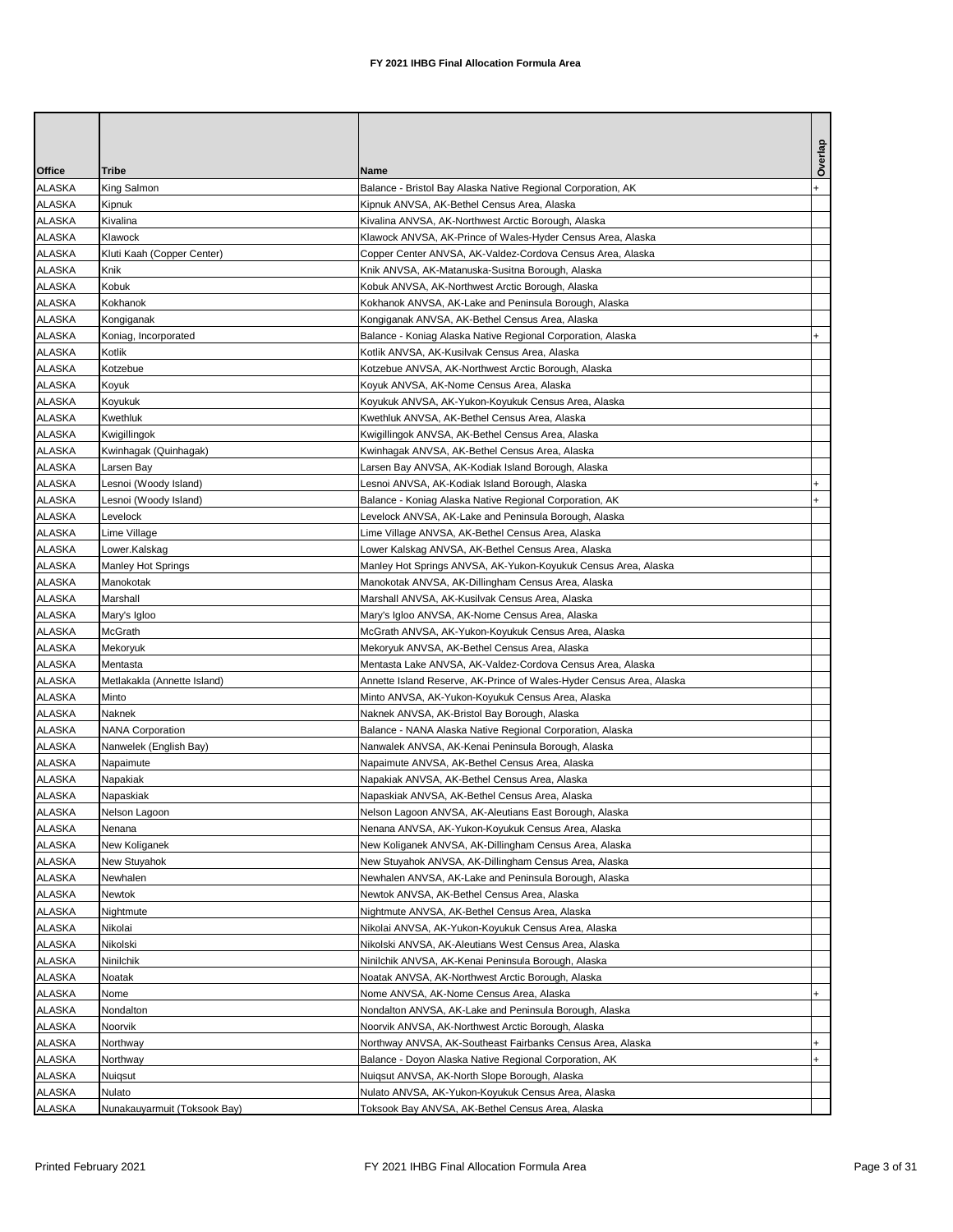**FY 2021 IHBG Final Allocation Formula Area**

| Office | Tribe | Name | Overlap |
|---|---|---|---|
| ALASKA | King Salmon | Balance - Bristol Bay Alaska Native Regional Corporation, AK | + |
| ALASKA | Kipnuk | Kipnuk ANVSA, AK-Bethel Census Area, Alaska | |
| ALASKA | Kivalina | Kivalina ANVSA, AK-Northwest Arctic Borough, Alaska | |
| ALASKA | Klawock | Klawock ANVSA, AK-Prince of Wales-Hyder Census Area, Alaska | |
| ALASKA | Kluti Kaah (Copper Center) | Copper Center ANVSA, AK-Valdez-Cordova Census Area, Alaska | |
| ALASKA | Knik | Knik ANVSA, AK-Matanuska-Susitna Borough, Alaska | |
| ALASKA | Kobuk | Kobuk ANVSA, AK-Northwest Arctic Borough, Alaska | |
| ALASKA | Kokhanok | Kokhanok ANVSA, AK-Lake and Peninsula Borough, Alaska | |
| ALASKA | Kongiganak | Kongiganak ANVSA, AK-Bethel Census Area, Alaska | |
| ALASKA | Koniag, Incorporated | Balance - Koniag Alaska Native Regional Corporation, Alaska | + |
| ALASKA | Kotlik | Kotlik ANVSA, AK-Kusilvak Census Area, Alaska | |
| ALASKA | Kotzebue | Kotzebue ANVSA, AK-Northwest Arctic Borough, Alaska | |
| ALASKA | Koyuk | Koyuk ANVSA, AK-Nome Census Area, Alaska | |
| ALASKA | Koyukuk | Koyukuk ANVSA, AK-Yukon-Koyukuk Census Area, Alaska | |
| ALASKA | Kwethluk | Kwethluk ANVSA, AK-Bethel Census Area, Alaska | |
| ALASKA | Kwigillingok | Kwigillingok ANVSA, AK-Bethel Census Area, Alaska | |
| ALASKA | Kwinhagak (Quinhagak) | Kwinhagak ANVSA, AK-Bethel Census Area, Alaska | |
| ALASKA | Larsen Bay | Larsen Bay ANVSA, AK-Kodiak Island Borough, Alaska | |
| ALASKA | Lesnoi (Woody Island) | Lesnoi ANVSA, AK-Kodiak Island Borough, Alaska | + |
| ALASKA | Lesnoi (Woody Island) | Balance - Koniag Alaska Native Regional Corporation, AK | + |
| ALASKA | Levelock | Levelock ANVSA, AK-Lake and Peninsula Borough, Alaska | |
| ALASKA | Lime Village | Lime Village ANVSA, AK-Bethel Census Area, Alaska | |
| ALASKA | Lower.Kalskag | Lower Kalskag ANVSA, AK-Bethel Census Area, Alaska | |
| ALASKA | Manley Hot Springs | Manley Hot Springs ANVSA, AK-Yukon-Koyukuk Census Area, Alaska | |
| ALASKA | Manokotak | Manokotak ANVSA, AK-Dillingham Census Area, Alaska | |
| ALASKA | Marshall | Marshall ANVSA, AK-Kusilvak Census Area, Alaska | |
| ALASKA | Mary's Igloo | Mary's Igloo ANVSA, AK-Nome Census Area, Alaska | |
| ALASKA | McGrath | McGrath ANVSA, AK-Yukon-Koyukuk Census Area, Alaska | |
| ALASKA | Mekoryuk | Mekoryuk ANVSA, AK-Bethel Census Area, Alaska | |
| ALASKA | Mentasta | Mentasta Lake ANVSA, AK-Valdez-Cordova Census Area, Alaska | |
| ALASKA | Metlakakla (Annette Island) | Annette Island Reserve, AK-Prince of Wales-Hyder Census Area, Alaska | |
| ALASKA | Minto | Minto ANVSA, AK-Yukon-Koyukuk Census Area, Alaska | |
| ALASKA | Naknek | Naknek ANVSA, AK-Bristol Bay Borough, Alaska | |
| ALASKA | NANA Corporation | Balance - NANA Alaska Native Regional Corporation, Alaska | |
| ALASKA | Nanwelek (English Bay) | Nanwalek ANVSA, AK-Kenai Peninsula Borough, Alaska | |
| ALASKA | Napaimute | Napaimute ANVSA, AK-Bethel Census Area, Alaska | |
| ALASKA | Napakiak | Napakiak ANVSA, AK-Bethel Census Area, Alaska | |
| ALASKA | Napaskiak | Napaskiak ANVSA, AK-Bethel Census Area, Alaska | |
| ALASKA | Nelson Lagoon | Nelson Lagoon ANVSA, AK-Aleutians East Borough, Alaska | |
| ALASKA | Nenana | Nenana ANVSA, AK-Yukon-Koyukuk Census Area, Alaska | |
| ALASKA | New Koliganek | New Koliganek ANVSA, AK-Dillingham Census Area, Alaska | |
| ALASKA | New Stuyahok | New Stuyahok ANVSA, AK-Dillingham Census Area, Alaska | |
| ALASKA | Newhalen | Newhalen ANVSA, AK-Lake and Peninsula Borough, Alaska | |
| ALASKA | Newtok | Newtok ANVSA, AK-Bethel Census Area, Alaska | |
| ALASKA | Nightmute | Nightmute ANVSA, AK-Bethel Census Area, Alaska | |
| ALASKA | Nikolai | Nikolai ANVSA, AK-Yukon-Koyukuk Census Area, Alaska | |
| ALASKA | Nikolski | Nikolski ANVSA, AK-Aleutians West Census Area, Alaska | |
| ALASKA | Ninilchik | Ninilchik ANVSA, AK-Kenai Peninsula Borough, Alaska | |
| ALASKA | Noatak | Noatak ANVSA, AK-Northwest Arctic Borough, Alaska | |
| ALASKA | Nome | Nome ANVSA, AK-Nome Census Area, Alaska | + |
| ALASKA | Nondalton | Nondalton ANVSA, AK-Lake and Peninsula Borough, Alaska | |
| ALASKA | Noorvik | Noorvik ANVSA, AK-Northwest Arctic Borough, Alaska | |
| ALASKA | Northway | Northway ANVSA, AK-Southeast Fairbanks Census Area, Alaska | + |
| ALASKA | Northway | Balance - Doyon Alaska Native Regional Corporation, AK | + |
| ALASKA | Nuiqsut | Nuiqsut ANVSA, AK-North Slope Borough, Alaska | |
| ALASKA | Nulato | Nulato ANVSA, AK-Yukon-Koyukuk Census Area, Alaska | |
| ALASKA | Nunakauyarmuit (Toksook Bay) | Toksook Bay ANVSA, AK-Bethel Census Area, Alaska | |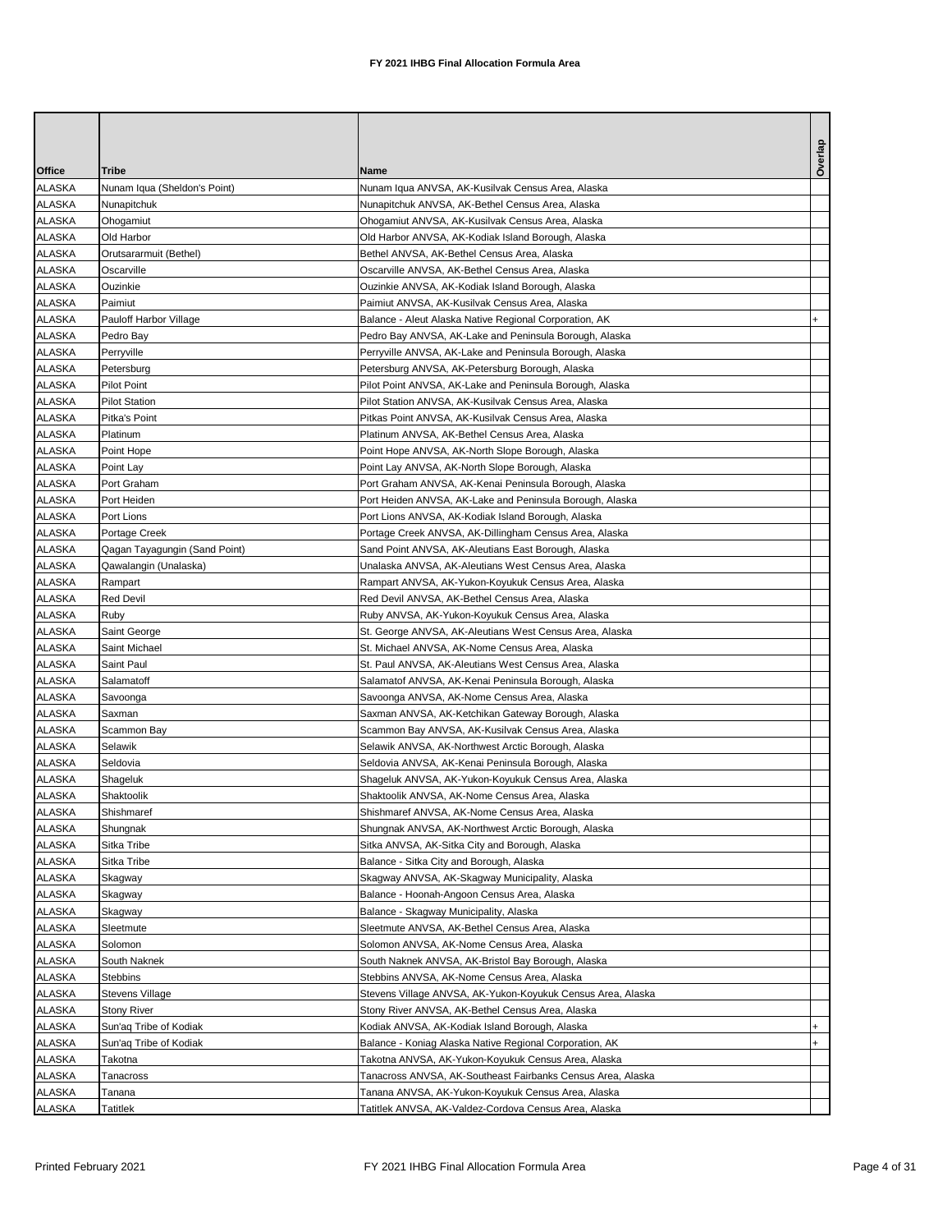# FY 2021 IHBG Final Allocation Formula Area

| Office | Tribe | Name | Overlap |
|---|---|---|---|
| ALASKA | Nunam Iqua (Sheldon's Point) | Nunam Iqua ANVSA, AK-Kusilvak Census Area, Alaska | |
| ALASKA | Nunapitchuk | Nunapitchuk ANVSA, AK-Bethel Census Area, Alaska | |
| ALASKA | Ohogamiut | Ohogamiut ANVSA, AK-Kusilvak Census Area, Alaska | |
| ALASKA | Old Harbor | Old Harbor ANVSA, AK-Kodiak Island Borough, Alaska | |
| ALASKA | Orutsararmuit (Bethel) | Bethel ANVSA, AK-Bethel Census Area, Alaska | |
| ALASKA | Oscarville | Oscarville ANVSA, AK-Bethel Census Area, Alaska | |
| ALASKA | Ouzinkie | Ouzinkie ANVSA, AK-Kodiak Island Borough, Alaska | |
| ALASKA | Paimiut | Paimiut ANVSA, AK-Kusilvak Census Area, Alaska | |
| ALASKA | Pauloff Harbor Village | Balance - Aleut Alaska Native Regional Corporation, AK | + |
| ALASKA | Pedro Bay | Pedro Bay ANVSA, AK-Lake and Peninsula Borough, Alaska | |
| ALASKA | Perryville | Perryville ANVSA, AK-Lake and Peninsula Borough, Alaska | |
| ALASKA | Petersburg | Petersburg ANVSA, AK-Petersburg Borough, Alaska | |
| ALASKA | Pilot Point | Pilot Point ANVSA, AK-Lake and Peninsula Borough, Alaska | |
| ALASKA | Pilot Station | Pilot Station ANVSA, AK-Kusilvak Census Area, Alaska | |
| ALASKA | Pitka's Point | Pitkas Point ANVSA, AK-Kusilvak Census Area, Alaska | |
| ALASKA | Platinum | Platinum ANVSA, AK-Bethel Census Area, Alaska | |
| ALASKA | Point Hope | Point Hope ANVSA, AK-North Slope Borough, Alaska | |
| ALASKA | Point Lay | Point Lay ANVSA, AK-North Slope Borough, Alaska | |
| ALASKA | Port Graham | Port Graham ANVSA, AK-Kenai Peninsula Borough, Alaska | |
| ALASKA | Port Heiden | Port Heiden ANVSA, AK-Lake and Peninsula Borough, Alaska | |
| ALASKA | Port Lions | Port Lions ANVSA, AK-Kodiak Island Borough, Alaska | |
| ALASKA | Portage Creek | Portage Creek ANVSA, AK-Dillingham Census Area, Alaska | |
| ALASKA | Qagan Tayagungin (Sand Point) | Sand Point ANVSA, AK-Aleutians East Borough, Alaska | |
| ALASKA | Qawalangin (Unalaska) | Unalaska ANVSA, AK-Aleutians West Census Area, Alaska | |
| ALASKA | Rampart | Rampart ANVSA, AK-Yukon-Koyukuk Census Area, Alaska | |
| ALASKA | Red Devil | Red Devil ANVSA, AK-Bethel Census Area, Alaska | |
| ALASKA | Ruby | Ruby ANVSA, AK-Yukon-Koyukuk Census Area, Alaska | |
| ALASKA | Saint George | St. George ANVSA, AK-Aleutians West Census Area, Alaska | |
| ALASKA | Saint Michael | St. Michael ANVSA, AK-Nome Census Area, Alaska | |
| ALASKA | Saint Paul | St. Paul ANVSA, AK-Aleutians West Census Area, Alaska | |
| ALASKA | Salamatoff | Salamatof ANVSA, AK-Kenai Peninsula Borough, Alaska | |
| ALASKA | Savoonga | Savoonga ANVSA, AK-Nome Census Area, Alaska | |
| ALASKA | Saxman | Saxman ANVSA, AK-Ketchikan Gateway Borough, Alaska | |
| ALASKA | Scammon Bay | Scammon Bay ANVSA, AK-Kusilvak Census Area, Alaska | |
| ALASKA | Selawik | Selawik ANVSA, AK-Northwest Arctic Borough, Alaska | |
| ALASKA | Seldovia | Seldovia ANVSA, AK-Kenai Peninsula Borough, Alaska | |
| ALASKA | Shageluk | Shageluk ANVSA, AK-Yukon-Koyukuk Census Area, Alaska | |
| ALASKA | Shaktoolik | Shaktoolik ANVSA, AK-Nome Census Area, Alaska | |
| ALASKA | Shishmaref | Shishmaref ANVSA, AK-Nome Census Area, Alaska | |
| ALASKA | Shungnak | Shungnak ANVSA, AK-Northwest Arctic Borough, Alaska | |
| ALASKA | Sitka Tribe | Sitka ANVSA, AK-Sitka City and Borough, Alaska | |
| ALASKA | Sitka Tribe | Balance - Sitka City and Borough, Alaska | |
| ALASKA | Skagway | Skagway ANVSA, AK-Skagway Municipality, Alaska | |
| ALASKA | Skagway | Balance - Hoonah-Angoon Census Area, Alaska | |
| ALASKA | Skagway | Balance - Skagway Municipality, Alaska | |
| ALASKA | Sleetmute | Sleetmute ANVSA, AK-Bethel Census Area, Alaska | |
| ALASKA | Solomon | Solomon ANVSA, AK-Nome Census Area, Alaska | |
| ALASKA | South Naknek | South Naknek ANVSA, AK-Bristol Bay Borough, Alaska | |
| ALASKA | Stebbins | Stebbins ANVSA, AK-Nome Census Area, Alaska | |
| ALASKA | Stevens Village | Stevens Village ANVSA, AK-Yukon-Koyukuk Census Area, Alaska | |
| ALASKA | Stony River | Stony River ANVSA, AK-Bethel Census Area, Alaska | |
| ALASKA | Sun'aq Tribe of Kodiak | Kodiak ANVSA, AK-Kodiak Island Borough, Alaska | + |
| ALASKA | Sun'aq Tribe of Kodiak | Balance - Koniag Alaska Native Regional Corporation, AK | + |
| ALASKA | Takotna | Takotna ANVSA, AK-Yukon-Koyukuk Census Area, Alaska | |
| ALASKA | Tanacross | Tanacross ANVSA, AK-Southeast Fairbanks Census Area, Alaska | |
| ALASKA | Tanana | Tanana ANVSA, AK-Yukon-Koyukuk Census Area, Alaska | |
| ALASKA | Tatitlek | Tatitlek ANVSA, AK-Valdez-Cordova Census Area, Alaska | |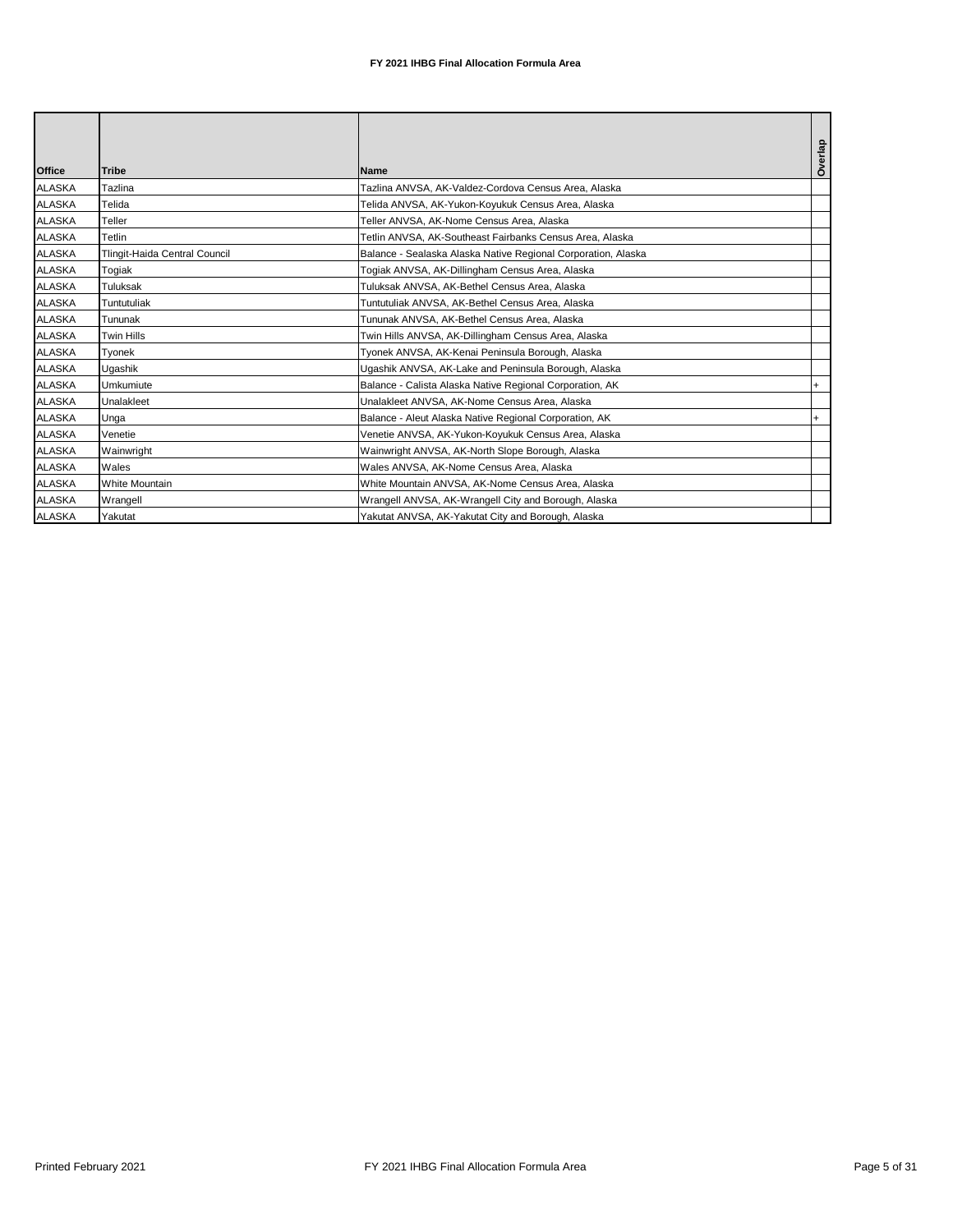# FY 2021 IHBG Final Allocation Formula Area

| Office | Tribe | Name | Overlap |
|---|---|---|---|
| ALASKA | Tazlina | Tazlina ANVSA, AK-Valdez-Cordova Census Area, Alaska | |
| ALASKA | Telida | Telida ANVSA, AK-Yukon-Koyukuk Census Area, Alaska | |
| ALASKA | Teller | Teller ANVSA, AK-Nome Census Area, Alaska | |
| ALASKA | Tetlin | Tetlin ANVSA, AK-Southeast Fairbanks Census Area, Alaska | |
| ALASKA | Tlingit-Haida Central Council | Balance - Sealaska Alaska Native Regional Corporation, Alaska | |
| ALASKA | Togiak | Togiak ANVSA, AK-Dillingham Census Area, Alaska | |
| ALASKA | Tuluksak | Tuluksak ANVSA, AK-Bethel Census Area, Alaska | |
| ALASKA | Tuntutuliak | Tuntutuliak ANVSA, AK-Bethel Census Area, Alaska | |
| ALASKA | Tununak | Tununak ANVSA, AK-Bethel Census Area, Alaska | |
| ALASKA | Twin Hills | Twin Hills ANVSA, AK-Dillingham Census Area, Alaska | |
| ALASKA | Tyonek | Tyonek ANVSA, AK-Kenai Peninsula Borough, Alaska | |
| ALASKA | Ugashik | Ugashik ANVSA, AK-Lake and Peninsula Borough, Alaska | |
| ALASKA | Umkumiute | Balance - Calista Alaska Native Regional Corporation, AK | + |
| ALASKA | Unalakleet | Unalakleet ANVSA, AK-Nome Census Area, Alaska | |
| ALASKA | Unga | Balance - Aleut Alaska Native Regional Corporation, AK | + |
| ALASKA | Venetie | Venetie ANVSA, AK-Yukon-Koyukuk Census Area, Alaska | |
| ALASKA | Wainwright | Wainwright ANVSA, AK-North Slope Borough, Alaska | |
| ALASKA | Wales | Wales ANVSA, AK-Nome Census Area, Alaska | |
| ALASKA | White Mountain | White Mountain ANVSA, AK-Nome Census Area, Alaska | |
| ALASKA | Wrangell | Wrangell ANVSA, AK-Wrangell City and Borough, Alaska | |
| ALASKA | Yakutat | Yakutat ANVSA, AK-Yakutat City and Borough, Alaska | |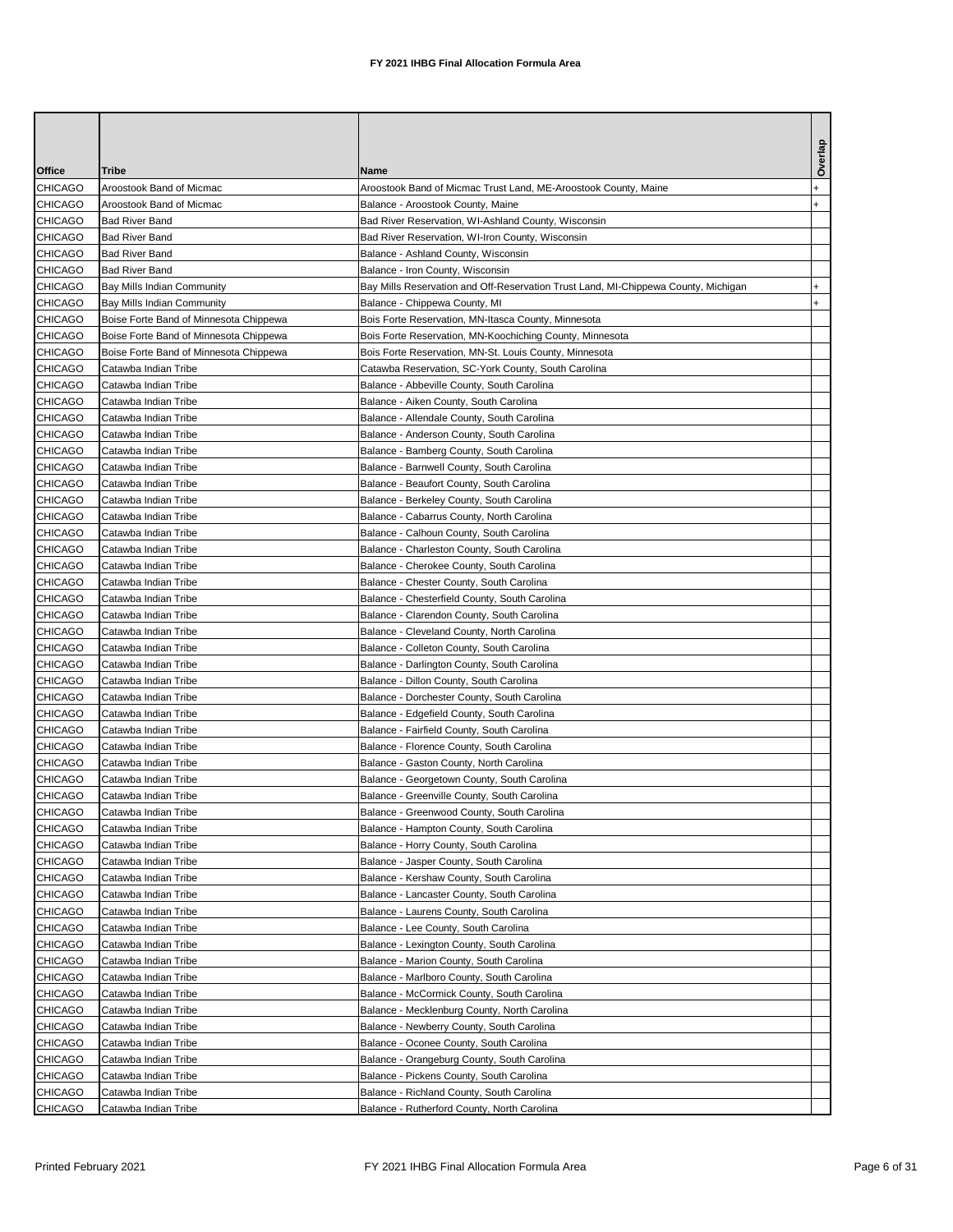#### FY 2021 IHBG Final Allocation Formula Area

| Office | Tribe | Name | Overlap |
|---|---|---|---|
| CHICAGO | Aroostook Band of Micmac | Aroostook Band of Micmac Trust Land, ME-Aroostook County, Maine | + |
| CHICAGO | Aroostook Band of Micmac | Balance - Aroostook County, Maine | + |
| CHICAGO | Bad River Band | Bad River Reservation, WI-Ashland County, Wisconsin | |
| CHICAGO | Bad River Band | Bad River Reservation, WI-Iron County, Wisconsin | |
| CHICAGO | Bad River Band | Balance - Ashland County, Wisconsin | |
| CHICAGO | Bad River Band | Balance - Iron County, Wisconsin | |
| CHICAGO | Bay Mills Indian Community | Bay Mills Reservation and Off-Reservation Trust Land, MI-Chippewa County, Michigan | + |
| CHICAGO | Bay Mills Indian Community | Balance - Chippewa County, MI | + |
| CHICAGO | Boise Forte Band of Minnesota Chippewa | Bois Forte Reservation, MN-Itasca County, Minnesota | |
| CHICAGO | Boise Forte Band of Minnesota Chippewa | Bois Forte Reservation, MN-Koochiching County, Minnesota | |
| CHICAGO | Boise Forte Band of Minnesota Chippewa | Bois Forte Reservation, MN-St. Louis County, Minnesota | |
| CHICAGO | Catawba Indian Tribe | Catawba Reservation, SC-York County, South Carolina | |
| CHICAGO | Catawba Indian Tribe | Balance - Abbeville County, South Carolina | |
| CHICAGO | Catawba Indian Tribe | Balance - Aiken County, South Carolina | |
| CHICAGO | Catawba Indian Tribe | Balance - Allendale County, South Carolina | |
| CHICAGO | Catawba Indian Tribe | Balance - Anderson County, South Carolina | |
| CHICAGO | Catawba Indian Tribe | Balance - Bamberg County, South Carolina | |
| CHICAGO | Catawba Indian Tribe | Balance - Barnwell County, South Carolina | |
| CHICAGO | Catawba Indian Tribe | Balance - Beaufort County, South Carolina | |
| CHICAGO | Catawba Indian Tribe | Balance - Berkeley County, South Carolina | |
| CHICAGO | Catawba Indian Tribe | Balance - Cabarrus County, North Carolina | |
| CHICAGO | Catawba Indian Tribe | Balance - Calhoun County, South Carolina | |
| CHICAGO | Catawba Indian Tribe | Balance - Charleston County, South Carolina | |
| CHICAGO | Catawba Indian Tribe | Balance - Cherokee County, South Carolina | |
| CHICAGO | Catawba Indian Tribe | Balance - Chester County, South Carolina | |
| CHICAGO | Catawba Indian Tribe | Balance - Chesterfield County, South Carolina | |
| CHICAGO | Catawba Indian Tribe | Balance - Clarendon County, South Carolina | |
| CHICAGO | Catawba Indian Tribe | Balance - Cleveland County, North Carolina | |
| CHICAGO | Catawba Indian Tribe | Balance - Colleton County, South Carolina | |
| CHICAGO | Catawba Indian Tribe | Balance - Darlington County, South Carolina | |
| CHICAGO | Catawba Indian Tribe | Balance - Dillon County, South Carolina | |
| CHICAGO | Catawba Indian Tribe | Balance - Dorchester County, South Carolina | |
| CHICAGO | Catawba Indian Tribe | Balance - Edgefield County, South Carolina | |
| CHICAGO | Catawba Indian Tribe | Balance - Fairfield County, South Carolina | |
| CHICAGO | Catawba Indian Tribe | Balance - Florence County, South Carolina | |
| CHICAGO | Catawba Indian Tribe | Balance - Gaston County, North Carolina | |
| CHICAGO | Catawba Indian Tribe | Balance - Georgetown County, South Carolina | |
| CHICAGO | Catawba Indian Tribe | Balance - Greenville County, South Carolina | |
| CHICAGO | Catawba Indian Tribe | Balance - Greenwood County, South Carolina | |
| CHICAGO | Catawba Indian Tribe | Balance - Hampton County, South Carolina | |
| CHICAGO | Catawba Indian Tribe | Balance - Horry County, South Carolina | |
| CHICAGO | Catawba Indian Tribe | Balance - Jasper County, South Carolina | |
| CHICAGO | Catawba Indian Tribe | Balance - Kershaw County, South Carolina | |
| CHICAGO | Catawba Indian Tribe | Balance - Lancaster County, South Carolina | |
| CHICAGO | Catawba Indian Tribe | Balance - Laurens County, South Carolina | |
| CHICAGO | Catawba Indian Tribe | Balance - Lee County, South Carolina | |
| CHICAGO | Catawba Indian Tribe | Balance - Lexington County, South Carolina | |
| CHICAGO | Catawba Indian Tribe | Balance - Marion County, South Carolina | |
| CHICAGO | Catawba Indian Tribe | Balance - Marlboro County, South Carolina | |
| CHICAGO | Catawba Indian Tribe | Balance - McCormick County, South Carolina | |
| CHICAGO | Catawba Indian Tribe | Balance - Mecklenburg County, North Carolina | |
| CHICAGO | Catawba Indian Tribe | Balance - Newberry County, South Carolina | |
| CHICAGO | Catawba Indian Tribe | Balance - Oconee County, South Carolina | |
| CHICAGO | Catawba Indian Tribe | Balance - Orangeburg County, South Carolina | |
| CHICAGO | Catawba Indian Tribe | Balance - Pickens County, South Carolina | |
| CHICAGO | Catawba Indian Tribe | Balance - Richland County, South Carolina | |
| CHICAGO | Catawba Indian Tribe | Balance - Rutherford County, North Carolina | |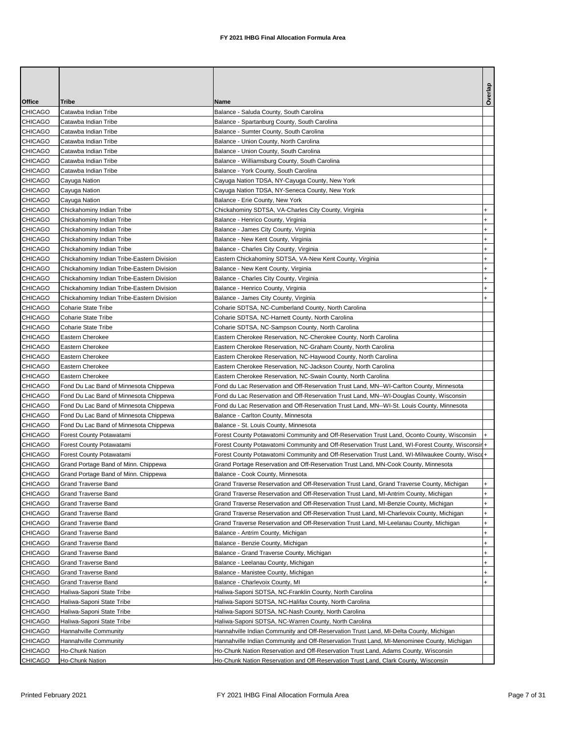# FY 2021 IHBG Final Allocation Formula Area

| Office | Tribe | Name | Overlap |
|---|---|---|---|
| CHICAGO | Catawba Indian Tribe | Balance - Saluda County, South Carolina | |
| CHICAGO | Catawba Indian Tribe | Balance - Spartanburg County, South Carolina | |
| CHICAGO | Catawba Indian Tribe | Balance - Sumter County, South Carolina | |
| CHICAGO | Catawba Indian Tribe | Balance - Union County, North Carolina | |
| CHICAGO | Catawba Indian Tribe | Balance - Union County, South Carolina | |
| CHICAGO | Catawba Indian Tribe | Balance - Williamsburg County, South Carolina | |
| CHICAGO | Catawba Indian Tribe | Balance - York County, South Carolina | |
| CHICAGO | Cayuga Nation | Cayuga Nation TDSA, NY-Cayuga County, New York | |
| CHICAGO | Cayuga Nation | Cayuga Nation TDSA, NY-Seneca County, New York | |
| CHICAGO | Cayuga Nation | Balance - Erie County, New York | |
| CHICAGO | Chickahominy Indian Tribe | Chickahominy SDTSA, VA-Charles City County, Virginia | + |
| CHICAGO | Chickahominy Indian Tribe | Balance - Henrico County, Virginia | + |
| CHICAGO | Chickahominy Indian Tribe | Balance - James City County, Virginia | + |
| CHICAGO | Chickahominy Indian Tribe | Balance - New Kent County, Virginia | + |
| CHICAGO | Chickahominy Indian Tribe | Balance - Charles City County, Virginia | + |
| CHICAGO | Chickahominy Indian Tribe-Eastern Division | Eastern Chickahominy SDTSA, VA-New Kent County, Virginia | + |
| CHICAGO | Chickahominy Indian Tribe-Eastern Division | Balance - New Kent County, Virginia | + |
| CHICAGO | Chickahominy Indian Tribe-Eastern Division | Balance - Charles City County, Virginia | + |
| CHICAGO | Chickahominy Indian Tribe-Eastern Division | Balance - Henrico County, Virginia | + |
| CHICAGO | Chickahominy Indian Tribe-Eastern Division | Balance - James City County, Virginia | + |
| CHICAGO | Coharie State Tribe | Coharie SDTSA, NC-Cumberland County, North Carolina | |
| CHICAGO | Coharie State Tribe | Coharie SDTSA, NC-Harnett County, North Carolina | |
| CHICAGO | Coharie State Tribe | Coharie SDTSA, NC-Sampson County, North Carolina | |
| CHICAGO | Eastern Cherokee | Eastern Cherokee Reservation, NC-Cherokee County, North Carolina | |
| CHICAGO | Eastern Cherokee | Eastern Cherokee Reservation, NC-Graham County, North Carolina | |
| CHICAGO | Eastern Cherokee | Eastern Cherokee Reservation, NC-Haywood County, North Carolina | |
| CHICAGO | Eastern Cherokee | Eastern Cherokee Reservation, NC-Jackson County, North Carolina | |
| CHICAGO | Eastern Cherokee | Eastern Cherokee Reservation, NC-Swain County, North Carolina | |
| CHICAGO | Fond Du Lac Band of Minnesota Chippewa | Fond du Lac Reservation and Off-Reservation Trust Land, MN--WI-Carlton County, Minnesota | |
| CHICAGO | Fond Du Lac Band of Minnesota Chippewa | Fond du Lac Reservation and Off-Reservation Trust Land, MN--WI-Douglas County, Wisconsin | |
| CHICAGO | Fond Du Lac Band of Minnesota Chippewa | Fond du Lac Reservation and Off-Reservation Trust Land, MN--WI-St. Louis County, Minnesota | |
| CHICAGO | Fond Du Lac Band of Minnesota Chippewa | Balance - Carlton County, Minnesota | |
| CHICAGO | Fond Du Lac Band of Minnesota Chippewa | Balance - St. Louis County, Minnesota | |
| CHICAGO | Forest County Potawatami | Forest County Potawatomi Community and Off-Reservation Trust Land, Oconto County, Wisconsin | + |
| CHICAGO | Forest County Potawatami | Forest County Potawatomi Community and Off-Reservation Trust Land, WI-Forest County, Wisconsin | + |
| CHICAGO | Forest County Potawatami | Forest County Potawatomi Community and Off-Reservation Trust Land, WI-Milwaukee County, Wisco | + |
| CHICAGO | Grand Portage Band of Minn. Chippewa | Grand Portage Reservation and Off-Reservation Trust Land, MN-Cook County, Minnesota | |
| CHICAGO | Grand Portage Band of Minn. Chippewa | Balance - Cook County, Minnesota | |
| CHICAGO | Grand Traverse Band | Grand Traverse Reservation and Off-Reservation Trust Land, Grand Traverse County, Michigan | + |
| CHICAGO | Grand Traverse Band | Grand Traverse Reservation and Off-Reservation Trust Land, MI-Antrim County, Michigan | + |
| CHICAGO | Grand Traverse Band | Grand Traverse Reservation and Off-Reservation Trust Land, MI-Benzie County, Michigan | + |
| CHICAGO | Grand Traverse Band | Grand Traverse Reservation and Off-Reservation Trust Land, MI-Charlevoix County, Michigan | + |
| CHICAGO | Grand Traverse Band | Grand Traverse Reservation and Off-Reservation Trust Land, MI-Leelanau County, Michigan | + |
| CHICAGO | Grand Traverse Band | Balance - Antrim County, Michigan | + |
| CHICAGO | Grand Traverse Band | Balance - Benzie County, Michigan | + |
| CHICAGO | Grand Traverse Band | Balance - Grand Traverse County, Michigan | + |
| CHICAGO | Grand Traverse Band | Balance - Leelanau County, Michigan | + |
| CHICAGO | Grand Traverse Band | Balance - Manistee County, Michigan | + |
| CHICAGO | Grand Traverse Band | Balance - Charlevoix County, MI | + |
| CHICAGO | Haliwa-Saponi State Tribe | Haliwa-Saponi SDTSA, NC-Franklin County, North Carolina | |
| CHICAGO | Haliwa-Saponi State Tribe | Haliwa-Saponi SDTSA, NC-Halifax County, North Carolina | |
| CHICAGO | Haliwa-Saponi State Tribe | Haliwa-Saponi SDTSA, NC-Nash County, North Carolina | |
| CHICAGO | Haliwa-Saponi State Tribe | Haliwa-Saponi SDTSA, NC-Warren County, North Carolina | |
| CHICAGO | Hannahville Community | Hannahville Indian Community and Off-Reservation Trust Land, MI-Delta County, Michigan | |
| CHICAGO | Hannahville Community | Hannahville Indian Community and Off-Reservation Trust Land, MI-Menominee County, Michigan | |
| CHICAGO | Ho-Chunk Nation | Ho-Chunk Nation Reservation and Off-Reservation Trust Land, Adams County, Wisconsin | |
| CHICAGO | Ho-Chunk Nation | Ho-Chunk Nation Reservation and Off-Reservation Trust Land, Clark County, Wisconsin | |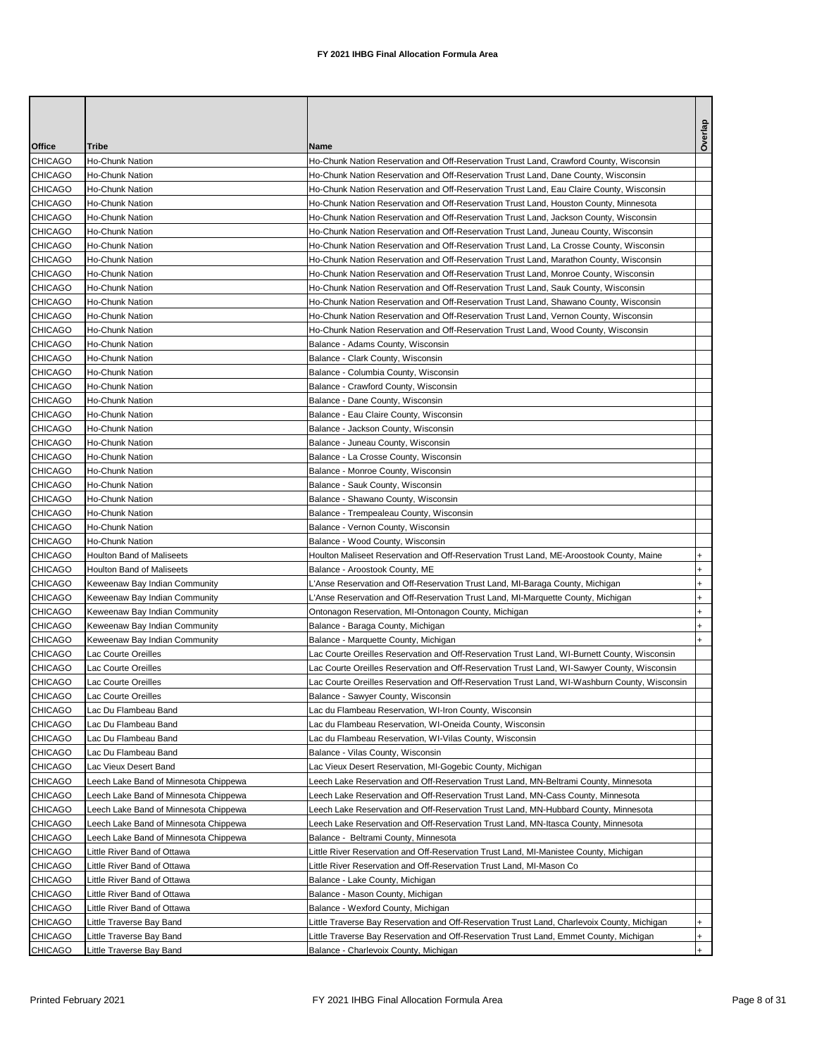# FY 2021 IHBG Final Allocation Formula Area

| Office | Tribe | Name | Overlap |
|---|---|---|---|
| CHICAGO | Ho-Chunk Nation | Ho-Chunk Nation Reservation and Off-Reservation Trust Land, Crawford County, Wisconsin | |
| CHICAGO | Ho-Chunk Nation | Ho-Chunk Nation Reservation and Off-Reservation Trust Land, Dane County, Wisconsin | |
| CHICAGO | Ho-Chunk Nation | Ho-Chunk Nation Reservation and Off-Reservation Trust Land, Eau Claire County, Wisconsin | |
| CHICAGO | Ho-Chunk Nation | Ho-Chunk Nation Reservation and Off-Reservation Trust Land, Houston County, Minnesota | |
| CHICAGO | Ho-Chunk Nation | Ho-Chunk Nation Reservation and Off-Reservation Trust Land, Jackson County, Wisconsin | |
| CHICAGO | Ho-Chunk Nation | Ho-Chunk Nation Reservation and Off-Reservation Trust Land, Juneau County, Wisconsin | |
| CHICAGO | Ho-Chunk Nation | Ho-Chunk Nation Reservation and Off-Reservation Trust Land, La Crosse County, Wisconsin | |
| CHICAGO | Ho-Chunk Nation | Ho-Chunk Nation Reservation and Off-Reservation Trust Land, Marathon County, Wisconsin | |
| CHICAGO | Ho-Chunk Nation | Ho-Chunk Nation Reservation and Off-Reservation Trust Land, Monroe County, Wisconsin | |
| CHICAGO | Ho-Chunk Nation | Ho-Chunk Nation Reservation and Off-Reservation Trust Land, Sauk County, Wisconsin | |
| CHICAGO | Ho-Chunk Nation | Ho-Chunk Nation Reservation and Off-Reservation Trust Land, Shawano County, Wisconsin | |
| CHICAGO | Ho-Chunk Nation | Ho-Chunk Nation Reservation and Off-Reservation Trust Land, Vernon County, Wisconsin | |
| CHICAGO | Ho-Chunk Nation | Ho-Chunk Nation Reservation and Off-Reservation Trust Land, Wood County, Wisconsin | |
| CHICAGO | Ho-Chunk Nation | Balance - Adams County, Wisconsin | |
| CHICAGO | Ho-Chunk Nation | Balance - Clark County, Wisconsin | |
| CHICAGO | Ho-Chunk Nation | Balance - Columbia County, Wisconsin | |
| CHICAGO | Ho-Chunk Nation | Balance - Crawford County, Wisconsin | |
| CHICAGO | Ho-Chunk Nation | Balance - Dane County, Wisconsin | |
| CHICAGO | Ho-Chunk Nation | Balance - Eau Claire County, Wisconsin | |
| CHICAGO | Ho-Chunk Nation | Balance - Jackson County, Wisconsin | |
| CHICAGO | Ho-Chunk Nation | Balance - Juneau County, Wisconsin | |
| CHICAGO | Ho-Chunk Nation | Balance - La Crosse County, Wisconsin | |
| CHICAGO | Ho-Chunk Nation | Balance - Monroe County, Wisconsin | |
| CHICAGO | Ho-Chunk Nation | Balance - Sauk County, Wisconsin | |
| CHICAGO | Ho-Chunk Nation | Balance - Shawano County, Wisconsin | |
| CHICAGO | Ho-Chunk Nation | Balance - Trempealeau County, Wisconsin | |
| CHICAGO | Ho-Chunk Nation | Balance - Vernon County, Wisconsin | |
| CHICAGO | Ho-Chunk Nation | Balance - Wood County, Wisconsin | |
| CHICAGO | Houlton Band of Maliseets | Houlton Maliseet Reservation and Off-Reservation Trust Land, ME-Aroostook County, Maine | + |
| CHICAGO | Houlton Band of Maliseets | Balance - Aroostook County, ME | + |
| CHICAGO | Keweenaw Bay Indian Community | L'Anse Reservation and Off-Reservation Trust Land, MI-Baraga County, Michigan | + |
| CHICAGO | Keweenaw Bay Indian Community | L'Anse Reservation and Off-Reservation Trust Land, MI-Marquette County, Michigan | + |
| CHICAGO | Keweenaw Bay Indian Community | Ontonagon Reservation, MI-Ontonagon County, Michigan | + |
| CHICAGO | Keweenaw Bay Indian Community | Balance - Baraga County, Michigan | + |
| CHICAGO | Keweenaw Bay Indian Community | Balance - Marquette County, Michigan | + |
| CHICAGO | Lac Courte Oreilles | Lac Courte Oreilles Reservation and Off-Reservation Trust Land, WI-Burnett County, Wisconsin | |
| CHICAGO | Lac Courte Oreilles | Lac Courte Oreilles Reservation and Off-Reservation Trust Land, WI-Sawyer County, Wisconsin | |
| CHICAGO | Lac Courte Oreilles | Lac Courte Oreilles Reservation and Off-Reservation Trust Land, WI-Washburn County, Wisconsin | |
| CHICAGO | Lac Courte Oreilles | Balance - Sawyer County, Wisconsin | |
| CHICAGO | Lac Du Flambeau Band | Lac du Flambeau Reservation, WI-Iron County, Wisconsin | |
| CHICAGO | Lac Du Flambeau Band | Lac du Flambeau Reservation, WI-Oneida County, Wisconsin | |
| CHICAGO | Lac Du Flambeau Band | Lac du Flambeau Reservation, WI-Vilas County, Wisconsin | |
| CHICAGO | Lac Du Flambeau Band | Balance - Vilas County, Wisconsin | |
| CHICAGO | Lac Vieux Desert Band | Lac Vieux Desert Reservation, MI-Gogebic County, Michigan | |
| CHICAGO | Leech Lake Band of Minnesota Chippewa | Leech Lake Reservation and Off-Reservation Trust Land, MN-Beltrami County, Minnesota | |
| CHICAGO | Leech Lake Band of Minnesota Chippewa | Leech Lake Reservation and Off-Reservation Trust Land, MN-Cass County, Minnesota | |
| CHICAGO | Leech Lake Band of Minnesota Chippewa | Leech Lake Reservation and Off-Reservation Trust Land, MN-Hubbard County, Minnesota | |
| CHICAGO | Leech Lake Band of Minnesota Chippewa | Leech Lake Reservation and Off-Reservation Trust Land, MN-Itasca County, Minnesota | |
| CHICAGO | Leech Lake Band of Minnesota Chippewa | Balance - Beltrami County, Minnesota | |
| CHICAGO | Little River Band of Ottawa | Little River Reservation and Off-Reservation Trust Land, MI-Manistee County, Michigan | |
| CHICAGO | Little River Band of Ottawa | Little River Reservation and Off-Reservation Trust Land, MI-Mason Co | |
| CHICAGO | Little River Band of Ottawa | Balance - Lake County, Michigan | |
| CHICAGO | Little River Band of Ottawa | Balance - Mason County, Michigan | |
| CHICAGO | Little River Band of Ottawa | Balance - Wexford County, Michigan | |
| CHICAGO | Little Traverse Bay Band | Little Traverse Bay Reservation and Off-Reservation Trust Land, Charlevoix County, Michigan | + |
| CHICAGO | Little Traverse Bay Band | Little Traverse Bay Reservation and Off-Reservation Trust Land, Emmet County, Michigan | + |
| CHICAGO | Little Traverse Bay Band | Balance - Charlevoix County, Michigan | + |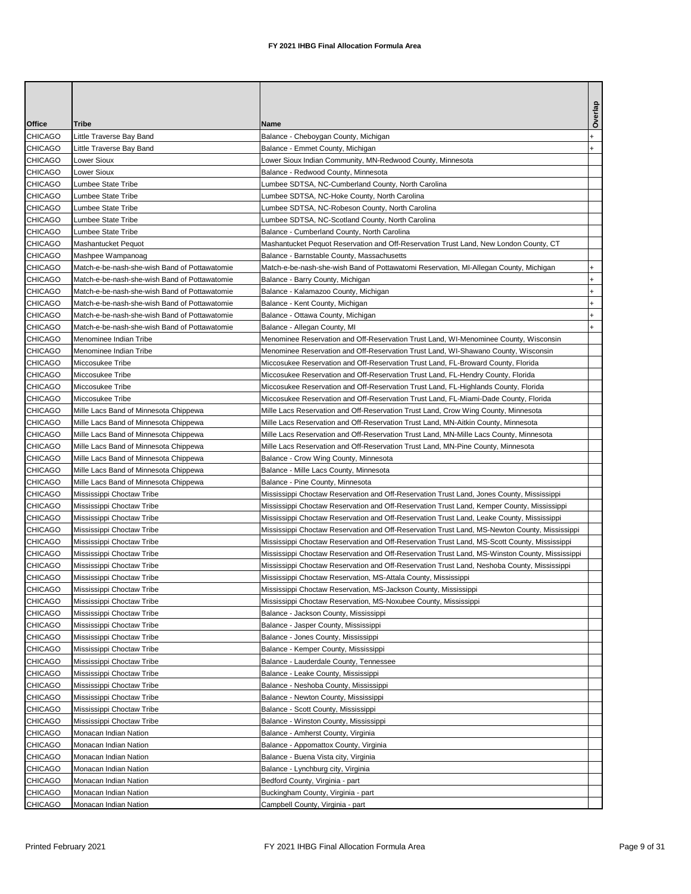# FY 2021 IHBG Final Allocation Formula Area

| Office | Tribe | Name | Overlap |
|---|---|---|---|
| CHICAGO | Little Traverse Bay Band | Balance - Cheboygan County, Michigan | + |
| CHICAGO | Little Traverse Bay Band | Balance - Emmet County, Michigan | + |
| CHICAGO | Lower Sioux | Lower Sioux Indian Community, MN-Redwood County, Minnesota | |
| CHICAGO | Lower Sioux | Balance - Redwood County, Minnesota | |
| CHICAGO | Lumbee State Tribe | Lumbee SDTSA, NC-Cumberland County, North Carolina | |
| CHICAGO | Lumbee State Tribe | Lumbee SDTSA, NC-Hoke County, North Carolina | |
| CHICAGO | Lumbee State Tribe | Lumbee SDTSA, NC-Robeson County, North Carolina | |
| CHICAGO | Lumbee State Tribe | Lumbee SDTSA, NC-Scotland County, North Carolina | |
| CHICAGO | Lumbee State Tribe | Balance - Cumberland County, North Carolina | |
| CHICAGO | Mashantucket Pequot | Mashantucket Pequot Reservation and Off-Reservation Trust Land, New London County, CT | |
| CHICAGO | Mashpee Wampanoag | Balance - Barnstable County, Massachusetts | |
| CHICAGO | Match-e-be-nash-she-wish Band of Pottawatomie | Match-e-be-nash-she-wish Band of Pottawatomi Reservation, MI-Allegan County, Michigan | + |
| CHICAGO | Match-e-be-nash-she-wish Band of Pottawatomie | Balance - Barry County, Michigan | + |
| CHICAGO | Match-e-be-nash-she-wish Band of Pottawatomie | Balance - Kalamazoo County, Michigan | + |
| CHICAGO | Match-e-be-nash-she-wish Band of Pottawatomie | Balance - Kent County, Michigan | + |
| CHICAGO | Match-e-be-nash-she-wish Band of Pottawatomie | Balance - Ottawa County, Michigan | + |
| CHICAGO | Match-e-be-nash-she-wish Band of Pottawatomie | Balance - Allegan County, MI | + |
| CHICAGO | Menominee Indian Tribe | Menominee Reservation and Off-Reservation Trust Land, WI-Menominee County, Wisconsin | |
| CHICAGO | Menominee Indian Tribe | Menominee Reservation and Off-Reservation Trust Land, WI-Shawano County, Wisconsin | |
| CHICAGO | Miccosukee Tribe | Miccosukee Reservation and Off-Reservation Trust Land, FL-Broward County, Florida | |
| CHICAGO | Miccosukee Tribe | Miccosukee Reservation and Off-Reservation Trust Land, FL-Hendry County, Florida | |
| CHICAGO | Miccosukee Tribe | Miccosukee Reservation and Off-Reservation Trust Land, FL-Highlands County, Florida | |
| CHICAGO | Miccosukee Tribe | Miccosukee Reservation and Off-Reservation Trust Land, FL-Miami-Dade County, Florida | |
| CHICAGO | Mille Lacs Band of Minnesota Chippewa | Mille Lacs Reservation and Off-Reservation Trust Land, Crow Wing County, Minnesota | |
| CHICAGO | Mille Lacs Band of Minnesota Chippewa | Mille Lacs Reservation and Off-Reservation Trust Land, MN-Aitkin County, Minnesota | |
| CHICAGO | Mille Lacs Band of Minnesota Chippewa | Mille Lacs Reservation and Off-Reservation Trust Land, MN-Mille Lacs County, Minnesota | |
| CHICAGO | Mille Lacs Band of Minnesota Chippewa | Mille Lacs Reservation and Off-Reservation Trust Land, MN-Pine County, Minnesota | |
| CHICAGO | Mille Lacs Band of Minnesota Chippewa | Balance - Crow Wing County, Minnesota | |
| CHICAGO | Mille Lacs Band of Minnesota Chippewa | Balance - Mille Lacs County, Minnesota | |
| CHICAGO | Mille Lacs Band of Minnesota Chippewa | Balance - Pine County, Minnesota | |
| CHICAGO | Mississippi Choctaw Tribe | Mississippi Choctaw Reservation and Off-Reservation Trust Land, Jones County, Mississippi | |
| CHICAGO | Mississippi Choctaw Tribe | Mississippi Choctaw Reservation and Off-Reservation Trust Land, Kemper County, Mississippi | |
| CHICAGO | Mississippi Choctaw Tribe | Mississippi Choctaw Reservation and Off-Reservation Trust Land, Leake County, Mississippi | |
| CHICAGO | Mississippi Choctaw Tribe | Mississippi Choctaw Reservation and Off-Reservation Trust Land, MS-Newton County, Mississippi | |
| CHICAGO | Mississippi Choctaw Tribe | Mississippi Choctaw Reservation and Off-Reservation Trust Land, MS-Scott County, Mississippi | |
| CHICAGO | Mississippi Choctaw Tribe | Mississippi Choctaw Reservation and Off-Reservation Trust Land, MS-Winston County, Mississippi | |
| CHICAGO | Mississippi Choctaw Tribe | Mississippi Choctaw Reservation and Off-Reservation Trust Land, Neshoba County, Mississippi | |
| CHICAGO | Mississippi Choctaw Tribe | Mississippi Choctaw Reservation, MS-Attala County, Mississippi | |
| CHICAGO | Mississippi Choctaw Tribe | Mississippi Choctaw Reservation, MS-Jackson County, Mississippi | |
| CHICAGO | Mississippi Choctaw Tribe | Mississippi Choctaw Reservation, MS-Noxubee County, Mississippi | |
| CHICAGO | Mississippi Choctaw Tribe | Balance - Jackson County, Mississippi | |
| CHICAGO | Mississippi Choctaw Tribe | Balance - Jasper County, Mississippi | |
| CHICAGO | Mississippi Choctaw Tribe | Balance - Jones County, Mississippi | |
| CHICAGO | Mississippi Choctaw Tribe | Balance - Kemper County, Mississippi | |
| CHICAGO | Mississippi Choctaw Tribe | Balance - Lauderdale County, Tennessee | |
| CHICAGO | Mississippi Choctaw Tribe | Balance - Leake County, Mississippi | |
| CHICAGO | Mississippi Choctaw Tribe | Balance - Neshoba County, Mississippi | |
| CHICAGO | Mississippi Choctaw Tribe | Balance - Newton County, Mississippi | |
| CHICAGO | Mississippi Choctaw Tribe | Balance - Scott County, Mississippi | |
| CHICAGO | Mississippi Choctaw Tribe | Balance - Winston County, Mississippi | |
| CHICAGO | Monacan Indian Nation | Balance - Amherst County, Virginia | |
| CHICAGO | Monacan Indian Nation | Balance - Appomattox County, Virginia | |
| CHICAGO | Monacan Indian Nation | Balance - Buena Vista city, Virginia | |
| CHICAGO | Monacan Indian Nation | Balance - Lynchburg city, Virginia | |
| CHICAGO | Monacan Indian Nation | Bedford County, Virginia - part | |
| CHICAGO | Monacan Indian Nation | Buckingham County, Virginia - part | |
| CHICAGO | Monacan Indian Nation | Campbell County, Virginia - part | |

Printed February 2021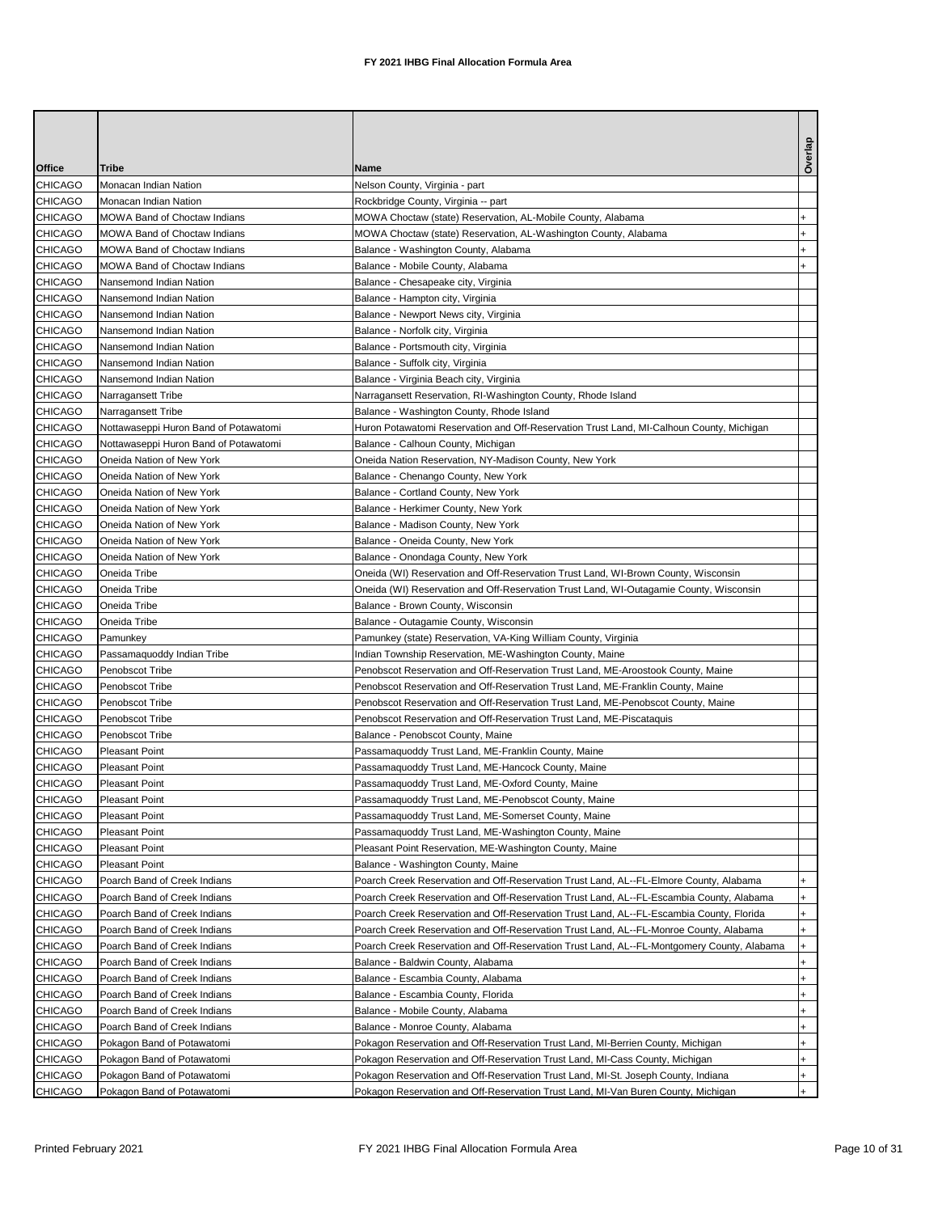# FY 2021 IHBG Final Allocation Formula Area

| Office | Tribe | Name | Overlap |
|---|---|---|---|
| CHICAGO | Monacan Indian Nation | Nelson County, Virginia - part | |
| CHICAGO | Monacan Indian Nation | Rockbridge County, Virginia -- part | |
| CHICAGO | MOWA Band of Choctaw Indians | MOWA Choctaw (state) Reservation, AL-Mobile County, Alabama | + |
| CHICAGO | MOWA Band of Choctaw Indians | MOWA Choctaw (state) Reservation, AL-Washington County, Alabama | + |
| CHICAGO | MOWA Band of Choctaw Indians | Balance - Washington County, Alabama | + |
| CHICAGO | MOWA Band of Choctaw Indians | Balance - Mobile County, Alabama | + |
| CHICAGO | Nansemond Indian Nation | Balance - Chesapeake city, Virginia | |
| CHICAGO | Nansemond Indian Nation | Balance - Hampton city, Virginia | |
| CHICAGO | Nansemond Indian Nation | Balance - Newport News city, Virginia | |
| CHICAGO | Nansemond Indian Nation | Balance - Norfolk city, Virginia | |
| CHICAGO | Nansemond Indian Nation | Balance - Portsmouth city, Virginia | |
| CHICAGO | Nansemond Indian Nation | Balance - Suffolk city, Virginia | |
| CHICAGO | Nansemond Indian Nation | Balance - Virginia Beach city, Virginia | |
| CHICAGO | Narragansett Tribe | Narragansett Reservation, RI-Washington County, Rhode Island | |
| CHICAGO | Narragansett Tribe | Balance - Washington County, Rhode Island | |
| CHICAGO | Nottawaseppi Huron Band of Potawatomi | Huron Potawatomi Reservation and Off-Reservation Trust Land, MI-Calhoun County, Michigan | |
| CHICAGO | Nottawaseppi Huron Band of Potawatomi | Balance - Calhoun County, Michigan | |
| CHICAGO | Oneida Nation of New York | Oneida Nation Reservation, NY-Madison County, New York | |
| CHICAGO | Oneida Nation of New York | Balance - Chenango County, New York | |
| CHICAGO | Oneida Nation of New York | Balance - Cortland County, New York | |
| CHICAGO | Oneida Nation of New York | Balance - Herkimer County, New York | |
| CHICAGO | Oneida Nation of New York | Balance - Madison County, New York | |
| CHICAGO | Oneida Nation of New York | Balance - Oneida County, New York | |
| CHICAGO | Oneida Nation of New York | Balance - Onondaga County, New York | |
| CHICAGO | Oneida Tribe | Oneida (WI) Reservation and Off-Reservation Trust Land, WI-Brown County, Wisconsin | |
| CHICAGO | Oneida Tribe | Oneida (WI) Reservation and Off-Reservation Trust Land, WI-Outagamie County, Wisconsin | |
| CHICAGO | Oneida Tribe | Balance - Brown County, Wisconsin | |
| CHICAGO | Oneida Tribe | Balance - Outagamie County, Wisconsin | |
| CHICAGO | Pamunkey | Pamunkey (state) Reservation, VA-King William County, Virginia | |
| CHICAGO | Passamaquoddy Indian Tribe | Indian Township Reservation, ME-Washington County, Maine | |
| CHICAGO | Penobscot Tribe | Penobscot Reservation and Off-Reservation Trust Land, ME-Aroostook County, Maine | |
| CHICAGO | Penobscot Tribe | Penobscot Reservation and Off-Reservation Trust Land, ME-Franklin County, Maine | |
| CHICAGO | Penobscot Tribe | Penobscot Reservation and Off-Reservation Trust Land, ME-Penobscot County, Maine | |
| CHICAGO | Penobscot Tribe | Penobscot Reservation and Off-Reservation Trust Land, ME-Piscataquis | |
| CHICAGO | Penobscot Tribe | Balance - Penobscot County, Maine | |
| CHICAGO | Pleasant Point | Passamaquoddy Trust Land, ME-Franklin County, Maine | |
| CHICAGO | Pleasant Point | Passamaquoddy Trust Land, ME-Hancock County, Maine | |
| CHICAGO | Pleasant Point | Passamaquoddy Trust Land, ME-Oxford County, Maine | |
| CHICAGO | Pleasant Point | Passamaquoddy Trust Land, ME-Penobscot County, Maine | |
| CHICAGO | Pleasant Point | Passamaquoddy Trust Land, ME-Somerset County, Maine | |
| CHICAGO | Pleasant Point | Passamaquoddy Trust Land, ME-Washington County, Maine | |
| CHICAGO | Pleasant Point | Pleasant Point Reservation, ME-Washington County, Maine | |
| CHICAGO | Pleasant Point | Balance - Washington County, Maine | |
| CHICAGO | Poarch Band of Creek Indians | Poarch Creek Reservation and Off-Reservation Trust Land, AL--FL-Elmore County, Alabama | + |
| CHICAGO | Poarch Band of Creek Indians | Poarch Creek Reservation and Off-Reservation Trust Land, AL--FL-Escambia County, Alabama | + |
| CHICAGO | Poarch Band of Creek Indians | Poarch Creek Reservation and Off-Reservation Trust Land, AL--FL-Escambia County, Florida | + |
| CHICAGO | Poarch Band of Creek Indians | Poarch Creek Reservation and Off-Reservation Trust Land, AL--FL-Monroe County, Alabama | + |
| CHICAGO | Poarch Band of Creek Indians | Poarch Creek Reservation and Off-Reservation Trust Land, AL--FL-Montgomery County, Alabama | + |
| CHICAGO | Poarch Band of Creek Indians | Balance - Baldwin County, Alabama | + |
| CHICAGO | Poarch Band of Creek Indians | Balance - Escambia County, Alabama | + |
| CHICAGO | Poarch Band of Creek Indians | Balance - Escambia County, Florida | + |
| CHICAGO | Poarch Band of Creek Indians | Balance - Mobile County, Alabama | + |
| CHICAGO | Poarch Band of Creek Indians | Balance - Monroe County, Alabama | + |
| CHICAGO | Pokagon Band of Potawatomi | Pokagon Reservation and Off-Reservation Trust Land, MI-Berrien County, Michigan | + |
| CHICAGO | Pokagon Band of Potawatomi | Pokagon Reservation and Off-Reservation Trust Land, MI-Cass County, Michigan | + |
| CHICAGO | Pokagon Band of Potawatomi | Pokagon Reservation and Off-Reservation Trust Land, MI-St. Joseph County, Indiana | + |
| CHICAGO | Pokagon Band of Potawatomi | Pokagon Reservation and Off-Reservation Trust Land, MI-Van Buren County, Michigan | + |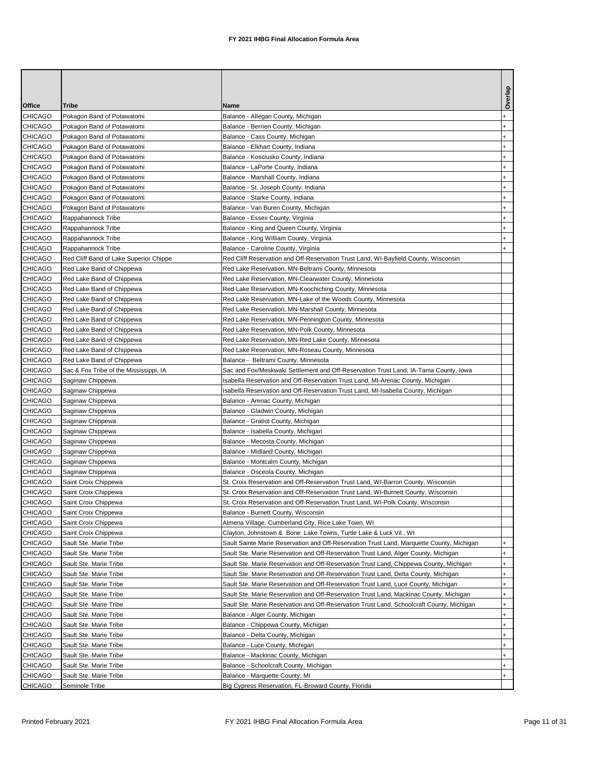**FY 2021 IHBG Final Allocation Formula Area**

| Office | Tribe | Name | Overlap |
|---|---|---|---|
| CHICAGO | Pokagon Band of Potawatomi | Balance - Allegan County, Michigan | + |
| CHICAGO | Pokagon Band of Potawatomi | Balance - Berrien County, Michigan | + |
| CHICAGO | Pokagon Band of Potawatomi | Balance - Cass County, Michigan | + |
| CHICAGO | Pokagon Band of Potawatomi | Balance - Elkhart County, Indiana | + |
| CHICAGO | Pokagon Band of Potawatomi | Balance - Kosciusko County, Indiana | + |
| CHICAGO | Pokagon Band of Potawatomi | Balance - LaPorte County, Indiana | + |
| CHICAGO | Pokagon Band of Potawatomi | Balance - Marshall County, Indiana | + |
| CHICAGO | Pokagon Band of Potawatomi | Balance - St. Joseph County, Indiana | + |
| CHICAGO | Pokagon Band of Potawatomi | Balance - Starke County, Indiana | + |
| CHICAGO | Pokagon Band of Potawatomi | Balance - Van Buren County, Michigan | + |
| CHICAGO | Rappahannock Tribe | Balance - Essex County, Virginia | + |
| CHICAGO | Rappahannock Tribe | Balance - King and Queen County, Virginia | + |
| CHICAGO | Rappahannock Tribe | Balance - King William County, Virginia | + |
| CHICAGO | Rappahannock Tribe | Balance - Caroline County, Virginia | + |
| CHICAGO | Red Cliff Band of Lake Superior Chippe | Red Cliff Reservation and Off-Reservation Trust Land, WI-Bayfield County, Wisconsin | |
| CHICAGO | Red Lake Band of Chippewa | Red Lake Reservation, MN-Beltrami County, Minnesota | |
| CHICAGO | Red Lake Band of Chippewa | Red Lake Reservation, MN-Clearwater County, Minnesota | |
| CHICAGO | Red Lake Band of Chippewa | Red Lake Reservation, MN-Koochiching County, Minnesota | |
| CHICAGO | Red Lake Band of Chippewa | Red Lake Reservation, MN-Lake of the Woods County, Minnesota | |
| CHICAGO | Red Lake Band of Chippewa | Red Lake Reservation, MN-Marshall County, Minnesota | |
| CHICAGO | Red Lake Band of Chippewa | Red Lake Reservation, MN-Pennington County, Minnesota | |
| CHICAGO | Red Lake Band of Chippewa | Red Lake Reservation, MN-Polk County, Minnesota | |
| CHICAGO | Red Lake Band of Chippewa | Red Lake Reservation, MN-Red Lake County, Minnesota | |
| CHICAGO | Red Lake Band of Chippewa | Red Lake Reservation, MN-Roseau County, Minnesota | |
| CHICAGO | Red Lake Band of Chippewa | Balance - Beltrami County, Minnesota | |
| CHICAGO | Sac & Fox Tribe of the Mississippi, IA | Sac and Fox/Meskwaki Settlement and Off-Reservation Trust Land, IA-Tama County, Iowa | |
| CHICAGO | Saginaw Chippewa | Isabella Reservation and Off-Reservation Trust Land, MI-Arenac County, Michigan | |
| CHICAGO | Saginaw Chippewa | Isabella Reservation and Off-Reservation Trust Land, MI-Isabella County, Michigan | |
| CHICAGO | Saginaw Chippewa | Balance - Arenac County, Michigan | |
| CHICAGO | Saginaw Chippewa | Balance - Gladwin County, Michigan | |
| CHICAGO | Saginaw Chippewa | Balance - Gratiot County, Michigan | |
| CHICAGO | Saginaw Chippewa | Balance - Isabella County, Michigan | |
| CHICAGO | Saginaw Chippewa | Balance - Mecosta County, Michigan | |
| CHICAGO | Saginaw Chippewa | Balance - Midland County, Michigan | |
| CHICAGO | Saginaw Chippewa | Balance - Montcalm County, Michigan | |
| CHICAGO | Saginaw Chippewa | Balance - Osceola County, Michigan | |
| CHICAGO | Saint Croix Chippewa | St. Croix Reservation and Off-Reservation Trust Land, WI-Barron County, Wisconsin | |
| CHICAGO | Saint Croix Chippewa | St. Croix Reservation and Off-Reservation Trust Land, WI-Burnett County, Wisconsin | |
| CHICAGO | Saint Croix Chippewa | St. Croix Reservation and Off-Reservation Trust Land, WI-Polk County, Wisconsin | |
| CHICAGO | Saint Croix Chippewa | Balance - Burnett County, Wisconsin | |
| CHICAGO | Saint Croix Chippewa | Almena Village, Cumberland City, Rice Lake Town, WI | |
| CHICAGO | Saint Croix Chippewa | Clayton, Johnstown & Bone Lake Towns, Turtle Lake & Luck Vil., WI | |
| CHICAGO | Sault Ste. Marie Tribe | Sault Sainte Marie Reservation and Off-Reservation Trust Land, Marquette County, Michigan | + |
| CHICAGO | Sault Ste. Marie Tribe | Sault Ste. Marie Reservation and Off-Reservation Trust Land, Alger County, Michigan | + |
| CHICAGO | Sault Ste. Marie Tribe | Sault Ste. Marie Reservation and Off-Reservation Trust Land, Chippewa County, Michigan | + |
| CHICAGO | Sault Ste. Marie Tribe | Sault Ste. Marie Reservation and Off-Reservation Trust Land, Delta County, Michigan | + |
| CHICAGO | Sault Ste. Marie Tribe | Sault Ste. Marie Reservation and Off-Reservation Trust Land, Luce County, Michigan | + |
| CHICAGO | Sault Ste. Marie Tribe | Sault Ste. Marie Reservation and Off-Reservation Trust Land, Mackinac County, Michigan | + |
| CHICAGO | Sault Ste. Marie Tribe | Sault Ste. Marie Reservation and Off-Reservation Trust Land, Schoolcraft County, Michigan | + |
| CHICAGO | Sault Ste. Marie Tribe | Balance - Alger County, Michigan | + |
| CHICAGO | Sault Ste. Marie Tribe | Balance - Chippewa County, Michigan | + |
| CHICAGO | Sault Ste. Marie Tribe | Balance - Delta County, Michigan | + |
| CHICAGO | Sault Ste. Marie Tribe | Balance - Luce County, Michigan | + |
| CHICAGO | Sault Ste. Marie Tribe | Balance - Mackinac County, Michigan | + |
| CHICAGO | Sault Ste. Marie Tribe | Balance - Schoolcraft County, Michigan | + |
| CHICAGO | Sault Ste. Marie Tribe | Balance - Marquette County, MI | + |
| CHICAGO | Seminole Tribe | Big Cypress Reservation, FL-Broward County, Florida | |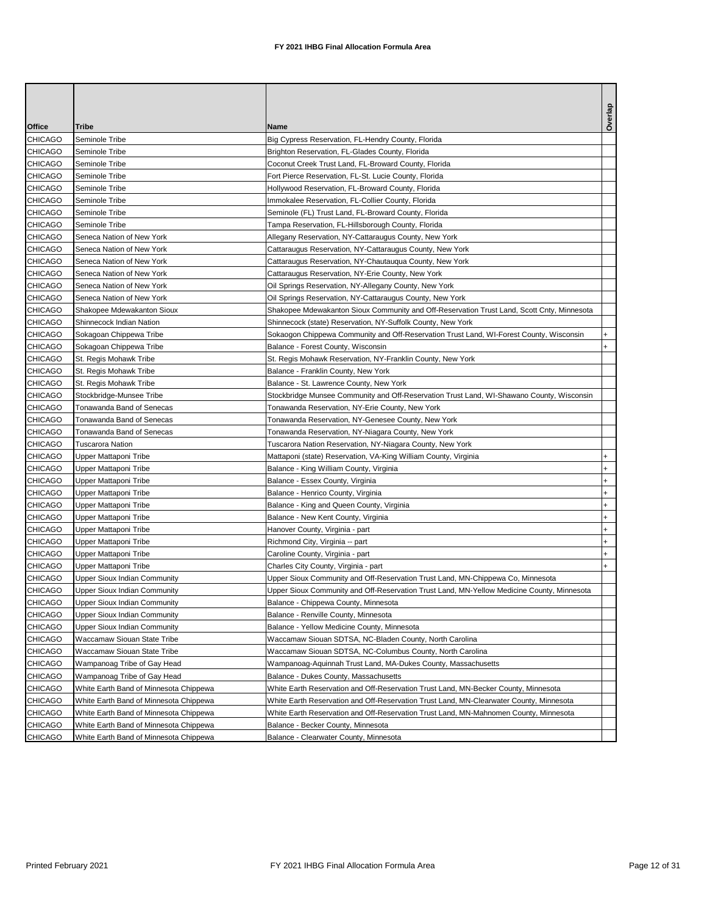# FY 2021 IHBG Final Allocation Formula Area

| Office | Tribe | Name | Overlap |
|---|---|---|---|
| CHICAGO | Seminole Tribe | Big Cypress Reservation, FL-Hendry County, Florida | |
| CHICAGO | Seminole Tribe | Brighton Reservation, FL-Glades County, Florida | |
| CHICAGO | Seminole Tribe | Coconut Creek Trust Land, FL-Broward County, Florida | |
| CHICAGO | Seminole Tribe | Fort Pierce Reservation, FL-St. Lucie County, Florida | |
| CHICAGO | Seminole Tribe | Hollywood Reservation, FL-Broward County, Florida | |
| CHICAGO | Seminole Tribe | Immokalee Reservation, FL-Collier County, Florida | |
| CHICAGO | Seminole Tribe | Seminole (FL) Trust Land, FL-Broward County, Florida | |
| CHICAGO | Seminole Tribe | Tampa Reservation, FL-Hillsborough County, Florida | |
| CHICAGO | Seneca Nation of New York | Allegany Reservation, NY-Cattaraugus County, New York | |
| CHICAGO | Seneca Nation of New York | Cattaraugus Reservation, NY-Cattaraugus County, New York | |
| CHICAGO | Seneca Nation of New York | Cattaraugus Reservation, NY-Chautauqua County, New York | |
| CHICAGO | Seneca Nation of New York | Cattaraugus Reservation, NY-Erie County, New York | |
| CHICAGO | Seneca Nation of New York | Oil Springs Reservation, NY-Allegany County, New York | |
| CHICAGO | Seneca Nation of New York | Oil Springs Reservation, NY-Cattaraugus County, New York | |
| CHICAGO | Shakopee Mdewakanton Sioux | Shakopee Mdewakanton Sioux Community and Off-Reservation Trust Land, Scott Cnty, Minnesota | |
| CHICAGO | Shinnecock Indian Nation | Shinnecock (state) Reservation, NY-Suffolk County, New York | |
| CHICAGO | Sokagoan Chippewa Tribe | Sokaogon Chippewa Community and Off-Reservation Trust Land, WI-Forest County, Wisconsin | + |
| CHICAGO | Sokagoan Chippewa Tribe | Balance - Forest County, Wisconsin | + |
| CHICAGO | St. Regis Mohawk Tribe | St. Regis Mohawk Reservation, NY-Franklin County, New York | |
| CHICAGO | St. Regis Mohawk Tribe | Balance - Franklin County, New York | |
| CHICAGO | St. Regis Mohawk Tribe | Balance - St. Lawrence County, New York | |
| CHICAGO | Stockbridge-Munsee Tribe | Stockbridge Munsee Community and Off-Reservation Trust Land, WI-Shawano County, Wisconsin | |
| CHICAGO | Tonawanda Band of Senecas | Tonawanda Reservation, NY-Erie County, New York | |
| CHICAGO | Tonawanda Band of Senecas | Tonawanda Reservation, NY-Genesee County, New York | |
| CHICAGO | Tonawanda Band of Senecas | Tonawanda Reservation, NY-Niagara County, New York | |
| CHICAGO | Tuscarora Nation | Tuscarora Nation Reservation, NY-Niagara County, New York | |
| CHICAGO | Upper Mattaponi Tribe | Mattaponi (state) Reservation, VA-King William County, Virginia | + |
| CHICAGO | Upper Mattaponi Tribe | Balance - King William County, Virginia | + |
| CHICAGO | Upper Mattaponi Tribe | Balance - Essex County, Virginia | + |
| CHICAGO | Upper Mattaponi Tribe | Balance - Henrico County, Virginia | + |
| CHICAGO | Upper Mattaponi Tribe | Balance - King and Queen County, Virginia | + |
| CHICAGO | Upper Mattaponi Tribe | Balance - New Kent County, Virginia | + |
| CHICAGO | Upper Mattaponi Tribe | Hanover County, Virginia - part | + |
| CHICAGO | Upper Mattaponi Tribe | Richmond City, Virginia -- part | + |
| CHICAGO | Upper Mattaponi Tribe | Caroline County, Virginia - part | + |
| CHICAGO | Upper Mattaponi Tribe | Charles City County, Virginia - part | + |
| CHICAGO | Upper Sioux Indian Community | Upper Sioux Community and Off-Reservation Trust Land, MN-Chippewa Co, Minnesota | |
| CHICAGO | Upper Sioux Indian Community | Upper Sioux Community and Off-Reservation Trust Land, MN-Yellow Medicine County, Minnesota | |
| CHICAGO | Upper Sioux Indian Community | Balance - Chippewa County, Minnesota | |
| CHICAGO | Upper Sioux Indian Community | Balance - Renville County, Minnesota | |
| CHICAGO | Upper Sioux Indian Community | Balance - Yellow Medicine County, Minnesota | |
| CHICAGO | Waccamaw Siouan State Tribe | Waccamaw Siouan SDTSA, NC-Bladen County, North Carolina | |
| CHICAGO | Waccamaw Siouan State Tribe | Waccamaw Siouan SDTSA, NC-Columbus County, North Carolina | |
| CHICAGO | Wampanoag Tribe of Gay Head | Wampanoag-Aquinnah Trust Land, MA-Dukes County, Massachusetts | |
| CHICAGO | Wampanoag Tribe of Gay Head | Balance - Dukes County, Massachusetts | |
| CHICAGO | White Earth Band of Minnesota Chippewa | White Earth Reservation and Off-Reservation Trust Land, MN-Becker County, Minnesota | |
| CHICAGO | White Earth Band of Minnesota Chippewa | White Earth Reservation and Off-Reservation Trust Land, MN-Clearwater County, Minnesota | |
| CHICAGO | White Earth Band of Minnesota Chippewa | White Earth Reservation and Off-Reservation Trust Land, MN-Mahnomen County, Minnesota | |
| CHICAGO | White Earth Band of Minnesota Chippewa | Balance - Becker County, Minnesota | |
| CHICAGO | White Earth Band of Minnesota Chippewa | Balance - Clearwater County, Minnesota | |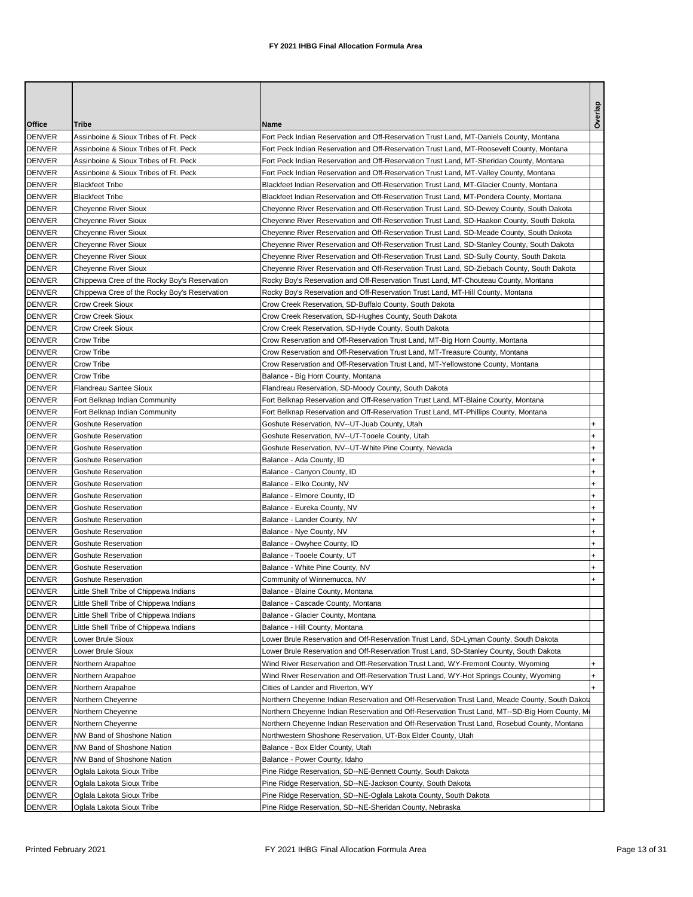# FY 2021 IHBG Final Allocation Formula Area

| Office | Tribe | Name | Overlap |
|---|---|---|---|
| DENVER | Assinboine & Sioux Tribes of Ft. Peck | Fort Peck Indian Reservation and Off-Reservation Trust Land, MT-Daniels County, Montana | |
| DENVER | Assinboine & Sioux Tribes of Ft. Peck | Fort Peck Indian Reservation and Off-Reservation Trust Land, MT-Roosevelt County, Montana | |
| DENVER | Assinboine & Sioux Tribes of Ft. Peck | Fort Peck Indian Reservation and Off-Reservation Trust Land, MT-Sheridan County, Montana | |
| DENVER | Assinboine & Sioux Tribes of Ft. Peck | Fort Peck Indian Reservation and Off-Reservation Trust Land, MT-Valley County, Montana | |
| DENVER | Blackfeet Tribe | Blackfeet Indian Reservation and Off-Reservation Trust Land, MT-Glacier County, Montana | |
| DENVER | Blackfeet Tribe | Blackfeet Indian Reservation and Off-Reservation Trust Land, MT-Pondera County, Montana | |
| DENVER | Cheyenne River Sioux | Cheyenne River Reservation and Off-Reservation Trust Land, SD-Dewey County, South Dakota | |
| DENVER | Cheyenne River Sioux | Cheyenne River Reservation and Off-Reservation Trust Land, SD-Haakon County, South Dakota | |
| DENVER | Cheyenne River Sioux | Cheyenne River Reservation and Off-Reservation Trust Land, SD-Meade County, South Dakota | |
| DENVER | Cheyenne River Sioux | Cheyenne River Reservation and Off-Reservation Trust Land, SD-Stanley County, South Dakota | |
| DENVER | Cheyenne River Sioux | Cheyenne River Reservation and Off-Reservation Trust Land, SD-Sully County, South Dakota | |
| DENVER | Cheyenne River Sioux | Cheyenne River Reservation and Off-Reservation Trust Land, SD-Ziebach County, South Dakota | |
| DENVER | Chippewa Cree of the Rocky Boy's Reservation | Rocky Boy's Reservation and Off-Reservation Trust Land, MT-Chouteau County, Montana | |
| DENVER | Chippewa Cree of the Rocky Boy's Reservation | Rocky Boy's Reservation and Off-Reservation Trust Land, MT-Hill County, Montana | |
| DENVER | Crow Creek Sioux | Crow Creek Reservation, SD-Buffalo County, South Dakota | |
| DENVER | Crow Creek Sioux | Crow Creek Reservation, SD-Hughes County, South Dakota | |
| DENVER | Crow Creek Sioux | Crow Creek Reservation, SD-Hyde County, South Dakota | |
| DENVER | Crow Tribe | Crow Reservation and Off-Reservation Trust Land, MT-Big Horn County, Montana | |
| DENVER | Crow Tribe | Crow Reservation and Off-Reservation Trust Land, MT-Treasure County, Montana | |
| DENVER | Crow Tribe | Crow Reservation and Off-Reservation Trust Land, MT-Yellowstone County, Montana | |
| DENVER | Crow Tribe | Balance - Big Horn County, Montana | |
| DENVER | Flandreau Santee Sioux | Flandreau Reservation, SD-Moody County, South Dakota | |
| DENVER | Fort Belknap Indian Community | Fort Belknap Reservation and Off-Reservation Trust Land, MT-Blaine County, Montana | |
| DENVER | Fort Belknap Indian Community | Fort Belknap Reservation and Off-Reservation Trust Land, MT-Phillips County, Montana | |
| DENVER | Goshute Reservation | Goshute Reservation, NV--UT-Juab County, Utah | + |
| DENVER | Goshute Reservation | Goshute Reservation, NV--UT-Tooele County, Utah | + |
| DENVER | Goshute Reservation | Goshute Reservation, NV--UT-White Pine County, Nevada | + |
| DENVER | Goshute Reservation | Balance - Ada County, ID | + |
| DENVER | Goshute Reservation | Balance - Canyon County, ID | + |
| DENVER | Goshute Reservation | Balance - Elko County, NV | + |
| DENVER | Goshute Reservation | Balance - Elmore County, ID | + |
| DENVER | Goshute Reservation | Balance - Eureka County, NV | + |
| DENVER | Goshute Reservation | Balance - Lander County, NV | + |
| DENVER | Goshute Reservation | Balance - Nye County, NV | + |
| DENVER | Goshute Reservation | Balance - Owyhee County, ID | + |
| DENVER | Goshute Reservation | Balance - Tooele County, UT | + |
| DENVER | Goshute Reservation | Balance - White Pine County, NV | + |
| DENVER | Goshute Reservation | Community of Winnemucca, NV | + |
| DENVER | Little Shell Tribe of Chippewa Indians | Balance - Blaine County, Montana | |
| DENVER | Little Shell Tribe of Chippewa Indians | Balance - Cascade County, Montana | |
| DENVER | Little Shell Tribe of Chippewa Indians | Balance - Glacier County, Montana | |
| DENVER | Little Shell Tribe of Chippewa Indians | Balance - Hill County, Montana | |
| DENVER | Lower Brule Sioux | Lower Brule Reservation and Off-Reservation Trust Land, SD-Lyman County, South Dakota | |
| DENVER | Lower Brule Sioux | Lower Brule Reservation and Off-Reservation Trust Land, SD-Stanley County, South Dakota | |
| DENVER | Northern Arapahoe | Wind River Reservation and Off-Reservation Trust Land, WY-Fremont County, Wyoming | + |
| DENVER | Northern Arapahoe | Wind River Reservation and Off-Reservation Trust Land, WY-Hot Springs County, Wyoming | + |
| DENVER | Northern Arapahoe | Cities of Lander and Riverton, WY | + |
| DENVER | Northern Cheyenne | Northern Cheyenne Indian Reservation and Off-Reservation Trust Land, Meade County, South Dakota | |
| DENVER | Northern Cheyenne | Northern Cheyenne Indian Reservation and Off-Reservation Trust Land, MT--SD-Big Horn County, Mo | |
| DENVER | Northern Cheyenne | Northern Cheyenne Indian Reservation and Off-Reservation Trust Land, Rosebud County, Montana | |
| DENVER | NW Band of Shoshone Nation | Northwestern Shoshone Reservation, UT-Box Elder County, Utah | |
| DENVER | NW Band of Shoshone Nation | Balance - Box Elder County, Utah | |
| DENVER | NW Band of Shoshone Nation | Balance - Power County, Idaho | |
| DENVER | Oglala Lakota Sioux Tribe | Pine Ridge Reservation, SD--NE-Bennett County, South Dakota | |
| DENVER | Oglala Lakota Sioux Tribe | Pine Ridge Reservation, SD--NE-Jackson County, South Dakota | |
| DENVER | Oglala Lakota Sioux Tribe | Pine Ridge Reservation, SD--NE-Oglala Lakota County, South Dakota | |
| DENVER | Oglala Lakota Sioux Tribe | Pine Ridge Reservation, SD--NE-Sheridan County, Nebraska | |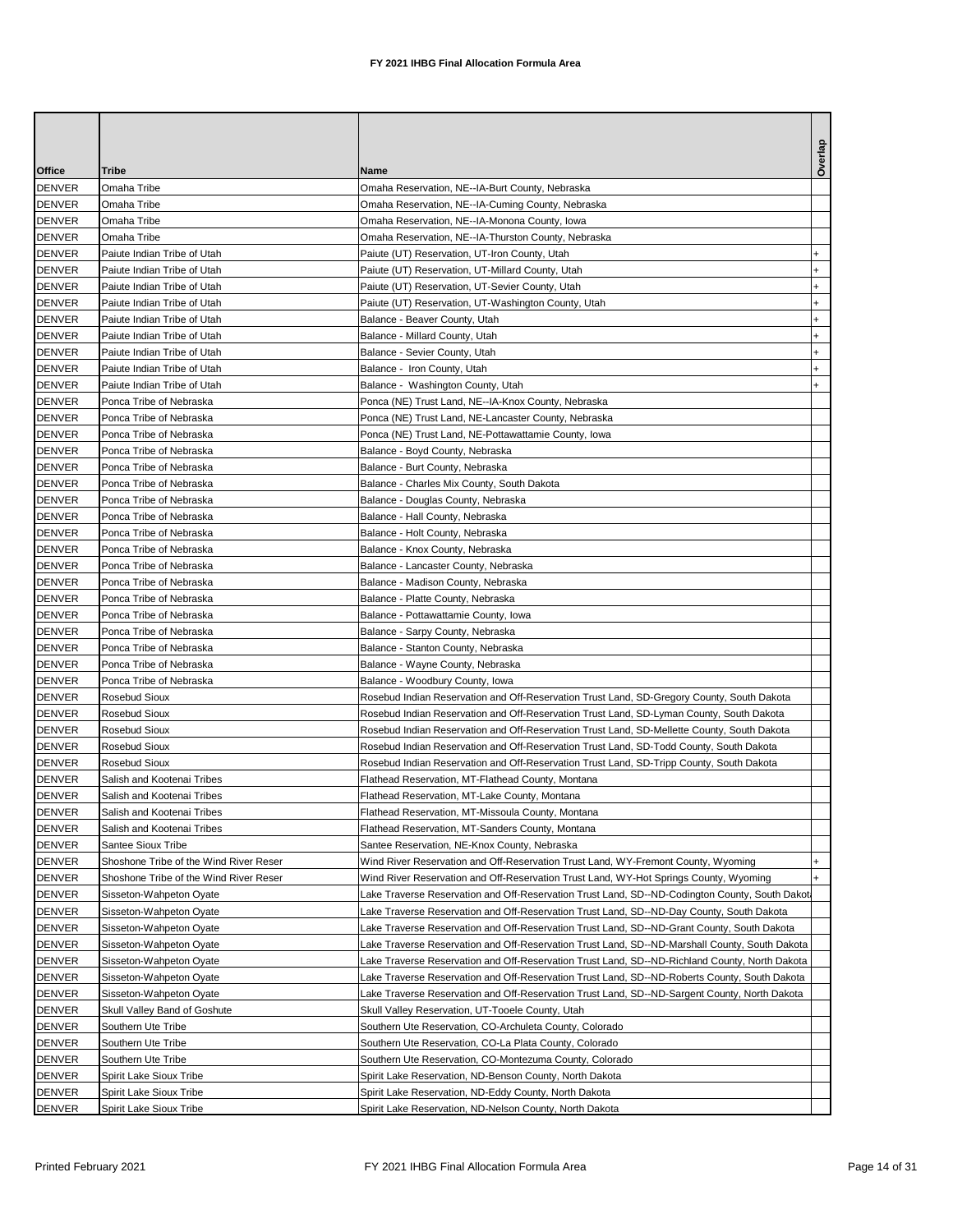**FY 2021 IHBG Final Allocation Formula Area**

| Office | Tribe | Name | Overlap |
|---|---|---|---|
| DENVER | Omaha Tribe | Omaha Reservation, NE--IA-Burt County, Nebraska | |
| DENVER | Omaha Tribe | Omaha Reservation, NE--IA-Cuming County, Nebraska | |
| DENVER | Omaha Tribe | Omaha Reservation, NE--IA-Monona County, Iowa | |
| DENVER | Omaha Tribe | Omaha Reservation, NE--IA-Thurston County, Nebraska | |
| DENVER | Paiute Indian Tribe of Utah | Paiute (UT) Reservation, UT-Iron County, Utah | + |
| DENVER | Paiute Indian Tribe of Utah | Paiute (UT) Reservation, UT-Millard County, Utah | + |
| DENVER | Paiute Indian Tribe of Utah | Paiute (UT) Reservation, UT-Sevier County, Utah | + |
| DENVER | Paiute Indian Tribe of Utah | Paiute (UT) Reservation, UT-Washington County, Utah | + |
| DENVER | Paiute Indian Tribe of Utah | Balance - Beaver County, Utah | + |
| DENVER | Paiute Indian Tribe of Utah | Balance - Millard County, Utah | + |
| DENVER | Paiute Indian Tribe of Utah | Balance - Sevier County, Utah | + |
| DENVER | Paiute Indian Tribe of Utah | Balance - Iron County, Utah | + |
| DENVER | Paiute Indian Tribe of Utah | Balance - Washington County, Utah | + |
| DENVER | Ponca Tribe of Nebraska | Ponca (NE) Trust Land, NE--IA-Knox County, Nebraska | |
| DENVER | Ponca Tribe of Nebraska | Ponca (NE) Trust Land, NE-Lancaster County, Nebraska | |
| DENVER | Ponca Tribe of Nebraska | Ponca (NE) Trust Land, NE-Pottawattamie County, Iowa | |
| DENVER | Ponca Tribe of Nebraska | Balance - Boyd County, Nebraska | |
| DENVER | Ponca Tribe of Nebraska | Balance - Burt County, Nebraska | |
| DENVER | Ponca Tribe of Nebraska | Balance - Charles Mix County, South Dakota | |
| DENVER | Ponca Tribe of Nebraska | Balance - Douglas County, Nebraska | |
| DENVER | Ponca Tribe of Nebraska | Balance - Hall County, Nebraska | |
| DENVER | Ponca Tribe of Nebraska | Balance - Holt County, Nebraska | |
| DENVER | Ponca Tribe of Nebraska | Balance - Knox County, Nebraska | |
| DENVER | Ponca Tribe of Nebraska | Balance - Lancaster County, Nebraska | |
| DENVER | Ponca Tribe of Nebraska | Balance - Madison County, Nebraska | |
| DENVER | Ponca Tribe of Nebraska | Balance - Platte County, Nebraska | |
| DENVER | Ponca Tribe of Nebraska | Balance - Pottawattamie County, Iowa | |
| DENVER | Ponca Tribe of Nebraska | Balance - Sarpy County, Nebraska | |
| DENVER | Ponca Tribe of Nebraska | Balance - Stanton County, Nebraska | |
| DENVER | Ponca Tribe of Nebraska | Balance - Wayne County, Nebraska | |
| DENVER | Ponca Tribe of Nebraska | Balance - Woodbury County, Iowa | |
| DENVER | Rosebud Sioux | Rosebud Indian Reservation and Off-Reservation Trust Land, SD-Gregory County, South Dakota | |
| DENVER | Rosebud Sioux | Rosebud Indian Reservation and Off-Reservation Trust Land, SD-Lyman County, South Dakota | |
| DENVER | Rosebud Sioux | Rosebud Indian Reservation and Off-Reservation Trust Land, SD-Mellette County, South Dakota | |
| DENVER | Rosebud Sioux | Rosebud Indian Reservation and Off-Reservation Trust Land, SD-Todd County, South Dakota | |
| DENVER | Rosebud Sioux | Rosebud Indian Reservation and Off-Reservation Trust Land, SD-Tripp County, South Dakota | |
| DENVER | Salish and Kootenai Tribes | Flathead Reservation, MT-Flathead County, Montana | |
| DENVER | Salish and Kootenai Tribes | Flathead Reservation, MT-Lake County, Montana | |
| DENVER | Salish and Kootenai Tribes | Flathead Reservation, MT-Missoula County, Montana | |
| DENVER | Salish and Kootenai Tribes | Flathead Reservation, MT-Sanders County, Montana | |
| DENVER | Santee Sioux Tribe | Santee Reservation, NE-Knox County, Nebraska | |
| DENVER | Shoshone Tribe of the Wind River Reser | Wind River Reservation and Off-Reservation Trust Land, WY-Fremont County, Wyoming | + |
| DENVER | Shoshone Tribe of the Wind River Reser | Wind River Reservation and Off-Reservation Trust Land, WY-Hot Springs County, Wyoming | + |
| DENVER | Sisseton-Wahpeton Oyate | Lake Traverse Reservation and Off-Reservation Trust Land, SD--ND-Codington County, South Dakot | |
| DENVER | Sisseton-Wahpeton Oyate | Lake Traverse Reservation and Off-Reservation Trust Land, SD--ND-Day County, South Dakota | |
| DENVER | Sisseton-Wahpeton Oyate | Lake Traverse Reservation and Off-Reservation Trust Land, SD--ND-Grant County, South Dakota | |
| DENVER | Sisseton-Wahpeton Oyate | Lake Traverse Reservation and Off-Reservation Trust Land, SD--ND-Marshall County, South Dakota | |
| DENVER | Sisseton-Wahpeton Oyate | Lake Traverse Reservation and Off-Reservation Trust Land, SD--ND-Richland County, North Dakota | |
| DENVER | Sisseton-Wahpeton Oyate | Lake Traverse Reservation and Off-Reservation Trust Land, SD--ND-Roberts County, South Dakota | |
| DENVER | Sisseton-Wahpeton Oyate | Lake Traverse Reservation and Off-Reservation Trust Land, SD--ND-Sargent County, North Dakota | |
| DENVER | Skull Valley Band of Goshute | Skull Valley Reservation, UT-Tooele County, Utah | |
| DENVER | Southern Ute Tribe | Southern Ute Reservation, CO-Archuleta County, Colorado | |
| DENVER | Southern Ute Tribe | Southern Ute Reservation, CO-La Plata County, Colorado | |
| DENVER | Southern Ute Tribe | Southern Ute Reservation, CO-Montezuma County, Colorado | |
| DENVER | Spirit Lake Sioux Tribe | Spirit Lake Reservation, ND-Benson County, North Dakota | |
| DENVER | Spirit Lake Sioux Tribe | Spirit Lake Reservation, ND-Eddy County, North Dakota | |
| DENVER | Spirit Lake Sioux Tribe | Spirit Lake Reservation, ND-Nelson County, North Dakota | |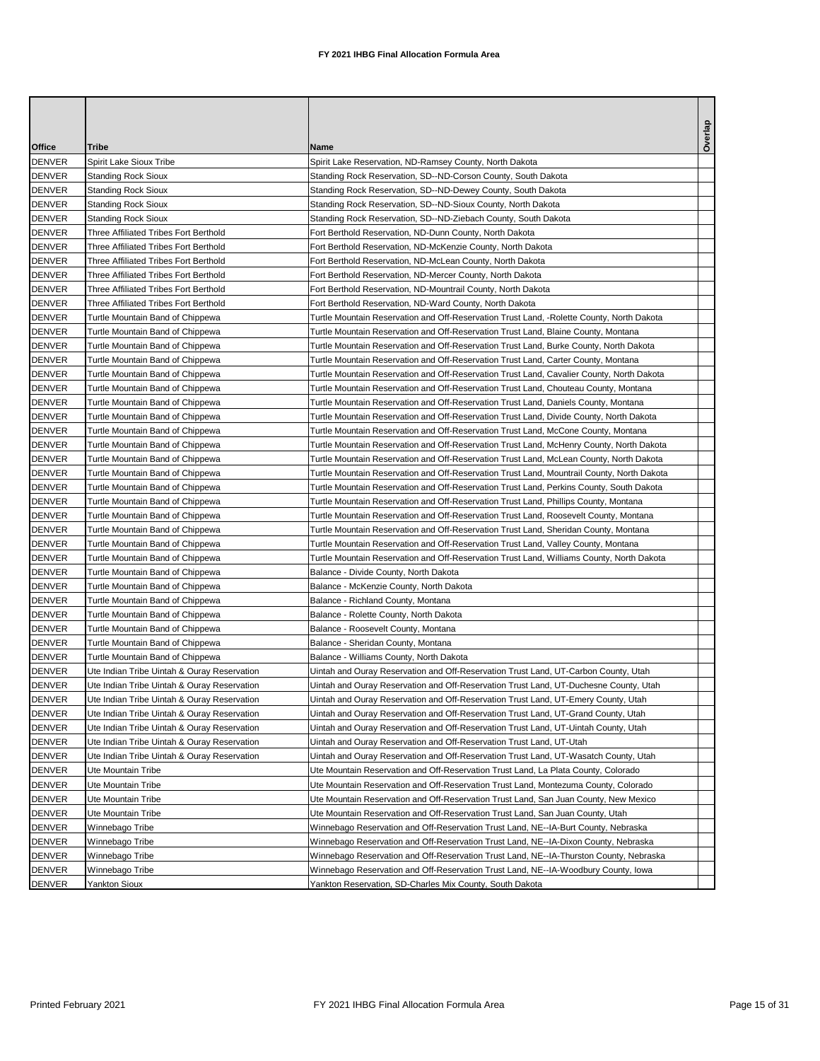# FY 2021 IHBG Final Allocation Formula Area

| Office | Tribe | Name | Overlap |
|---|---|---|---|
| DENVER | Spirit Lake Sioux Tribe | Spirit Lake Reservation, ND-Ramsey County, North Dakota | |
| DENVER | Standing Rock Sioux | Standing Rock Reservation, SD--ND-Corson County, South Dakota | |
| DENVER | Standing Rock Sioux | Standing Rock Reservation, SD--ND-Dewey County, South Dakota | |
| DENVER | Standing Rock Sioux | Standing Rock Reservation, SD--ND-Sioux County, North Dakota | |
| DENVER | Standing Rock Sioux | Standing Rock Reservation, SD--ND-Ziebach County, South Dakota | |
| DENVER | Three Affiliated Tribes Fort Berthold | Fort Berthold Reservation, ND-Dunn County, North Dakota | |
| DENVER | Three Affiliated Tribes Fort Berthold | Fort Berthold Reservation, ND-McKenzie County, North Dakota | |
| DENVER | Three Affiliated Tribes Fort Berthold | Fort Berthold Reservation, ND-McLean County, North Dakota | |
| DENVER | Three Affiliated Tribes Fort Berthold | Fort Berthold Reservation, ND-Mercer County, North Dakota | |
| DENVER | Three Affiliated Tribes Fort Berthold | Fort Berthold Reservation, ND-Mountrail County, North Dakota | |
| DENVER | Three Affiliated Tribes Fort Berthold | Fort Berthold Reservation, ND-Ward County, North Dakota | |
| DENVER | Turtle Mountain Band of Chippewa | Turtle Mountain Reservation and Off-Reservation Trust Land, -Rolette County, North Dakota | |
| DENVER | Turtle Mountain Band of Chippewa | Turtle Mountain Reservation and Off-Reservation Trust Land, Blaine County, Montana | |
| DENVER | Turtle Mountain Band of Chippewa | Turtle Mountain Reservation and Off-Reservation Trust Land, Burke County, North Dakota | |
| DENVER | Turtle Mountain Band of Chippewa | Turtle Mountain Reservation and Off-Reservation Trust Land, Carter County, Montana | |
| DENVER | Turtle Mountain Band of Chippewa | Turtle Mountain Reservation and Off-Reservation Trust Land, Cavalier County, North Dakota | |
| DENVER | Turtle Mountain Band of Chippewa | Turtle Mountain Reservation and Off-Reservation Trust Land, Chouteau County, Montana | |
| DENVER | Turtle Mountain Band of Chippewa | Turtle Mountain Reservation and Off-Reservation Trust Land, Daniels County, Montana | |
| DENVER | Turtle Mountain Band of Chippewa | Turtle Mountain Reservation and Off-Reservation Trust Land, Divide County, North Dakota | |
| DENVER | Turtle Mountain Band of Chippewa | Turtle Mountain Reservation and Off-Reservation Trust Land, McCone County, Montana | |
| DENVER | Turtle Mountain Band of Chippewa | Turtle Mountain Reservation and Off-Reservation Trust Land, McHenry County, North Dakota | |
| DENVER | Turtle Mountain Band of Chippewa | Turtle Mountain Reservation and Off-Reservation Trust Land, McLean County, North Dakota | |
| DENVER | Turtle Mountain Band of Chippewa | Turtle Mountain Reservation and Off-Reservation Trust Land, Mountrail County, North Dakota | |
| DENVER | Turtle Mountain Band of Chippewa | Turtle Mountain Reservation and Off-Reservation Trust Land, Perkins County, South Dakota | |
| DENVER | Turtle Mountain Band of Chippewa | Turtle Mountain Reservation and Off-Reservation Trust Land, Phillips County, Montana | |
| DENVER | Turtle Mountain Band of Chippewa | Turtle Mountain Reservation and Off-Reservation Trust Land, Roosevelt County, Montana | |
| DENVER | Turtle Mountain Band of Chippewa | Turtle Mountain Reservation and Off-Reservation Trust Land, Sheridan County, Montana | |
| DENVER | Turtle Mountain Band of Chippewa | Turtle Mountain Reservation and Off-Reservation Trust Land, Valley County, Montana | |
| DENVER | Turtle Mountain Band of Chippewa | Turtle Mountain Reservation and Off-Reservation Trust Land, Williams County, North Dakota | |
| DENVER | Turtle Mountain Band of Chippewa | Balance - Divide County, North Dakota | |
| DENVER | Turtle Mountain Band of Chippewa | Balance - McKenzie County, North Dakota | |
| DENVER | Turtle Mountain Band of Chippewa | Balance - Richland County, Montana | |
| DENVER | Turtle Mountain Band of Chippewa | Balance - Rolette County, North Dakota | |
| DENVER | Turtle Mountain Band of Chippewa | Balance - Roosevelt County, Montana | |
| DENVER | Turtle Mountain Band of Chippewa | Balance - Sheridan County, Montana | |
| DENVER | Turtle Mountain Band of Chippewa | Balance - Williams County, North Dakota | |
| DENVER | Ute Indian Tribe Uintah & Ouray Reservation | Uintah and Ouray Reservation and Off-Reservation Trust Land, UT-Carbon County, Utah | |
| DENVER | Ute Indian Tribe Uintah & Ouray Reservation | Uintah and Ouray Reservation and Off-Reservation Trust Land, UT-Duchesne County, Utah | |
| DENVER | Ute Indian Tribe Uintah & Ouray Reservation | Uintah and Ouray Reservation and Off-Reservation Trust Land, UT-Emery County, Utah | |
| DENVER | Ute Indian Tribe Uintah & Ouray Reservation | Uintah and Ouray Reservation and Off-Reservation Trust Land, UT-Grand County, Utah | |
| DENVER | Ute Indian Tribe Uintah & Ouray Reservation | Uintah and Ouray Reservation and Off-Reservation Trust Land, UT-Uintah County, Utah | |
| DENVER | Ute Indian Tribe Uintah & Ouray Reservation | Uintah and Ouray Reservation and Off-Reservation Trust Land, UT-Utah | |
| DENVER | Ute Indian Tribe Uintah & Ouray Reservation | Uintah and Ouray Reservation and Off-Reservation Trust Land, UT-Wasatch County, Utah | |
| DENVER | Ute Mountain Tribe | Ute Mountain Reservation and Off-Reservation Trust Land, La Plata County, Colorado | |
| DENVER | Ute Mountain Tribe | Ute Mountain Reservation and Off-Reservation Trust Land, Montezuma County, Colorado | |
| DENVER | Ute Mountain Tribe | Ute Mountain Reservation and Off-Reservation Trust Land, San Juan County, New Mexico | |
| DENVER | Ute Mountain Tribe | Ute Mountain Reservation and Off-Reservation Trust Land, San Juan County, Utah | |
| DENVER | Winnebago Tribe | Winnebago Reservation and Off-Reservation Trust Land, NE--IA-Burt County, Nebraska | |
| DENVER | Winnebago Tribe | Winnebago Reservation and Off-Reservation Trust Land, NE--IA-Dixon County, Nebraska | |
| DENVER | Winnebago Tribe | Winnebago Reservation and Off-Reservation Trust Land, NE--IA-Thurston County, Nebraska | |
| DENVER | Winnebago Tribe | Winnebago Reservation and Off-Reservation Trust Land, NE--IA-Woodbury County, Iowa | |
| DENVER | Yankton Sioux | Yankton Reservation, SD-Charles Mix County, South Dakota | |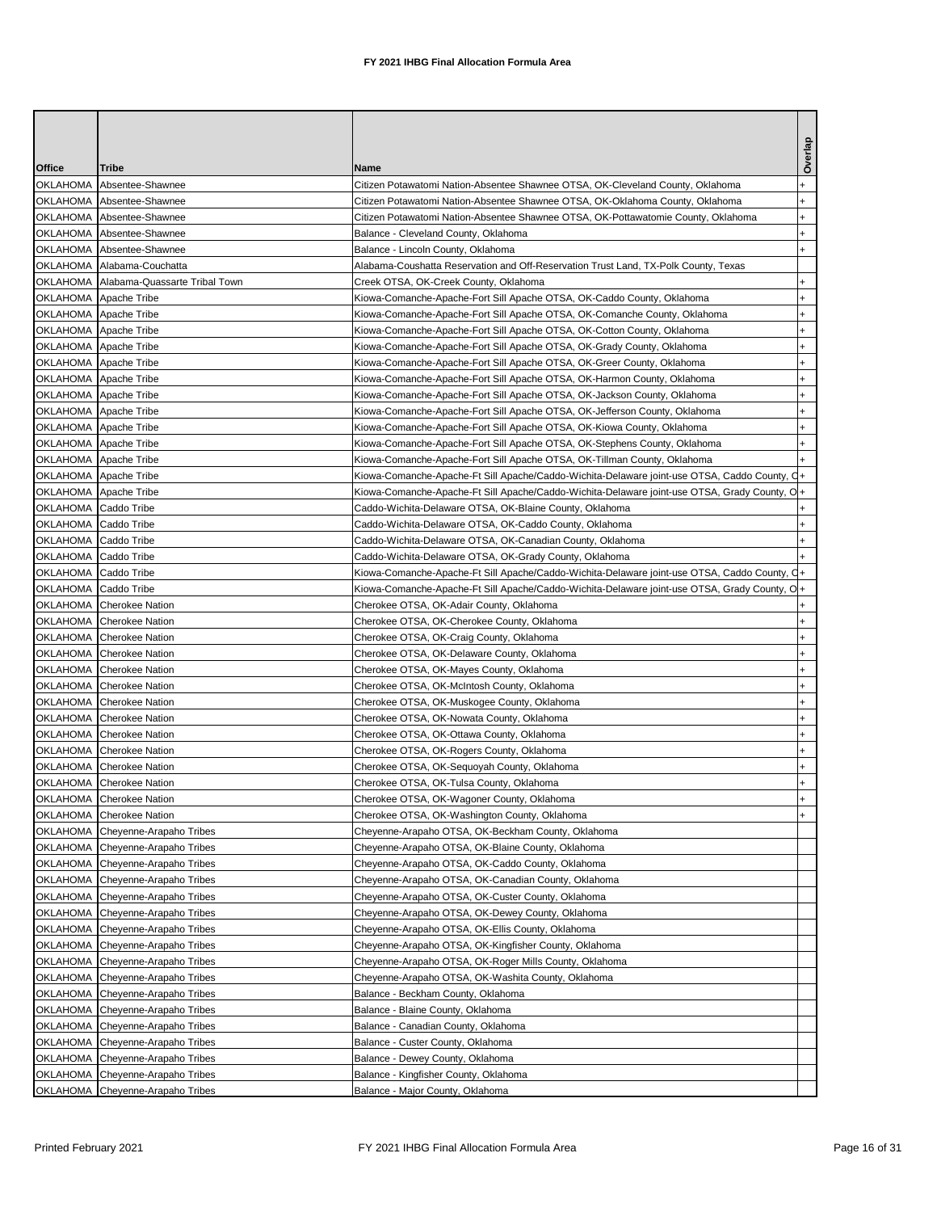# FY 2021 IHBG Final Allocation Formula Area

| Office | Tribe | Name | Overlap |
|---|---|---|---|
| OKLAHOMA | Absentee-Shawnee | Citizen Potawatomi Nation-Absentee Shawnee OTSA, OK-Cleveland County, Oklahoma | + |
| OKLAHOMA | Absentee-Shawnee | Citizen Potawatomi Nation-Absentee Shawnee OTSA, OK-Oklahoma County, Oklahoma | + |
| OKLAHOMA | Absentee-Shawnee | Citizen Potawatomi Nation-Absentee Shawnee OTSA, OK-Pottawatomie County, Oklahoma | + |
| OKLAHOMA | Absentee-Shawnee | Balance - Cleveland County, Oklahoma | + |
| OKLAHOMA | Absentee-Shawnee | Balance - Lincoln County, Oklahoma | + |
| OKLAHOMA | Alabama-Couchatta | Alabama-Coushatta Reservation and Off-Reservation Trust Land, TX-Polk County, Texas | |
| OKLAHOMA | Alabama-Quassarte Tribal Town | Creek OTSA, OK-Creek County, Oklahoma | + |
| OKLAHOMA | Apache Tribe | Kiowa-Comanche-Apache-Fort Sill Apache OTSA, OK-Caddo County, Oklahoma | + |
| OKLAHOMA | Apache Tribe | Kiowa-Comanche-Apache-Fort Sill Apache OTSA, OK-Comanche County, Oklahoma | + |
| OKLAHOMA | Apache Tribe | Kiowa-Comanche-Apache-Fort Sill Apache OTSA, OK-Cotton County, Oklahoma | + |
| OKLAHOMA | Apache Tribe | Kiowa-Comanche-Apache-Fort Sill Apache OTSA, OK-Grady County, Oklahoma | + |
| OKLAHOMA | Apache Tribe | Kiowa-Comanche-Apache-Fort Sill Apache OTSA, OK-Greer County, Oklahoma | + |
| OKLAHOMA | Apache Tribe | Kiowa-Comanche-Apache-Fort Sill Apache OTSA, OK-Harmon County, Oklahoma | + |
| OKLAHOMA | Apache Tribe | Kiowa-Comanche-Apache-Fort Sill Apache OTSA, OK-Jackson County, Oklahoma | + |
| OKLAHOMA | Apache Tribe | Kiowa-Comanche-Apache-Fort Sill Apache OTSA, OK-Jefferson County, Oklahoma | + |
| OKLAHOMA | Apache Tribe | Kiowa-Comanche-Apache-Fort Sill Apache OTSA, OK-Kiowa County, Oklahoma | + |
| OKLAHOMA | Apache Tribe | Kiowa-Comanche-Apache-Fort Sill Apache OTSA, OK-Stephens County, Oklahoma | + |
| OKLAHOMA | Apache Tribe | Kiowa-Comanche-Apache-Fort Sill Apache OTSA, OK-Tillman County, Oklahoma | + |
| OKLAHOMA | Apache Tribe | Kiowa-Comanche-Apache-Ft Sill Apache/Caddo-Wichita-Delaware joint-use OTSA, Caddo County, O | + |
| OKLAHOMA | Apache Tribe | Kiowa-Comanche-Apache-Ft Sill Apache/Caddo-Wichita-Delaware joint-use OTSA, Grady County, O | + |
| OKLAHOMA | Caddo Tribe | Caddo-Wichita-Delaware OTSA, OK-Blaine County, Oklahoma | + |
| OKLAHOMA | Caddo Tribe | Caddo-Wichita-Delaware OTSA, OK-Caddo County, Oklahoma | + |
| OKLAHOMA | Caddo Tribe | Caddo-Wichita-Delaware OTSA, OK-Canadian County, Oklahoma | + |
| OKLAHOMA | Caddo Tribe | Caddo-Wichita-Delaware OTSA, OK-Grady County, Oklahoma | + |
| OKLAHOMA | Caddo Tribe | Kiowa-Comanche-Apache-Ft Sill Apache/Caddo-Wichita-Delaware joint-use OTSA, Caddo County, O | + |
| OKLAHOMA | Caddo Tribe | Kiowa-Comanche-Apache-Ft Sill Apache/Caddo-Wichita-Delaware joint-use OTSA, Grady County, O | + |
| OKLAHOMA | Cherokee Nation | Cherokee OTSA, OK-Adair County, Oklahoma | + |
| OKLAHOMA | Cherokee Nation | Cherokee OTSA, OK-Cherokee County, Oklahoma | + |
| OKLAHOMA | Cherokee Nation | Cherokee OTSA, OK-Craig County, Oklahoma | + |
| OKLAHOMA | Cherokee Nation | Cherokee OTSA, OK-Delaware County, Oklahoma | + |
| OKLAHOMA | Cherokee Nation | Cherokee OTSA, OK-Mayes County, Oklahoma | + |
| OKLAHOMA | Cherokee Nation | Cherokee OTSA, OK-McIntosh County, Oklahoma | + |
| OKLAHOMA | Cherokee Nation | Cherokee OTSA, OK-Muskogee County, Oklahoma | + |
| OKLAHOMA | Cherokee Nation | Cherokee OTSA, OK-Nowata County, Oklahoma | + |
| OKLAHOMA | Cherokee Nation | Cherokee OTSA, OK-Ottawa County, Oklahoma | + |
| OKLAHOMA | Cherokee Nation | Cherokee OTSA, OK-Rogers County, Oklahoma | + |
| OKLAHOMA | Cherokee Nation | Cherokee OTSA, OK-Sequoyah County, Oklahoma | + |
| OKLAHOMA | Cherokee Nation | Cherokee OTSA, OK-Tulsa County, Oklahoma | + |
| OKLAHOMA | Cherokee Nation | Cherokee OTSA, OK-Wagoner County, Oklahoma | + |
| OKLAHOMA | Cherokee Nation | Cherokee OTSA, OK-Washington County, Oklahoma | + |
| OKLAHOMA | Cheyenne-Arapaho Tribes | Cheyenne-Arapaho OTSA, OK-Beckham County, Oklahoma | |
| OKLAHOMA | Cheyenne-Arapaho Tribes | Cheyenne-Arapaho OTSA, OK-Blaine County, Oklahoma | |
| OKLAHOMA | Cheyenne-Arapaho Tribes | Cheyenne-Arapaho OTSA, OK-Caddo County, Oklahoma | |
| OKLAHOMA | Cheyenne-Arapaho Tribes | Cheyenne-Arapaho OTSA, OK-Canadian County, Oklahoma | |
| OKLAHOMA | Cheyenne-Arapaho Tribes | Cheyenne-Arapaho OTSA, OK-Custer County, Oklahoma | |
| OKLAHOMA | Cheyenne-Arapaho Tribes | Cheyenne-Arapaho OTSA, OK-Dewey County, Oklahoma | |
| OKLAHOMA | Cheyenne-Arapaho Tribes | Cheyenne-Arapaho OTSA, OK-Ellis County, Oklahoma | |
| OKLAHOMA | Cheyenne-Arapaho Tribes | Cheyenne-Arapaho OTSA, OK-Kingfisher County, Oklahoma | |
| OKLAHOMA | Cheyenne-Arapaho Tribes | Cheyenne-Arapaho OTSA, OK-Roger Mills County, Oklahoma | |
| OKLAHOMA | Cheyenne-Arapaho Tribes | Cheyenne-Arapaho OTSA, OK-Washita County, Oklahoma | |
| OKLAHOMA | Cheyenne-Arapaho Tribes | Balance - Beckham County, Oklahoma | |
| OKLAHOMA | Cheyenne-Arapaho Tribes | Balance - Blaine County, Oklahoma | |
| OKLAHOMA | Cheyenne-Arapaho Tribes | Balance - Canadian County, Oklahoma | |
| OKLAHOMA | Cheyenne-Arapaho Tribes | Balance - Custer County, Oklahoma | |
| OKLAHOMA | Cheyenne-Arapaho Tribes | Balance - Dewey County, Oklahoma | |
| OKLAHOMA | Cheyenne-Arapaho Tribes | Balance - Kingfisher County, Oklahoma | |
| OKLAHOMA | Cheyenne-Arapaho Tribes | Balance - Major County, Oklahoma | |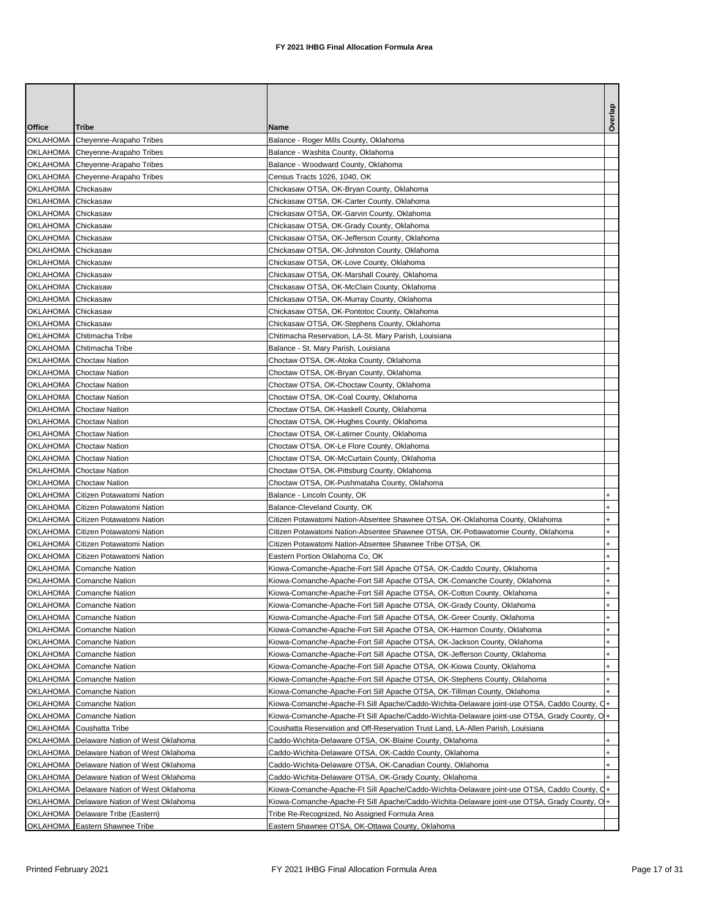# FY 2021 IHBG Final Allocation Formula Area

| Office | Tribe | Name | Overlap |
|---|---|---|---|
| OKLAHOMA | Cheyenne-Arapaho Tribes | Balance - Roger Mills County, Oklahoma | |
| OKLAHOMA | Cheyenne-Arapaho Tribes | Balance - Washita County, Oklahoma | |
| OKLAHOMA | Cheyenne-Arapaho Tribes | Balance - Woodward County, Oklahoma | |
| OKLAHOMA | Cheyenne-Arapaho Tribes | Census Tracts 1026, 1040, OK | |
| OKLAHOMA | Chickasaw | Chickasaw OTSA, OK-Bryan County, Oklahoma | |
| OKLAHOMA | Chickasaw | Chickasaw OTSA, OK-Carter County, Oklahoma | |
| OKLAHOMA | Chickasaw | Chickasaw OTSA, OK-Garvin County, Oklahoma | |
| OKLAHOMA | Chickasaw | Chickasaw OTSA, OK-Grady County, Oklahoma | |
| OKLAHOMA | Chickasaw | Chickasaw OTSA, OK-Jefferson County, Oklahoma | |
| OKLAHOMA | Chickasaw | Chickasaw OTSA, OK-Johnston County, Oklahoma | |
| OKLAHOMA | Chickasaw | Chickasaw OTSA, OK-Love County, Oklahoma | |
| OKLAHOMA | Chickasaw | Chickasaw OTSA, OK-Marshall County, Oklahoma | |
| OKLAHOMA | Chickasaw | Chickasaw OTSA, OK-McClain County, Oklahoma | |
| OKLAHOMA | Chickasaw | Chickasaw OTSA, OK-Murray County, Oklahoma | |
| OKLAHOMA | Chickasaw | Chickasaw OTSA, OK-Pontotoc County, Oklahoma | |
| OKLAHOMA | Chickasaw | Chickasaw OTSA, OK-Stephens County, Oklahoma | |
| OKLAHOMA | Chitimacha Tribe | Chitimacha Reservation, LA-St. Mary Parish, Louisiana | |
| OKLAHOMA | Chitimacha Tribe | Balance - St. Mary Parish, Louisiana | |
| OKLAHOMA | Choctaw Nation | Choctaw OTSA, OK-Atoka County, Oklahoma | |
| OKLAHOMA | Choctaw Nation | Choctaw OTSA, OK-Bryan County, Oklahoma | |
| OKLAHOMA | Choctaw Nation | Choctaw OTSA, OK-Choctaw County, Oklahoma | |
| OKLAHOMA | Choctaw Nation | Choctaw OTSA, OK-Coal County, Oklahoma | |
| OKLAHOMA | Choctaw Nation | Choctaw OTSA, OK-Haskell County, Oklahoma | |
| OKLAHOMA | Choctaw Nation | Choctaw OTSA, OK-Hughes County, Oklahoma | |
| OKLAHOMA | Choctaw Nation | Choctaw OTSA, OK-Latimer County, Oklahoma | |
| OKLAHOMA | Choctaw Nation | Choctaw OTSA, OK-Le Flore County, Oklahoma | |
| OKLAHOMA | Choctaw Nation | Choctaw OTSA, OK-McCurtain County, Oklahoma | |
| OKLAHOMA | Choctaw Nation | Choctaw OTSA, OK-Pittsburg County, Oklahoma | |
| OKLAHOMA | Choctaw Nation | Choctaw OTSA, OK-Pushmataha County, Oklahoma | |
| OKLAHOMA | Citizen Potawatomi Nation | Balance - Lincoln County, OK | + |
| OKLAHOMA | Citizen Potawatomi Nation | Balance-Cleveland County, OK | + |
| OKLAHOMA | Citizen Potawatomi Nation | Citizen Potawatomi Nation-Absentee Shawnee OTSA, OK-Oklahoma County, Oklahoma | + |
| OKLAHOMA | Citizen Potawatomi Nation | Citizen Potawatomi Nation-Absentee Shawnee OTSA, OK-Pottawatomie County, Oklahoma | + |
| OKLAHOMA | Citizen Potawatomi Nation | Citizen Potawatomi Nation-Absentee Shawnee Tribe OTSA, OK | + |
| OKLAHOMA | Citizen Potawatomi Nation | Eastern Portion Oklahoma Co, OK | + |
| OKLAHOMA | Comanche Nation | Kiowa-Comanche-Apache-Fort Sill Apache OTSA, OK-Caddo County, Oklahoma | + |
| OKLAHOMA | Comanche Nation | Kiowa-Comanche-Apache-Fort Sill Apache OTSA, OK-Comanche County, Oklahoma | + |
| OKLAHOMA | Comanche Nation | Kiowa-Comanche-Apache-Fort Sill Apache OTSA, OK-Cotton County, Oklahoma | + |
| OKLAHOMA | Comanche Nation | Kiowa-Comanche-Apache-Fort Sill Apache OTSA, OK-Grady County, Oklahoma | + |
| OKLAHOMA | Comanche Nation | Kiowa-Comanche-Apache-Fort Sill Apache OTSA, OK-Greer County, Oklahoma | + |
| OKLAHOMA | Comanche Nation | Kiowa-Comanche-Apache-Fort Sill Apache OTSA, OK-Harmon County, Oklahoma | + |
| OKLAHOMA | Comanche Nation | Kiowa-Comanche-Apache-Fort Sill Apache OTSA, OK-Jackson County, Oklahoma | + |
| OKLAHOMA | Comanche Nation | Kiowa-Comanche-Apache-Fort Sill Apache OTSA, OK-Jefferson County, Oklahoma | + |
| OKLAHOMA | Comanche Nation | Kiowa-Comanche-Apache-Fort Sill Apache OTSA, OK-Kiowa County, Oklahoma | + |
| OKLAHOMA | Comanche Nation | Kiowa-Comanche-Apache-Fort Sill Apache OTSA, OK-Stephens County, Oklahoma | + |
| OKLAHOMA | Comanche Nation | Kiowa-Comanche-Apache-Fort Sill Apache OTSA, OK-Tillman County, Oklahoma | + |
| OKLAHOMA | Comanche Nation | Kiowa-Comanche-Apache-Ft Sill Apache/Caddo-Wichita-Delaware joint-use OTSA, Caddo County, O | + |
| OKLAHOMA | Comanche Nation | Kiowa-Comanche-Apache-Ft Sill Apache/Caddo-Wichita-Delaware joint-use OTSA, Grady County, O | + |
| OKLAHOMA | Coushatta Tribe | Coushatta Reservation and Off-Reservation Trust Land, LA-Allen Parish, Louisiana | |
| OKLAHOMA | Delaware Nation of West Oklahoma | Caddo-Wichita-Delaware OTSA, OK-Blaine County, Oklahoma | + |
| OKLAHOMA | Delaware Nation of West Oklahoma | Caddo-Wichita-Delaware OTSA, OK-Caddo County, Oklahoma | + |
| OKLAHOMA | Delaware Nation of West Oklahoma | Caddo-Wichita-Delaware OTSA, OK-Canadian County, Oklahoma | + |
| OKLAHOMA | Delaware Nation of West Oklahoma | Caddo-Wichita-Delaware OTSA, OK-Grady County, Oklahoma | + |
| OKLAHOMA | Delaware Nation of West Oklahoma | Kiowa-Comanche-Apache-Ft Sill Apache/Caddo-Wichita-Delaware joint-use OTSA, Caddo County, O | + |
| OKLAHOMA | Delaware Nation of West Oklahoma | Kiowa-Comanche-Apache-Ft Sill Apache/Caddo-Wichita-Delaware joint-use OTSA, Grady County, O | + |
| OKLAHOMA | Delaware Tribe (Eastern) | Tribe Re-Recognized, No Assigned Formula Area | |
| OKLAHOMA | Eastern Shawnee Tribe | Eastern Shawnee OTSA, OK-Ottawa County, Oklahoma | |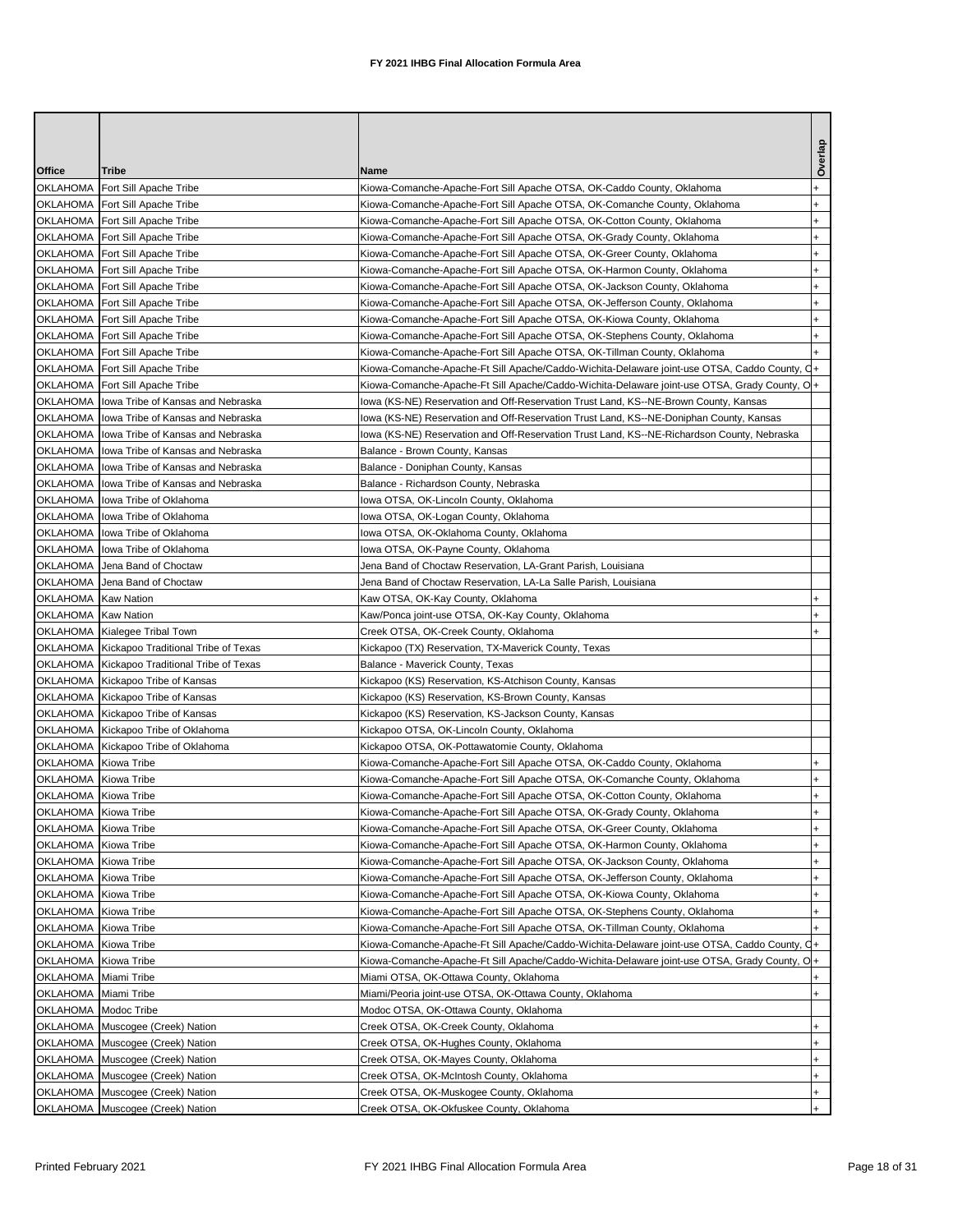# FY 2021 IHBG Final Allocation Formula Area

| Office | Tribe | Name | Overlap |
|---|---|---|---|
| OKLAHOMA | Fort Sill Apache Tribe | Kiowa-Comanche-Apache-Fort Sill Apache OTSA, OK-Caddo County, Oklahoma | + |
| OKLAHOMA | Fort Sill Apache Tribe | Kiowa-Comanche-Apache-Fort Sill Apache OTSA, OK-Comanche County, Oklahoma | + |
| OKLAHOMA | Fort Sill Apache Tribe | Kiowa-Comanche-Apache-Fort Sill Apache OTSA, OK-Cotton County, Oklahoma | + |
| OKLAHOMA | Fort Sill Apache Tribe | Kiowa-Comanche-Apache-Fort Sill Apache OTSA, OK-Grady County, Oklahoma | + |
| OKLAHOMA | Fort Sill Apache Tribe | Kiowa-Comanche-Apache-Fort Sill Apache OTSA, OK-Greer County, Oklahoma | + |
| OKLAHOMA | Fort Sill Apache Tribe | Kiowa-Comanche-Apache-Fort Sill Apache OTSA, OK-Harmon County, Oklahoma | + |
| OKLAHOMA | Fort Sill Apache Tribe | Kiowa-Comanche-Apache-Fort Sill Apache OTSA, OK-Jackson County, Oklahoma | + |
| OKLAHOMA | Fort Sill Apache Tribe | Kiowa-Comanche-Apache-Fort Sill Apache OTSA, OK-Jefferson County, Oklahoma | + |
| OKLAHOMA | Fort Sill Apache Tribe | Kiowa-Comanche-Apache-Fort Sill Apache OTSA, OK-Kiowa County, Oklahoma | + |
| OKLAHOMA | Fort Sill Apache Tribe | Kiowa-Comanche-Apache-Fort Sill Apache OTSA, OK-Stephens County, Oklahoma | + |
| OKLAHOMA | Fort Sill Apache Tribe | Kiowa-Comanche-Apache-Fort Sill Apache OTSA, OK-Tillman County, Oklahoma | + |
| OKLAHOMA | Fort Sill Apache Tribe | Kiowa-Comanche-Apache-Ft Sill Apache/Caddo-Wichita-Delaware joint-use OTSA, Caddo County, O | + |
| OKLAHOMA | Fort Sill Apache Tribe | Kiowa-Comanche-Apache-Ft Sill Apache/Caddo-Wichita-Delaware joint-use OTSA, Grady County, O | + |
| OKLAHOMA | Iowa Tribe of Kansas and Nebraska | Iowa (KS-NE) Reservation and Off-Reservation Trust Land, KS--NE-Brown County, Kansas | |
| OKLAHOMA | Iowa Tribe of Kansas and Nebraska | Iowa (KS-NE) Reservation and Off-Reservation Trust Land, KS--NE-Doniphan County, Kansas | |
| OKLAHOMA | Iowa Tribe of Kansas and Nebraska | Iowa (KS-NE) Reservation and Off-Reservation Trust Land, KS--NE-Richardson County, Nebraska | |
| OKLAHOMA | Iowa Tribe of Kansas and Nebraska | Balance - Brown County, Kansas | |
| OKLAHOMA | Iowa Tribe of Kansas and Nebraska | Balance - Doniphan County, Kansas | |
| OKLAHOMA | Iowa Tribe of Kansas and Nebraska | Balance - Richardson County, Nebraska | |
| OKLAHOMA | Iowa Tribe of Oklahoma | Iowa OTSA, OK-Lincoln County, Oklahoma | |
| OKLAHOMA | Iowa Tribe of Oklahoma | Iowa OTSA, OK-Logan County, Oklahoma | |
| OKLAHOMA | Iowa Tribe of Oklahoma | Iowa OTSA, OK-Oklahoma County, Oklahoma | |
| OKLAHOMA | Iowa Tribe of Oklahoma | Iowa OTSA, OK-Payne County, Oklahoma | |
| OKLAHOMA | Jena Band of Choctaw | Jena Band of Choctaw Reservation, LA-Grant Parish, Louisiana | |
| OKLAHOMA | Jena Band of Choctaw | Jena Band of Choctaw Reservation, LA-La Salle Parish, Louisiana | |
| OKLAHOMA | Kaw Nation | Kaw OTSA, OK-Kay County, Oklahoma | + |
| OKLAHOMA | Kaw Nation | Kaw/Ponca joint-use OTSA, OK-Kay County, Oklahoma | + |
| OKLAHOMA | Kialegee Tribal Town | Creek OTSA, OK-Creek County, Oklahoma | + |
| OKLAHOMA | Kickapoo Traditional Tribe of Texas | Kickapoo (TX) Reservation, TX-Maverick County, Texas | |
| OKLAHOMA | Kickapoo Traditional Tribe of Texas | Balance - Maverick County, Texas | |
| OKLAHOMA | Kickapoo Tribe of Kansas | Kickapoo (KS) Reservation, KS-Atchison County, Kansas | |
| OKLAHOMA | Kickapoo Tribe of Kansas | Kickapoo (KS) Reservation, KS-Brown County, Kansas | |
| OKLAHOMA | Kickapoo Tribe of Kansas | Kickapoo (KS) Reservation, KS-Jackson County, Kansas | |
| OKLAHOMA | Kickapoo Tribe of Oklahoma | Kickapoo OTSA, OK-Lincoln County, Oklahoma | |
| OKLAHOMA | Kickapoo Tribe of Oklahoma | Kickapoo OTSA, OK-Pottawatomie County, Oklahoma | |
| OKLAHOMA | Kiowa Tribe | Kiowa-Comanche-Apache-Fort Sill Apache OTSA, OK-Caddo County, Oklahoma | + |
| OKLAHOMA | Kiowa Tribe | Kiowa-Comanche-Apache-Fort Sill Apache OTSA, OK-Comanche County, Oklahoma | + |
| OKLAHOMA | Kiowa Tribe | Kiowa-Comanche-Apache-Fort Sill Apache OTSA, OK-Cotton County, Oklahoma | + |
| OKLAHOMA | Kiowa Tribe | Kiowa-Comanche-Apache-Fort Sill Apache OTSA, OK-Grady County, Oklahoma | + |
| OKLAHOMA | Kiowa Tribe | Kiowa-Comanche-Apache-Fort Sill Apache OTSA, OK-Greer County, Oklahoma | + |
| OKLAHOMA | Kiowa Tribe | Kiowa-Comanche-Apache-Fort Sill Apache OTSA, OK-Harmon County, Oklahoma | + |
| OKLAHOMA | Kiowa Tribe | Kiowa-Comanche-Apache-Fort Sill Apache OTSA, OK-Jackson County, Oklahoma | + |
| OKLAHOMA | Kiowa Tribe | Kiowa-Comanche-Apache-Fort Sill Apache OTSA, OK-Jefferson County, Oklahoma | + |
| OKLAHOMA | Kiowa Tribe | Kiowa-Comanche-Apache-Fort Sill Apache OTSA, OK-Kiowa County, Oklahoma | + |
| OKLAHOMA | Kiowa Tribe | Kiowa-Comanche-Apache-Fort Sill Apache OTSA, OK-Stephens County, Oklahoma | + |
| OKLAHOMA | Kiowa Tribe | Kiowa-Comanche-Apache-Fort Sill Apache OTSA, OK-Tillman County, Oklahoma | + |
| OKLAHOMA | Kiowa Tribe | Kiowa-Comanche-Apache-Ft Sill Apache/Caddo-Wichita-Delaware joint-use OTSA, Caddo County, O | + |
| OKLAHOMA | Kiowa Tribe | Kiowa-Comanche-Apache-Ft Sill Apache/Caddo-Wichita-Delaware joint-use OTSA, Grady County, O | + |
| OKLAHOMA | Miami Tribe | Miami OTSA, OK-Ottawa County, Oklahoma | + |
| OKLAHOMA | Miami Tribe | Miami/Peoria joint-use OTSA, OK-Ottawa County, Oklahoma | + |
| OKLAHOMA | Modoc Tribe | Modoc OTSA, OK-Ottawa County, Oklahoma | |
| OKLAHOMA | Muscogee (Creek) Nation | Creek OTSA, OK-Creek County, Oklahoma | + |
| OKLAHOMA | Muscogee (Creek) Nation | Creek OTSA, OK-Hughes County, Oklahoma | + |
| OKLAHOMA | Muscogee (Creek) Nation | Creek OTSA, OK-Mayes County, Oklahoma | + |
| OKLAHOMA | Muscogee (Creek) Nation | Creek OTSA, OK-McIntosh County, Oklahoma | + |
| OKLAHOMA | Muscogee (Creek) Nation | Creek OTSA, OK-Muskogee County, Oklahoma | + |
| OKLAHOMA | Muscogee (Creek) Nation | Creek OTSA, OK-Okfuskee County, Oklahoma | + |

Printed February 2021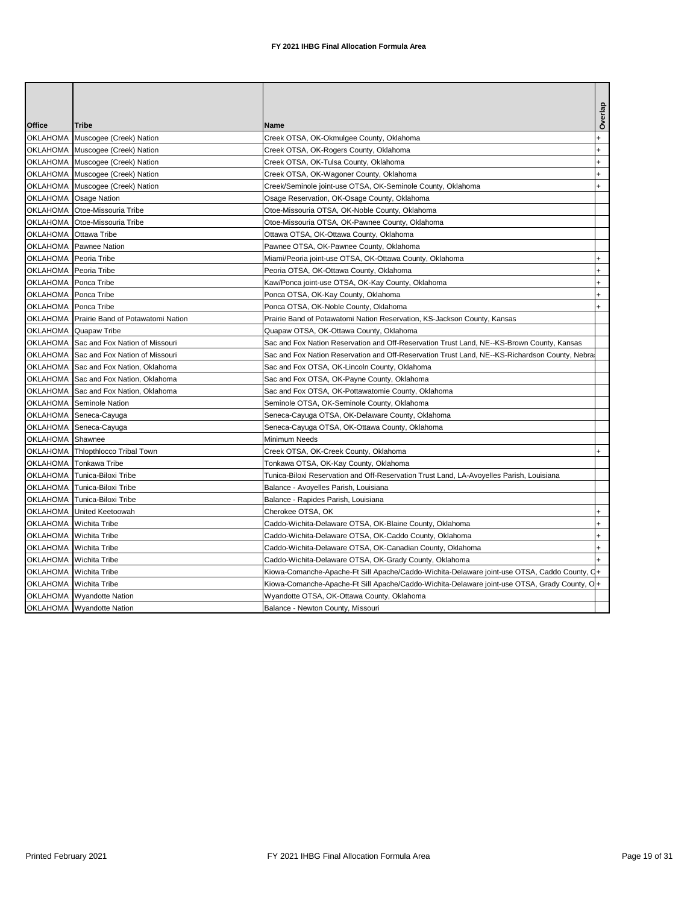# FY 2021 IHBG Final Allocation Formula Area

| Office | Tribe | Name | Overlap |
|---|---|---|---|
| OKLAHOMA | Muscogee (Creek) Nation | Creek OTSA, OK-Okmulgee County, Oklahoma | + |
| OKLAHOMA | Muscogee (Creek) Nation | Creek OTSA, OK-Rogers County, Oklahoma | + |
| OKLAHOMA | Muscogee (Creek) Nation | Creek OTSA, OK-Tulsa County, Oklahoma | + |
| OKLAHOMA | Muscogee (Creek) Nation | Creek OTSA, OK-Wagoner County, Oklahoma | + |
| OKLAHOMA | Muscogee (Creek) Nation | Creek/Seminole joint-use OTSA, OK-Seminole County, Oklahoma | + |
| OKLAHOMA | Osage Nation | Osage Reservation, OK-Osage County, Oklahoma | |
| OKLAHOMA | Otoe-Missouria Tribe | Otoe-Missouria OTSA, OK-Noble County, Oklahoma | |
| OKLAHOMA | Otoe-Missouria Tribe | Otoe-Missouria OTSA, OK-Pawnee County, Oklahoma | |
| OKLAHOMA | Ottawa Tribe | Ottawa OTSA, OK-Ottawa County, Oklahoma | |
| OKLAHOMA | Pawnee Nation | Pawnee OTSA, OK-Pawnee County, Oklahoma | |
| OKLAHOMA | Peoria Tribe | Miami/Peoria joint-use OTSA, OK-Ottawa County, Oklahoma | + |
| OKLAHOMA | Peoria Tribe | Peoria OTSA, OK-Ottawa County, Oklahoma | + |
| OKLAHOMA | Ponca Tribe | Kaw/Ponca joint-use OTSA, OK-Kay County, Oklahoma | + |
| OKLAHOMA | Ponca Tribe | Ponca OTSA, OK-Kay County, Oklahoma | + |
| OKLAHOMA | Ponca Tribe | Ponca OTSA, OK-Noble County, Oklahoma | + |
| OKLAHOMA | Prairie Band of Potawatomi Nation | Prairie Band of Potawatomi Nation Reservation, KS-Jackson County, Kansas | |
| OKLAHOMA | Quapaw Tribe | Quapaw OTSA, OK-Ottawa County, Oklahoma | |
| OKLAHOMA | Sac and Fox Nation of Missouri | Sac and Fox Nation Reservation and Off-Reservation Trust Land, NE--KS-Brown County, Kansas | |
| OKLAHOMA | Sac and Fox Nation of Missouri | Sac and Fox Nation Reservation and Off-Reservation Trust Land, NE--KS-Richardson County, Nebra | |
| OKLAHOMA | Sac and Fox Nation, Oklahoma | Sac and Fox OTSA, OK-Lincoln County, Oklahoma | |
| OKLAHOMA | Sac and Fox Nation, Oklahoma | Sac and Fox OTSA, OK-Payne County, Oklahoma | |
| OKLAHOMA | Sac and Fox Nation, Oklahoma | Sac and Fox OTSA, OK-Pottawatomie County, Oklahoma | |
| OKLAHOMA | Seminole Nation | Seminole OTSA, OK-Seminole County, Oklahoma | |
| OKLAHOMA | Seneca-Cayuga | Seneca-Cayuga OTSA, OK-Delaware County, Oklahoma | |
| OKLAHOMA | Seneca-Cayuga | Seneca-Cayuga OTSA, OK-Ottawa County, Oklahoma | |
| OKLAHOMA | Shawnee | Minimum Needs | |
| OKLAHOMA | Thlopthlocco Tribal Town | Creek OTSA, OK-Creek County, Oklahoma | + |
| OKLAHOMA | Tonkawa Tribe | Tonkawa OTSA, OK-Kay County, Oklahoma | |
| OKLAHOMA | Tunica-Biloxi Tribe | Tunica-Biloxi Reservation and Off-Reservation Trust Land, LA-Avoyelles Parish, Louisiana | |
| OKLAHOMA | Tunica-Biloxi Tribe | Balance - Avoyelles Parish, Louisiana | |
| OKLAHOMA | Tunica-Biloxi Tribe | Balance - Rapides Parish, Louisiana | |
| OKLAHOMA | United Keetoowah | Cherokee OTSA, OK | + |
| OKLAHOMA | Wichita Tribe | Caddo-Wichita-Delaware OTSA, OK-Blaine County, Oklahoma | + |
| OKLAHOMA | Wichita Tribe | Caddo-Wichita-Delaware OTSA, OK-Caddo County, Oklahoma | + |
| OKLAHOMA | Wichita Tribe | Caddo-Wichita-Delaware OTSA, OK-Canadian County, Oklahoma | + |
| OKLAHOMA | Wichita Tribe | Caddo-Wichita-Delaware OTSA, OK-Grady County, Oklahoma | + |
| OKLAHOMA | Wichita Tribe | Kiowa-Comanche-Apache-Ft Sill Apache/Caddo-Wichita-Delaware joint-use OTSA, Caddo County, O | + |
| OKLAHOMA | Wichita Tribe | Kiowa-Comanche-Apache-Ft Sill Apache/Caddo-Wichita-Delaware joint-use OTSA, Grady County, O | + |
| OKLAHOMA | Wyandotte Nation | Wyandotte OTSA, OK-Ottawa County, Oklahoma | |
| OKLAHOMA | Wyandotte Nation | Balance - Newton County, Missouri | |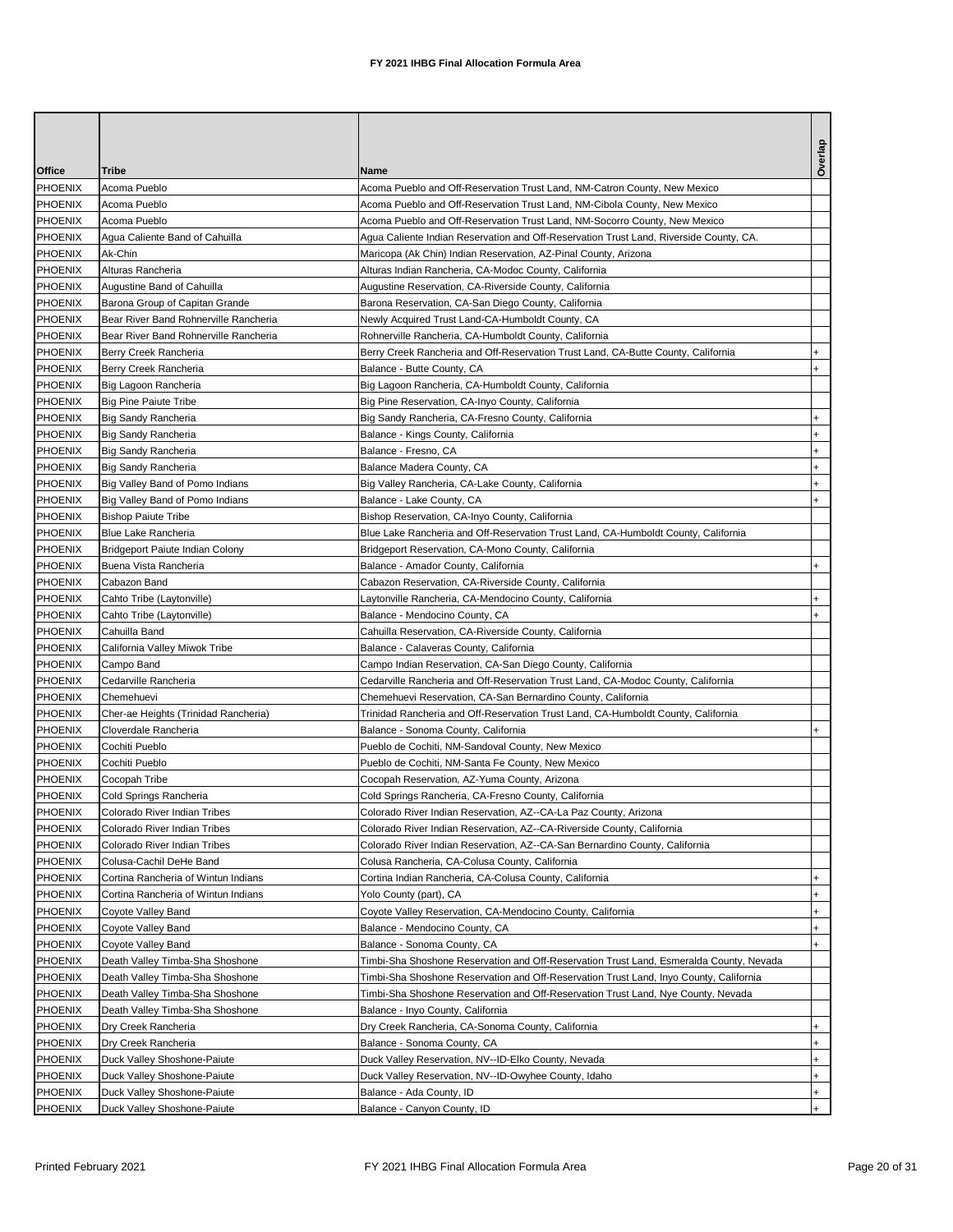# FY 2021 IHBG Final Allocation Formula Area

| Office | Tribe | Name | Overlap |
|---|---|---|---|
| PHOENIX | Acoma Pueblo | Acoma Pueblo and Off-Reservation Trust Land, NM-Catron County, New Mexico | |
| PHOENIX | Acoma Pueblo | Acoma Pueblo and Off-Reservation Trust Land, NM-Cibola County, New Mexico | |
| PHOENIX | Acoma Pueblo | Acoma Pueblo and Off-Reservation Trust Land, NM-Socorro County, New Mexico | |
| PHOENIX | Agua Caliente Band of Cahuilla | Agua Caliente Indian Reservation and Off-Reservation Trust Land, Riverside County, CA. | |
| PHOENIX | Ak-Chin | Maricopa (Ak Chin) Indian Reservation, AZ-Pinal County, Arizona | |
| PHOENIX | Alturas Rancheria | Alturas Indian Rancheria, CA-Modoc County, California | |
| PHOENIX | Augustine Band of Cahuilla | Augustine Reservation, CA-Riverside County, California | |
| PHOENIX | Barona Group of Capitan Grande | Barona Reservation, CA-San Diego County, California | |
| PHOENIX | Bear River Band Rohnerville Rancheria | Newly Acquired Trust Land-CA-Humboldt County, CA | |
| PHOENIX | Bear River Band Rohnerville Rancheria | Rohnerville Rancheria, CA-Humboldt County, California | |
| PHOENIX | Berry Creek Rancheria | Berry Creek Rancheria and Off-Reservation Trust Land, CA-Butte County, California | + |
| PHOENIX | Berry Creek Rancheria | Balance - Butte County, CA | + |
| PHOENIX | Big Lagoon Rancheria | Big Lagoon Rancheria, CA-Humboldt County, California | |
| PHOENIX | Big Pine Paiute Tribe | Big Pine Reservation, CA-Inyo County, California | |
| PHOENIX | Big Sandy Rancheria | Big Sandy Rancheria, CA-Fresno County, California | + |
| PHOENIX | Big Sandy Rancheria | Balance - Kings County, California | + |
| PHOENIX | Big Sandy Rancheria | Balance - Fresno, CA | + |
| PHOENIX | Big Sandy Rancheria | Balance Madera County, CA | + |
| PHOENIX | Big Valley Band of Pomo Indians | Big Valley Rancheria, CA-Lake County, California | + |
| PHOENIX | Big Valley Band of Pomo Indians | Balance - Lake County, CA | + |
| PHOENIX | Bishop Paiute Tribe | Bishop Reservation, CA-Inyo County, California | |
| PHOENIX | Blue Lake Rancheria | Blue Lake Rancheria and Off-Reservation Trust Land, CA-Humboldt County, California | |
| PHOENIX | Bridgeport Paiute Indian Colony | Bridgeport Reservation, CA-Mono County, California | |
| PHOENIX | Buena Vista Rancheria | Balance - Amador County, California | + |
| PHOENIX | Cabazon Band | Cabazon Reservation, CA-Riverside County, California | |
| PHOENIX | Cahto Tribe (Laytonville) | Laytonville Rancheria, CA-Mendocino County, California | + |
| PHOENIX | Cahto Tribe (Laytonville) | Balance - Mendocino County, CA | + |
| PHOENIX | Cahuilla Band | Cahuilla Reservation, CA-Riverside County, California | |
| PHOENIX | California Valley Miwok Tribe | Balance - Calaveras County, California | |
| PHOENIX | Campo Band | Campo Indian Reservation, CA-San Diego County, California | |
| PHOENIX | Cedarville Rancheria | Cedarville Rancheria and Off-Reservation Trust Land, CA-Modoc County, California | |
| PHOENIX | Chemehuevi | Chemehuevi Reservation, CA-San Bernardino County, California | |
| PHOENIX | Cher-ae Heights (Trinidad Rancheria) | Trinidad Rancheria and Off-Reservation Trust Land, CA-Humboldt County, California | |
| PHOENIX | Cloverdale Rancheria | Balance - Sonoma County, California | + |
| PHOENIX | Cochiti Pueblo | Pueblo de Cochiti, NM-Sandoval County, New Mexico | |
| PHOENIX | Cochiti Pueblo | Pueblo de Cochiti, NM-Santa Fe County, New Mexico | |
| PHOENIX | Cocopah Tribe | Cocopah Reservation, AZ-Yuma County, Arizona | |
| PHOENIX | Cold Springs Rancheria | Cold Springs Rancheria, CA-Fresno County, California | |
| PHOENIX | Colorado River Indian Tribes | Colorado River Indian Reservation, AZ--CA-La Paz County, Arizona | |
| PHOENIX | Colorado River Indian Tribes | Colorado River Indian Reservation, AZ--CA-Riverside County, California | |
| PHOENIX | Colorado River Indian Tribes | Colorado River Indian Reservation, AZ--CA-San Bernardino County, California | |
| PHOENIX | Colusa-Cachil DeHe Band | Colusa Rancheria, CA-Colusa County, California | |
| PHOENIX | Cortina Rancheria of Wintun Indians | Cortina Indian Rancheria, CA-Colusa County, California | + |
| PHOENIX | Cortina Rancheria of Wintun Indians | Yolo County (part), CA | + |
| PHOENIX | Coyote Valley Band | Coyote Valley Reservation, CA-Mendocino County, California | + |
| PHOENIX | Coyote Valley Band | Balance - Mendocino County, CA | + |
| PHOENIX | Coyote Valley Band | Balance - Sonoma County, CA | + |
| PHOENIX | Death Valley Timba-Sha Shoshone | Timbi-Sha Shoshone Reservation and Off-Reservation Trust Land, Esmeralda County, Nevada | |
| PHOENIX | Death Valley Timba-Sha Shoshone | Timbi-Sha Shoshone Reservation and Off-Reservation Trust Land, Inyo County, California | |
| PHOENIX | Death Valley Timba-Sha Shoshone | Timbi-Sha Shoshone Reservation and Off-Reservation Trust Land, Nye County, Nevada | |
| PHOENIX | Death Valley Timba-Sha Shoshone | Balance - Inyo County, California | |
| PHOENIX | Dry Creek Rancheria | Dry Creek Rancheria, CA-Sonoma County, California | + |
| PHOENIX | Dry Creek Rancheria | Balance - Sonoma County, CA | + |
| PHOENIX | Duck Valley Shoshone-Paiute | Duck Valley Reservation, NV--ID-Elko County, Nevada | + |
| PHOENIX | Duck Valley Shoshone-Paiute | Duck Valley Reservation, NV--ID-Owyhee County, Idaho | + |
| PHOENIX | Duck Valley Shoshone-Paiute | Balance - Ada County, ID | + |
| PHOENIX | Duck Valley Shoshone-Paiute | Balance - Canyon County, ID | + |

Printed February 2021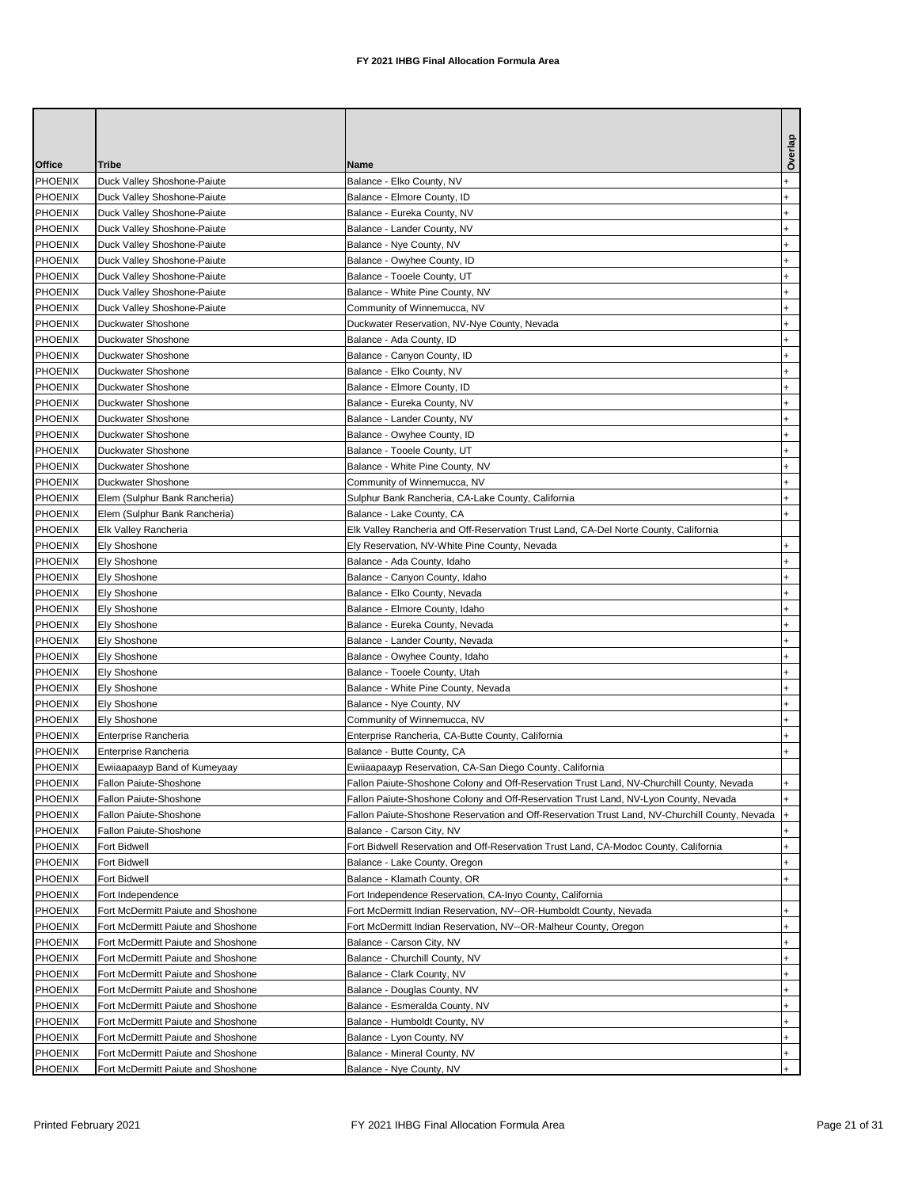# FY 2021 IHBG Final Allocation Formula Area

| Office | Tribe | Name | Overlap |
|---|---|---|---|
| PHOENIX | Duck Valley Shoshone-Paiute | Balance - Elko County, NV | + |
| PHOENIX | Duck Valley Shoshone-Paiute | Balance - Elmore County, ID | + |
| PHOENIX | Duck Valley Shoshone-Paiute | Balance - Eureka County, NV | + |
| PHOENIX | Duck Valley Shoshone-Paiute | Balance - Lander County, NV | + |
| PHOENIX | Duck Valley Shoshone-Paiute | Balance - Nye County, NV | + |
| PHOENIX | Duck Valley Shoshone-Paiute | Balance - Owyhee County, ID | + |
| PHOENIX | Duck Valley Shoshone-Paiute | Balance - Tooele County, UT | + |
| PHOENIX | Duck Valley Shoshone-Paiute | Balance - White Pine County, NV | + |
| PHOENIX | Duck Valley Shoshone-Paiute | Community of Winnemucca, NV | + |
| PHOENIX | Duckwater Shoshone | Duckwater Reservation, NV-Nye County, Nevada | + |
| PHOENIX | Duckwater Shoshone | Balance - Ada County, ID | + |
| PHOENIX | Duckwater Shoshone | Balance - Canyon County, ID | + |
| PHOENIX | Duckwater Shoshone | Balance - Elko County, NV | + |
| PHOENIX | Duckwater Shoshone | Balance - Elmore County, ID | + |
| PHOENIX | Duckwater Shoshone | Balance - Eureka County, NV | + |
| PHOENIX | Duckwater Shoshone | Balance - Lander County, NV | + |
| PHOENIX | Duckwater Shoshone | Balance - Owyhee County, ID | + |
| PHOENIX | Duckwater Shoshone | Balance - Tooele County, UT | + |
| PHOENIX | Duckwater Shoshone | Balance - White Pine County, NV | + |
| PHOENIX | Duckwater Shoshone | Community of Winnemucca, NV | + |
| PHOENIX | Elem (Sulphur Bank Rancheria) | Sulphur Bank Rancheria, CA-Lake County, California | + |
| PHOENIX | Elem (Sulphur Bank Rancheria) | Balance - Lake County, CA | + |
| PHOENIX | Elk Valley Rancheria | Elk Valley Rancheria and Off-Reservation Trust Land, CA-Del Norte County, California | |
| PHOENIX | Ely Shoshone | Ely Reservation, NV-White Pine County, Nevada | + |
| PHOENIX | Ely Shoshone | Balance - Ada County, Idaho | + |
| PHOENIX | Ely Shoshone | Balance - Canyon County, Idaho | + |
| PHOENIX | Ely Shoshone | Balance - Elko County, Nevada | + |
| PHOENIX | Ely Shoshone | Balance - Elmore County, Idaho | + |
| PHOENIX | Ely Shoshone | Balance - Eureka County, Nevada | + |
| PHOENIX | Ely Shoshone | Balance - Lander County, Nevada | + |
| PHOENIX | Ely Shoshone | Balance - Owyhee County, Idaho | + |
| PHOENIX | Ely Shoshone | Balance - Tooele County, Utah | + |
| PHOENIX | Ely Shoshone | Balance - White Pine County, Nevada | + |
| PHOENIX | Ely Shoshone | Balance - Nye County, NV | + |
| PHOENIX | Ely Shoshone | Community of Winnemucca, NV | + |
| PHOENIX | Enterprise Rancheria | Enterprise Rancheria, CA-Butte County, California | + |
| PHOENIX | Enterprise Rancheria | Balance - Butte County, CA | + |
| PHOENIX | Ewiiaapaayp Band of Kumeyaay | Ewiiaapaayp Reservation, CA-San Diego County, California | |
| PHOENIX | Fallon Paiute-Shoshone | Fallon Paiute-Shoshone Colony and Off-Reservation Trust Land, NV-Churchill County, Nevada | + |
| PHOENIX | Fallon Paiute-Shoshone | Fallon Paiute-Shoshone Colony and Off-Reservation Trust Land, NV-Lyon County, Nevada | + |
| PHOENIX | Fallon Paiute-Shoshone | Fallon Paiute-Shoshone Reservation and Off-Reservation Trust Land, NV-Churchill County, Nevada | + |
| PHOENIX | Fallon Paiute-Shoshone | Balance - Carson City, NV | + |
| PHOENIX | Fort Bidwell | Fort Bidwell Reservation and Off-Reservation Trust Land, CA-Modoc County, California | + |
| PHOENIX | Fort Bidwell | Balance - Lake County, Oregon | + |
| PHOENIX | Fort Bidwell | Balance - Klamath County, OR | + |
| PHOENIX | Fort Independence | Fort Independence Reservation, CA-Inyo County, California | |
| PHOENIX | Fort McDermitt Paiute and Shoshone | Fort McDermitt Indian Reservation, NV--OR-Humboldt County, Nevada | + |
| PHOENIX | Fort McDermitt Paiute and Shoshone | Fort McDermitt Indian Reservation, NV--OR-Malheur County, Oregon | + |
| PHOENIX | Fort McDermitt Paiute and Shoshone | Balance - Carson City, NV | + |
| PHOENIX | Fort McDermitt Paiute and Shoshone | Balance - Churchill County, NV | + |
| PHOENIX | Fort McDermitt Paiute and Shoshone | Balance - Clark County, NV | + |
| PHOENIX | Fort McDermitt Paiute and Shoshone | Balance - Douglas County, NV | + |
| PHOENIX | Fort McDermitt Paiute and Shoshone | Balance - Esmeralda County, NV | + |
| PHOENIX | Fort McDermitt Paiute and Shoshone | Balance - Humboldt County, NV | + |
| PHOENIX | Fort McDermitt Paiute and Shoshone | Balance - Lyon County, NV | + |
| PHOENIX | Fort McDermitt Paiute and Shoshone | Balance - Mineral County, NV | + |
| PHOENIX | Fort McDermitt Paiute and Shoshone | Balance - Nye County, NV | + |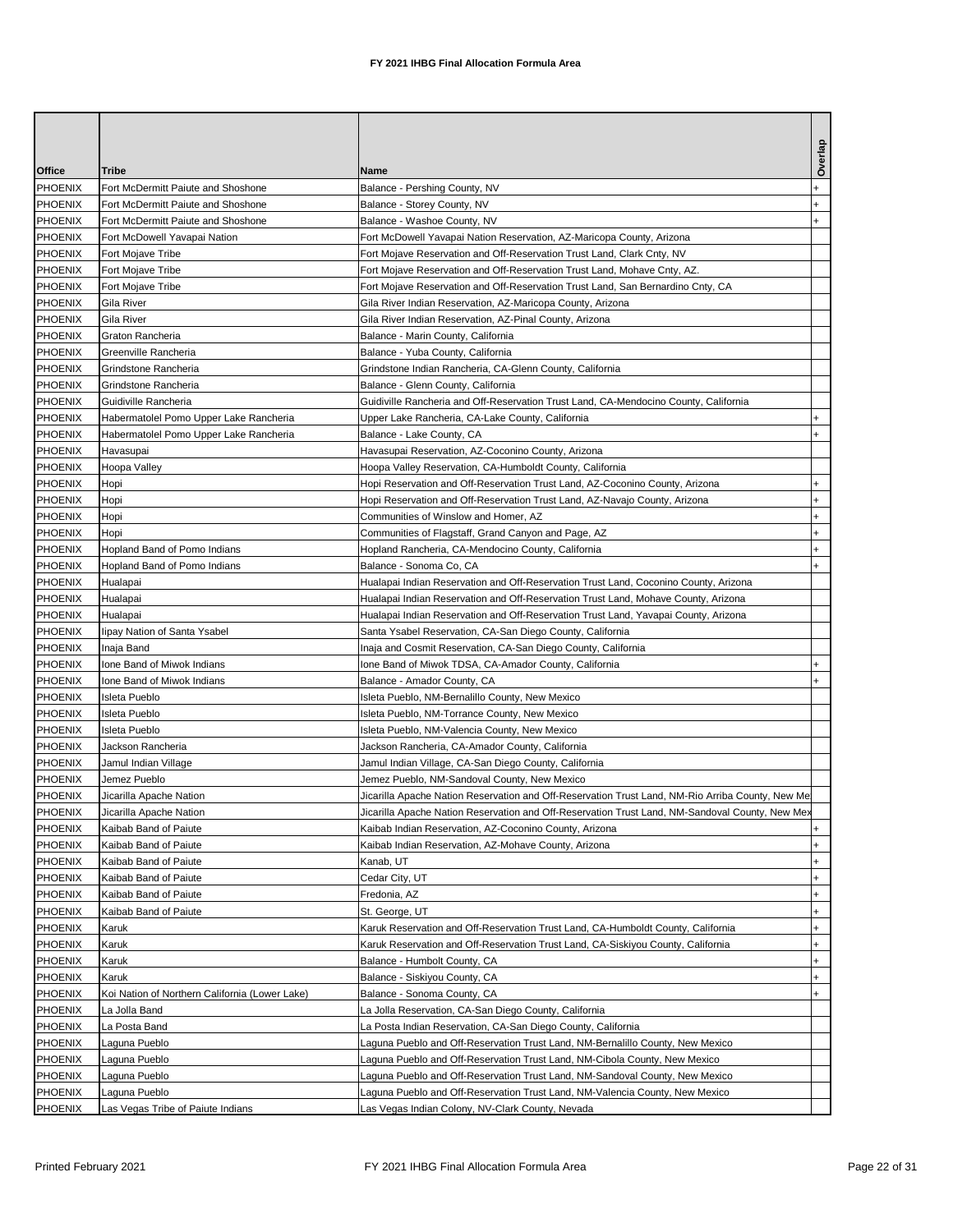# FY 2021 IHBG Final Allocation Formula Area

| Office | Tribe | Name | Overlap |
|---|---|---|---|
| PHOENIX | Fort McDermitt Paiute and Shoshone | Balance - Pershing County, NV | + |
| PHOENIX | Fort McDermitt Paiute and Shoshone | Balance - Storey County, NV | + |
| PHOENIX | Fort McDermitt Paiute and Shoshone | Balance - Washoe County, NV | + |
| PHOENIX | Fort McDowell Yavapai Nation | Fort McDowell Yavapai Nation Reservation, AZ-Maricopa County, Arizona | |
| PHOENIX | Fort Mojave Tribe | Fort Mojave Reservation and Off-Reservation Trust Land, Clark Cnty, NV | |
| PHOENIX | Fort Mojave Tribe | Fort Mojave Reservation and Off-Reservation Trust Land, Mohave Cnty, AZ. | |
| PHOENIX | Fort Mojave Tribe | Fort Mojave Reservation and Off-Reservation Trust Land, San Bernardino Cnty, CA | |
| PHOENIX | Gila River | Gila River Indian Reservation, AZ-Maricopa County, Arizona | |
| PHOENIX | Gila River | Gila River Indian Reservation, AZ-Pinal County, Arizona | |
| PHOENIX | Graton Rancheria | Balance - Marin County, California | |
| PHOENIX | Greenville Rancheria | Balance - Yuba County, California | |
| PHOENIX | Grindstone Rancheria | Grindstone Indian Rancheria, CA-Glenn County, California | |
| PHOENIX | Grindstone Rancheria | Balance - Glenn County, California | |
| PHOENIX | Guidiville Rancheria | Guidiville Rancheria and Off-Reservation Trust Land, CA-Mendocino County, California | |
| PHOENIX | Habermatolel Pomo Upper Lake Rancheria | Upper Lake Rancheria, CA-Lake County, California | + |
| PHOENIX | Habermatolel Pomo Upper Lake Rancheria | Balance - Lake County, CA | + |
| PHOENIX | Havasupai | Havasupai Reservation, AZ-Coconino County, Arizona | |
| PHOENIX | Hoopa Valley | Hoopa Valley Reservation, CA-Humboldt County, California | |
| PHOENIX | Hopi | Hopi Reservation and Off-Reservation Trust Land, AZ-Coconino County, Arizona | + |
| PHOENIX | Hopi | Hopi Reservation and Off-Reservation Trust Land, AZ-Navajo County, Arizona | + |
| PHOENIX | Hopi | Communities of Winslow and Homer, AZ | + |
| PHOENIX | Hopi | Communities of Flagstaff, Grand Canyon and Page, AZ | + |
| PHOENIX | Hopland Band of Pomo Indians | Hopland Rancheria, CA-Mendocino County, California | + |
| PHOENIX | Hopland Band of Pomo Indians | Balance - Sonoma Co, CA | + |
| PHOENIX | Hualapai | Hualapai Indian Reservation and Off-Reservation Trust Land, Coconino County, Arizona | |
| PHOENIX | Hualapai | Hualapai Indian Reservation and Off-Reservation Trust Land, Mohave County, Arizona | |
| PHOENIX | Hualapai | Hualapai Indian Reservation and Off-Reservation Trust Land, Yavapai County, Arizona | |
| PHOENIX | Iipay Nation of Santa Ysabel | Santa Ysabel Reservation, CA-San Diego County, California | |
| PHOENIX | Inaja Band | Inaja and Cosmit Reservation, CA-San Diego County, California | |
| PHOENIX | Ione Band of Miwok Indians | Ione Band of Miwok TDSA, CA-Amador County, California | + |
| PHOENIX | Ione Band of Miwok Indians | Balance - Amador County, CA | + |
| PHOENIX | Isleta Pueblo | Isleta Pueblo, NM-Bernalillo County, New Mexico | |
| PHOENIX | Isleta Pueblo | Isleta Pueblo, NM-Torrance County, New Mexico | |
| PHOENIX | Isleta Pueblo | Isleta Pueblo, NM-Valencia County, New Mexico | |
| PHOENIX | Jackson Rancheria | Jackson Rancheria, CA-Amador County, California | |
| PHOENIX | Jamul Indian Village | Jamul Indian Village, CA-San Diego County, California | |
| PHOENIX | Jemez Pueblo | Jemez Pueblo, NM-Sandoval County, New Mexico | |
| PHOENIX | Jicarilla Apache Nation | Jicarilla Apache Nation Reservation and Off-Reservation Trust Land, NM-Rio Arriba County, New Me | |
| PHOENIX | Jicarilla Apache Nation | Jicarilla Apache Nation Reservation and Off-Reservation Trust Land, NM-Sandoval County, New Mex | |
| PHOENIX | Kaibab Band of Paiute | Kaibab Indian Reservation, AZ-Coconino County, Arizona | + |
| PHOENIX | Kaibab Band of Paiute | Kaibab Indian Reservation, AZ-Mohave County, Arizona | + |
| PHOENIX | Kaibab Band of Paiute | Kanab, UT | + |
| PHOENIX | Kaibab Band of Paiute | Cedar City, UT | + |
| PHOENIX | Kaibab Band of Paiute | Fredonia, AZ | + |
| PHOENIX | Kaibab Band of Paiute | St. George, UT | + |
| PHOENIX | Karuk | Karuk Reservation and Off-Reservation Trust Land, CA-Humboldt County, California | + |
| PHOENIX | Karuk | Karuk Reservation and Off-Reservation Trust Land, CA-Siskiyou County, California | + |
| PHOENIX | Karuk | Balance - Humbolt County, CA | + |
| PHOENIX | Karuk | Balance - Siskiyou County, CA | + |
| PHOENIX | Koi Nation of Northern California (Lower Lake) | Balance - Sonoma County, CA | + |
| PHOENIX | La Jolla Band | La Jolla Reservation, CA-San Diego County, California | |
| PHOENIX | La Posta Band | La Posta Indian Reservation, CA-San Diego County, California | |
| PHOENIX | Laguna Pueblo | Laguna Pueblo and Off-Reservation Trust Land, NM-Bernalillo County, New Mexico | |
| PHOENIX | Laguna Pueblo | Laguna Pueblo and Off-Reservation Trust Land, NM-Cibola County, New Mexico | |
| PHOENIX | Laguna Pueblo | Laguna Pueblo and Off-Reservation Trust Land, NM-Sandoval County, New Mexico | |
| PHOENIX | Laguna Pueblo | Laguna Pueblo and Off-Reservation Trust Land, NM-Valencia County, New Mexico | |
| PHOENIX | Las Vegas Tribe of Paiute Indians | Las Vegas Indian Colony, NV-Clark County, Nevada | |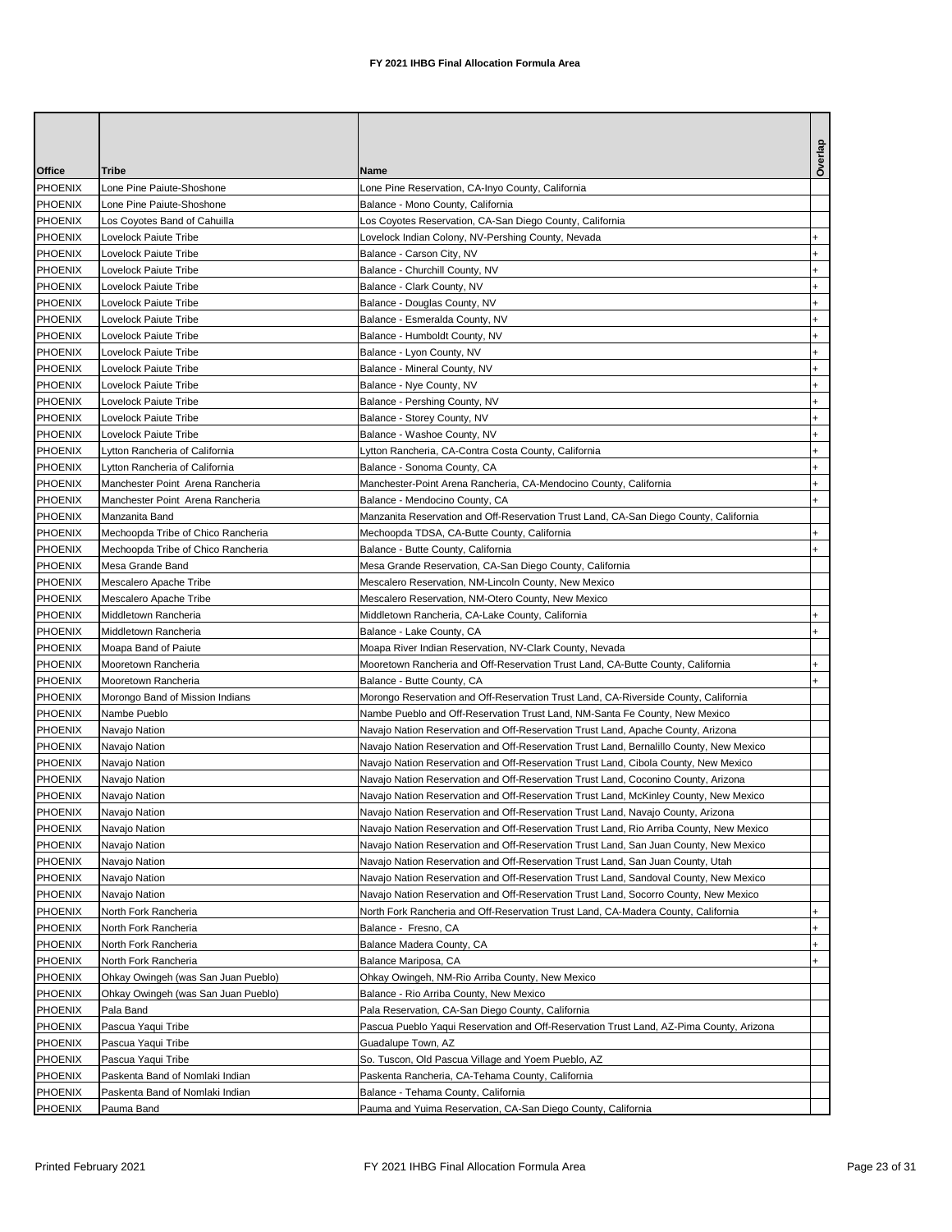# FY 2021 IHBG Final Allocation Formula Area

| Office | Tribe | Name | Overlap |
|---|---|---|---|
| PHOENIX | Lone Pine Paiute-Shoshone | Lone Pine Reservation, CA-Inyo County, California | |
| PHOENIX | Lone Pine Paiute-Shoshone | Balance - Mono County, California | |
| PHOENIX | Los Coyotes Band of Cahuilla | Los Coyotes Reservation, CA-San Diego County, California | |
| PHOENIX | Lovelock Paiute Tribe | Lovelock Indian Colony, NV-Pershing County, Nevada | + |
| PHOENIX | Lovelock Paiute Tribe | Balance - Carson City, NV | + |
| PHOENIX | Lovelock Paiute Tribe | Balance - Churchill County, NV | + |
| PHOENIX | Lovelock Paiute Tribe | Balance - Clark County, NV | + |
| PHOENIX | Lovelock Paiute Tribe | Balance - Douglas County, NV | + |
| PHOENIX | Lovelock Paiute Tribe | Balance - Esmeralda County, NV | + |
| PHOENIX | Lovelock Paiute Tribe | Balance - Humboldt County, NV | + |
| PHOENIX | Lovelock Paiute Tribe | Balance - Lyon County, NV | + |
| PHOENIX | Lovelock Paiute Tribe | Balance - Mineral County, NV | + |
| PHOENIX | Lovelock Paiute Tribe | Balance - Nye County, NV | + |
| PHOENIX | Lovelock Paiute Tribe | Balance - Pershing County, NV | + |
| PHOENIX | Lovelock Paiute Tribe | Balance - Storey County, NV | + |
| PHOENIX | Lovelock Paiute Tribe | Balance - Washoe County, NV | + |
| PHOENIX | Lytton Rancheria of California | Lytton Rancheria, CA-Contra Costa County, California | + |
| PHOENIX | Lytton Rancheria of California | Balance - Sonoma County, CA | + |
| PHOENIX | Manchester Point Arena Rancheria | Manchester-Point Arena Rancheria, CA-Mendocino County, California | + |
| PHOENIX | Manchester Point Arena Rancheria | Balance - Mendocino County, CA | + |
| PHOENIX | Manzanita Band | Manzanita Reservation and Off-Reservation Trust Land, CA-San Diego County, California | |
| PHOENIX | Mechoopda Tribe of Chico Rancheria | Mechoopda TDSA, CA-Butte County, California | + |
| PHOENIX | Mechoopda Tribe of Chico Rancheria | Balance - Butte County, California | + |
| PHOENIX | Mesa Grande Band | Mesa Grande Reservation, CA-San Diego County, California | |
| PHOENIX | Mescalero Apache Tribe | Mescalero Reservation, NM-Lincoln County, New Mexico | |
| PHOENIX | Mescalero Apache Tribe | Mescalero Reservation, NM-Otero County, New Mexico | |
| PHOENIX | Middletown Rancheria | Middletown Rancheria, CA-Lake County, California | + |
| PHOENIX | Middletown Rancheria | Balance - Lake County, CA | + |
| PHOENIX | Moapa Band of Paiute | Moapa River Indian Reservation, NV-Clark County, Nevada | |
| PHOENIX | Mooretown Rancheria | Mooretown Rancheria and Off-Reservation Trust Land, CA-Butte County, California | + |
| PHOENIX | Mooretown Rancheria | Balance - Butte County, CA | + |
| PHOENIX | Morongo Band of Mission Indians | Morongo Reservation and Off-Reservation Trust Land, CA-Riverside County, California | |
| PHOENIX | Nambe Pueblo | Nambe Pueblo and Off-Reservation Trust Land, NM-Santa Fe County, New Mexico | |
| PHOENIX | Navajo Nation | Navajo Nation Reservation and Off-Reservation Trust Land, Apache County, Arizona | |
| PHOENIX | Navajo Nation | Navajo Nation Reservation and Off-Reservation Trust Land, Bernalillo County, New Mexico | |
| PHOENIX | Navajo Nation | Navajo Nation Reservation and Off-Reservation Trust Land, Cibola County, New Mexico | |
| PHOENIX | Navajo Nation | Navajo Nation Reservation and Off-Reservation Trust Land, Coconino County, Arizona | |
| PHOENIX | Navajo Nation | Navajo Nation Reservation and Off-Reservation Trust Land, McKinley County, New Mexico | |
| PHOENIX | Navajo Nation | Navajo Nation Reservation and Off-Reservation Trust Land, Navajo County, Arizona | |
| PHOENIX | Navajo Nation | Navajo Nation Reservation and Off-Reservation Trust Land, Rio Arriba County, New Mexico | |
| PHOENIX | Navajo Nation | Navajo Nation Reservation and Off-Reservation Trust Land, San Juan County, New Mexico | |
| PHOENIX | Navajo Nation | Navajo Nation Reservation and Off-Reservation Trust Land, San Juan County, Utah | |
| PHOENIX | Navajo Nation | Navajo Nation Reservation and Off-Reservation Trust Land, Sandoval County, New Mexico | |
| PHOENIX | Navajo Nation | Navajo Nation Reservation and Off-Reservation Trust Land, Socorro County, New Mexico | |
| PHOENIX | North Fork Rancheria | North Fork Rancheria and Off-Reservation Trust Land, CA-Madera County, California | + |
| PHOENIX | North Fork Rancheria | Balance - Fresno, CA | + |
| PHOENIX | North Fork Rancheria | Balance Madera County, CA | + |
| PHOENIX | North Fork Rancheria | Balance Mariposa, CA | + |
| PHOENIX | Ohkay Owingeh (was San Juan Pueblo) | Ohkay Owingeh, NM-Rio Arriba County, New Mexico | |
| PHOENIX | Ohkay Owingeh (was San Juan Pueblo) | Balance - Rio Arriba County, New Mexico | |
| PHOENIX | Pala Band | Pala Reservation, CA-San Diego County, California | |
| PHOENIX | Pascua Yaqui Tribe | Pascua Pueblo Yaqui Reservation and Off-Reservation Trust Land, AZ-Pima County, Arizona | |
| PHOENIX | Pascua Yaqui Tribe | Guadalupe Town, AZ | |
| PHOENIX | Pascua Yaqui Tribe | So. Tuscon, Old Pascua Village and Yoem Pueblo, AZ | |
| PHOENIX | Paskenta Band of Nomlaki Indian | Paskenta Rancheria, CA-Tehama County, California | |
| PHOENIX | Paskenta Band of Nomlaki Indian | Balance - Tehama County, California | |
| PHOENIX | Pauma Band | Pauma and Yuima Reservation, CA-San Diego County, California | |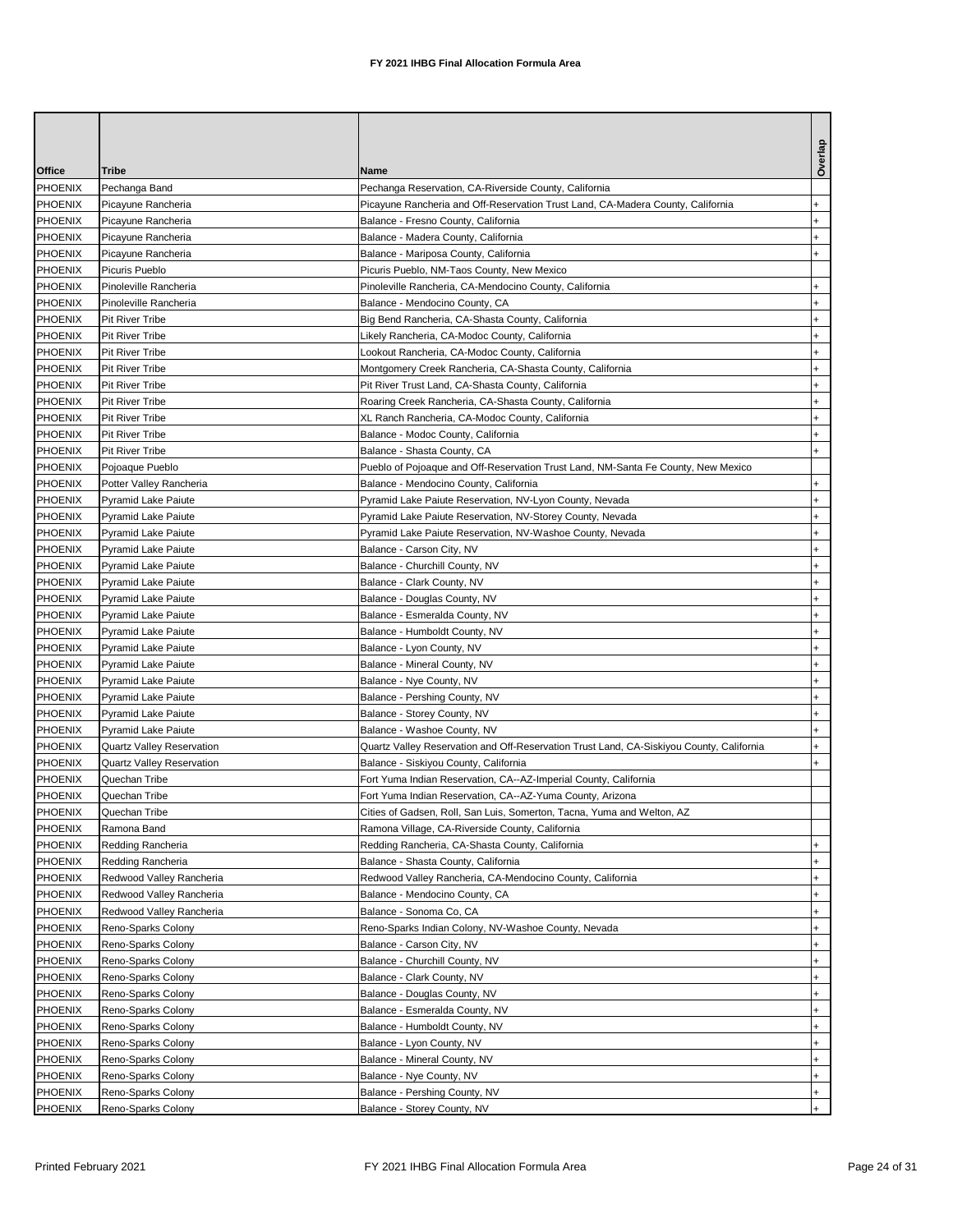# FY 2021 IHBG Final Allocation Formula Area

| Office | Tribe | Name | Overlap |
|---|---|---|---|
| PHOENIX | Pechanga Band | Pechanga Reservation, CA-Riverside County, California | |
| PHOENIX | Picayune Rancheria | Picayune Rancheria and Off-Reservation Trust Land, CA-Madera County, California | + |
| PHOENIX | Picayune Rancheria | Balance - Fresno County, California | + |
| PHOENIX | Picayune Rancheria | Balance - Madera County, California | + |
| PHOENIX | Picayune Rancheria | Balance - Mariposa County, California | + |
| PHOENIX | Picuris Pueblo | Picuris Pueblo, NM-Taos County, New Mexico | |
| PHOENIX | Pinoleville Rancheria | Pinoleville Rancheria, CA-Mendocino County, California | + |
| PHOENIX | Pinoleville Rancheria | Balance - Mendocino County, CA | + |
| PHOENIX | Pit River Tribe | Big Bend Rancheria, CA-Shasta County, California | + |
| PHOENIX | Pit River Tribe | Likely Rancheria, CA-Modoc County, California | + |
| PHOENIX | Pit River Tribe | Lookout Rancheria, CA-Modoc County, California | + |
| PHOENIX | Pit River Tribe | Montgomery Creek Rancheria, CA-Shasta County, California | + |
| PHOENIX | Pit River Tribe | Pit River Trust Land, CA-Shasta County, California | + |
| PHOENIX | Pit River Tribe | Roaring Creek Rancheria, CA-Shasta County, California | + |
| PHOENIX | Pit River Tribe | XL Ranch Rancheria, CA-Modoc County, California | + |
| PHOENIX | Pit River Tribe | Balance - Modoc County, California | + |
| PHOENIX | Pit River Tribe | Balance - Shasta County, CA | + |
| PHOENIX | Pojoaque Pueblo | Pueblo of Pojoaque and Off-Reservation Trust Land, NM-Santa Fe County, New Mexico | |
| PHOENIX | Potter Valley Rancheria | Balance - Mendocino County, California | + |
| PHOENIX | Pyramid Lake Paiute | Pyramid Lake Paiute Reservation, NV-Lyon County, Nevada | + |
| PHOENIX | Pyramid Lake Paiute | Pyramid Lake Paiute Reservation, NV-Storey County, Nevada | + |
| PHOENIX | Pyramid Lake Paiute | Pyramid Lake Paiute Reservation, NV-Washoe County, Nevada | + |
| PHOENIX | Pyramid Lake Paiute | Balance - Carson City, NV | + |
| PHOENIX | Pyramid Lake Paiute | Balance - Churchill County, NV | + |
| PHOENIX | Pyramid Lake Paiute | Balance - Clark County, NV | + |
| PHOENIX | Pyramid Lake Paiute | Balance - Douglas County, NV | + |
| PHOENIX | Pyramid Lake Paiute | Balance - Esmeralda County, NV | + |
| PHOENIX | Pyramid Lake Paiute | Balance - Humboldt County, NV | + |
| PHOENIX | Pyramid Lake Paiute | Balance - Lyon County, NV | + |
| PHOENIX | Pyramid Lake Paiute | Balance - Mineral County, NV | + |
| PHOENIX | Pyramid Lake Paiute | Balance - Nye County, NV | + |
| PHOENIX | Pyramid Lake Paiute | Balance - Pershing County, NV | + |
| PHOENIX | Pyramid Lake Paiute | Balance - Storey County, NV | + |
| PHOENIX | Pyramid Lake Paiute | Balance - Washoe County, NV | + |
| PHOENIX | Quartz Valley Reservation | Quartz Valley Reservation and Off-Reservation Trust Land, CA-Siskiyou County, California | + |
| PHOENIX | Quartz Valley Reservation | Balance - Siskiyou County, California | + |
| PHOENIX | Quechan Tribe | Fort Yuma Indian Reservation, CA--AZ-Imperial County, California | |
| PHOENIX | Quechan Tribe | Fort Yuma Indian Reservation, CA--AZ-Yuma County, Arizona | |
| PHOENIX | Quechan Tribe | Cities of Gadsen, Roll, San Luis, Somerton, Tacna, Yuma and Welton, AZ | |
| PHOENIX | Ramona Band | Ramona Village, CA-Riverside County, California | |
| PHOENIX | Redding Rancheria | Redding Rancheria, CA-Shasta County, California | + |
| PHOENIX | Redding Rancheria | Balance - Shasta County, California | + |
| PHOENIX | Redwood Valley Rancheria | Redwood Valley Rancheria, CA-Mendocino County, California | + |
| PHOENIX | Redwood Valley Rancheria | Balance - Mendocino County, CA | + |
| PHOENIX | Redwood Valley Rancheria | Balance - Sonoma Co, CA | + |
| PHOENIX | Reno-Sparks Colony | Reno-Sparks Indian Colony, NV-Washoe County, Nevada | + |
| PHOENIX | Reno-Sparks Colony | Balance - Carson City, NV | + |
| PHOENIX | Reno-Sparks Colony | Balance - Churchill County, NV | + |
| PHOENIX | Reno-Sparks Colony | Balance - Clark County, NV | + |
| PHOENIX | Reno-Sparks Colony | Balance - Douglas County, NV | + |
| PHOENIX | Reno-Sparks Colony | Balance - Esmeralda County, NV | + |
| PHOENIX | Reno-Sparks Colony | Balance - Humboldt County, NV | + |
| PHOENIX | Reno-Sparks Colony | Balance - Lyon County, NV | + |
| PHOENIX | Reno-Sparks Colony | Balance - Mineral County, NV | + |
| PHOENIX | Reno-Sparks Colony | Balance - Nye County, NV | + |
| PHOENIX | Reno-Sparks Colony | Balance - Pershing County, NV | + |
| PHOENIX | Reno-Sparks Colony | Balance - Storey County, NV | + |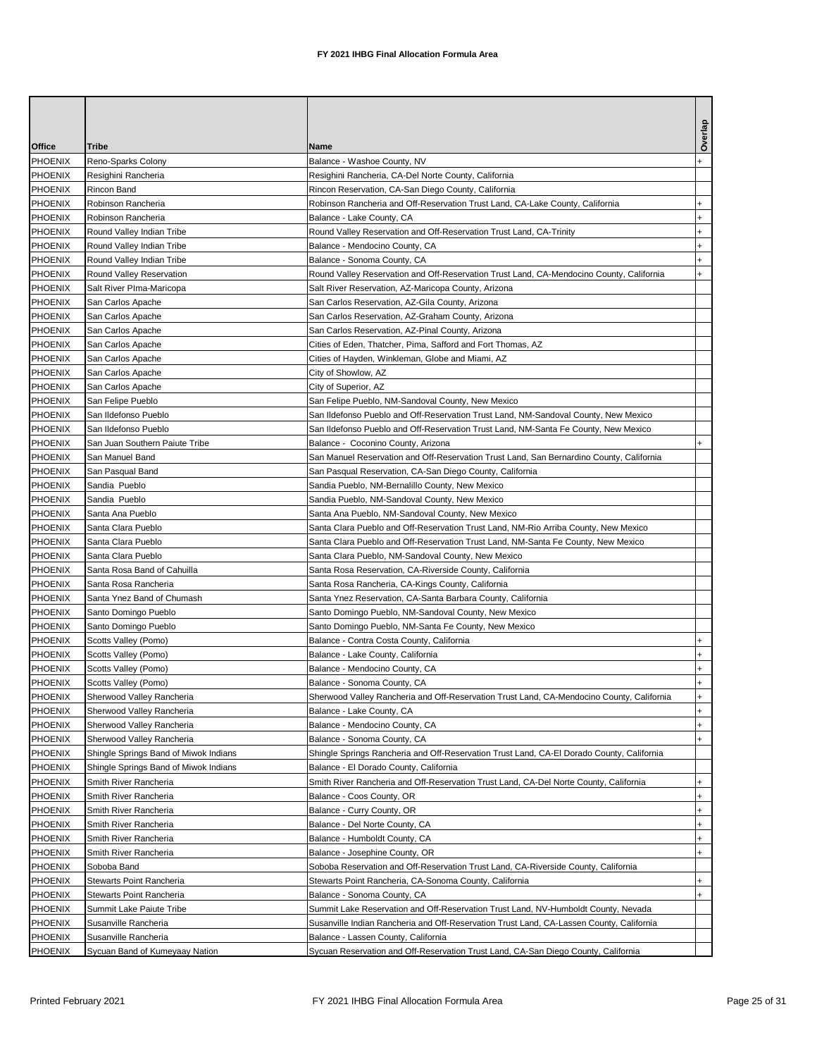**FY 2021 IHBG Final Allocation Formula Area**

| Office | Tribe | Name | Overlap |
|---|---|---|---|
| PHOENIX | Reno-Sparks Colony | Balance - Washoe County, NV | + |
| PHOENIX | Resighini Rancheria | Resighini Rancheria, CA-Del Norte County, California | |
| PHOENIX | Rincon Band | Rincon Reservation, CA-San Diego County, California | |
| PHOENIX | Robinson Rancheria | Robinson Rancheria and Off-Reservation Trust Land, CA-Lake County, California | + |
| PHOENIX | Robinson Rancheria | Balance - Lake County, CA | + |
| PHOENIX | Round Valley Indian Tribe | Round Valley Reservation and Off-Reservation Trust Land, CA-Trinity | + |
| PHOENIX | Round Valley Indian Tribe | Balance - Mendocino County, CA | + |
| PHOENIX | Round Valley Indian Tribe | Balance - Sonoma County, CA | + |
| PHOENIX | Round Valley Reservation | Round Valley Reservation and Off-Reservation Trust Land, CA-Mendocino County, California | + |
| PHOENIX | Salt River PIma-Maricopa | Salt River Reservation, AZ-Maricopa County, Arizona | |
| PHOENIX | San Carlos Apache | San Carlos Reservation, AZ-Gila County, Arizona | |
| PHOENIX | San Carlos Apache | San Carlos Reservation, AZ-Graham County, Arizona | |
| PHOENIX | San Carlos Apache | San Carlos Reservation, AZ-Pinal County, Arizona | |
| PHOENIX | San Carlos Apache | Cities of Eden, Thatcher, Pima, Safford and Fort Thomas, AZ | |
| PHOENIX | San Carlos Apache | Cities of Hayden, Winkleman, Globe and Miami, AZ | |
| PHOENIX | San Carlos Apache | City of Showlow, AZ | |
| PHOENIX | San Carlos Apache | City of Superior, AZ | |
| PHOENIX | San Felipe Pueblo | San Felipe Pueblo, NM-Sandoval County, New Mexico | |
| PHOENIX | San Ildefonso Pueblo | San Ildefonso Pueblo and Off-Reservation Trust Land, NM-Sandoval County, New Mexico | |
| PHOENIX | San Ildefonso Pueblo | San Ildefonso Pueblo and Off-Reservation Trust Land, NM-Santa Fe County, New Mexico | |
| PHOENIX | San Juan Southern Paiute Tribe | Balance - Coconino County, Arizona | + |
| PHOENIX | San Manuel Band | San Manuel Reservation and Off-Reservation Trust Land, San Bernardino County, California | |
| PHOENIX | San Pasqual Band | San Pasqual Reservation, CA-San Diego County, California | |
| PHOENIX | Sandia Pueblo | Sandia Pueblo, NM-Bernalillo County, New Mexico | |
| PHOENIX | Sandia Pueblo | Sandia Pueblo, NM-Sandoval County, New Mexico | |
| PHOENIX | Santa Ana Pueblo | Santa Ana Pueblo, NM-Sandoval County, New Mexico | |
| PHOENIX | Santa Clara Pueblo | Santa Clara Pueblo and Off-Reservation Trust Land, NM-Rio Arriba County, New Mexico | |
| PHOENIX | Santa Clara Pueblo | Santa Clara Pueblo and Off-Reservation Trust Land, NM-Santa Fe County, New Mexico | |
| PHOENIX | Santa Clara Pueblo | Santa Clara Pueblo, NM-Sandoval County, New Mexico | |
| PHOENIX | Santa Rosa Band of Cahuilla | Santa Rosa Reservation, CA-Riverside County, California | |
| PHOENIX | Santa Rosa Rancheria | Santa Rosa Rancheria, CA-Kings County, California | |
| PHOENIX | Santa Ynez Band of Chumash | Santa Ynez Reservation, CA-Santa Barbara County, California | |
| PHOENIX | Santo Domingo Pueblo | Santo Domingo Pueblo, NM-Sandoval County, New Mexico | |
| PHOENIX | Santo Domingo Pueblo | Santo Domingo Pueblo, NM-Santa Fe County, New Mexico | |
| PHOENIX | Scotts Valley (Pomo) | Balance - Contra Costa County, California | + |
| PHOENIX | Scotts Valley (Pomo) | Balance - Lake County, California | + |
| PHOENIX | Scotts Valley (Pomo) | Balance - Mendocino County, CA | + |
| PHOENIX | Scotts Valley (Pomo) | Balance - Sonoma County, CA | + |
| PHOENIX | Sherwood Valley Rancheria | Sherwood Valley Rancheria and Off-Reservation Trust Land, CA-Mendocino County, California | + |
| PHOENIX | Sherwood Valley Rancheria | Balance - Lake County, CA | + |
| PHOENIX | Sherwood Valley Rancheria | Balance - Mendocino County, CA | + |
| PHOENIX | Sherwood Valley Rancheria | Balance - Sonoma County, CA | + |
| PHOENIX | Shingle Springs Band of Miwok Indians | Shingle Springs Rancheria and Off-Reservation Trust Land, CA-El Dorado County, California | |
| PHOENIX | Shingle Springs Band of Miwok Indians | Balance - El Dorado County, California | |
| PHOENIX | Smith River Rancheria | Smith River Rancheria and Off-Reservation Trust Land, CA-Del Norte County, California | + |
| PHOENIX | Smith River Rancheria | Balance - Coos County, OR | + |
| PHOENIX | Smith River Rancheria | Balance - Curry County, OR | + |
| PHOENIX | Smith River Rancheria | Balance - Del Norte County, CA | + |
| PHOENIX | Smith River Rancheria | Balance - Humboldt County, CA | + |
| PHOENIX | Smith River Rancheria | Balance - Josephine County, OR | + |
| PHOENIX | Soboba Band | Soboba Reservation and Off-Reservation Trust Land, CA-Riverside County, California | |
| PHOENIX | Stewarts Point Rancheria | Stewarts Point Rancheria, CA-Sonoma County, California | + |
| PHOENIX | Stewarts Point Rancheria | Balance - Sonoma County, CA | + |
| PHOENIX | Summit Lake Paiute Tribe | Summit Lake Reservation and Off-Reservation Trust Land, NV-Humboldt County, Nevada | |
| PHOENIX | Susanville Rancheria | Susanville Indian Rancheria and Off-Reservation Trust Land, CA-Lassen County, California | |
| PHOENIX | Susanville Rancheria | Balance - Lassen County, California | |
| PHOENIX | Sycuan Band of Kumeyaay Nation | Sycuan Reservation and Off-Reservation Trust Land, CA-San Diego County, California | |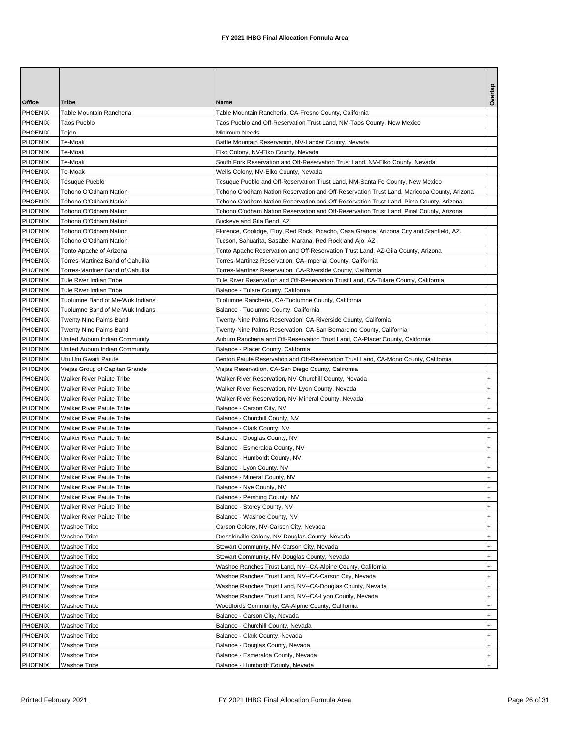# FY 2021 IHBG Final Allocation Formula Area

| Office | Tribe | Name | Overlap |
|---|---|---|---|
| PHOENIX | Table Mountain Rancheria | Table Mountain Rancheria, CA-Fresno County, California | |
| PHOENIX | Taos Pueblo | Taos Pueblo and Off-Reservation Trust Land, NM-Taos County, New Mexico | |
| PHOENIX | Tejon | Minimum Needs | |
| PHOENIX | Te-Moak | Battle Mountain Reservation, NV-Lander County, Nevada | |
| PHOENIX | Te-Moak | Elko Colony, NV-Elko County, Nevada | |
| PHOENIX | Te-Moak | South Fork Reservation and Off-Reservation Trust Land, NV-Elko County, Nevada | |
| PHOENIX | Te-Moak | Wells Colony, NV-Elko County, Nevada | |
| PHOENIX | Tesuque Pueblo | Tesuque Pueblo and Off-Reservation Trust Land, NM-Santa Fe County, New Mexico | |
| PHOENIX | Tohono O'Odham Nation | Tohono O'odham Nation Reservation and Off-Reservation Trust Land, Maricopa County, Arizona | |
| PHOENIX | Tohono O'Odham Nation | Tohono O'odham Nation Reservation and Off-Reservation Trust Land, Pima County, Arizona | |
| PHOENIX | Tohono O'Odham Nation | Tohono O'odham Nation Reservation and Off-Reservation Trust Land, Pinal County, Arizona | |
| PHOENIX | Tohono O'Odham Nation | Buckeye and Gila Bend, AZ | |
| PHOENIX | Tohono O'Odham Nation | Florence, Coolidge, Eloy, Red Rock, Picacho, Casa Grande, Arizona City and Stanfield, AZ. | |
| PHOENIX | Tohono O'Odham Nation | Tucson, Sahuarita, Sasabe, Marana, Red Rock and Ajo, AZ | |
| PHOENIX | Tonto Apache of Arizona | Tonto Apache Reservation and Off-Reservation Trust Land, AZ-Gila County, Arizona | |
| PHOENIX | Torres-Martinez Band of Cahuilla | Torres-Martinez Reservation, CA-Imperial County, California | |
| PHOENIX | Torres-Martinez Band of Cahuilla | Torres-Martinez Reservation, CA-Riverside County, California | |
| PHOENIX | Tule River Indian Tribe | Tule River Reservation and Off-Reservation Trust Land, CA-Tulare County, California | |
| PHOENIX | Tule River Indian Tribe | Balance - Tulare County, California | |
| PHOENIX | Tuolumne Band of Me-Wuk Indians | Tuolumne Rancheria, CA-Tuolumne County, California | |
| PHOENIX | Tuolumne Band of Me-Wuk Indians | Balance - Tuolumne County, California | |
| PHOENIX | Twenty Nine Palms Band | Twenty-Nine Palms Reservation, CA-Riverside County, California | |
| PHOENIX | Twenty Nine Palms Band | Twenty-Nine Palms Reservation, CA-San Bernardino County, California | |
| PHOENIX | United Auburn Indian Community | Auburn Rancheria and Off-Reservation Trust Land, CA-Placer County, California | |
| PHOENIX | United Auburn Indian Community | Balance - Placer County, California | |
| PHOENIX | Utu Utu Gwaiti Paiute | Benton Paiute Reservation and Off-Reservation Trust Land, CA-Mono County, California | |
| PHOENIX | Viejas Group of Capitan Grande | Viejas Reservation, CA-San Diego County, California | |
| PHOENIX | Walker River Paiute Tribe | Walker River Reservation, NV-Churchill County, Nevada | + |
| PHOENIX | Walker River Paiute Tribe | Walker River Reservation, NV-Lyon County, Nevada | + |
| PHOENIX | Walker River Paiute Tribe | Walker River Reservation, NV-Mineral County, Nevada | + |
| PHOENIX | Walker River Paiute Tribe | Balance - Carson City, NV | + |
| PHOENIX | Walker River Paiute Tribe | Balance - Churchill County, NV | + |
| PHOENIX | Walker River Paiute Tribe | Balance - Clark County, NV | + |
| PHOENIX | Walker River Paiute Tribe | Balance - Douglas County, NV | + |
| PHOENIX | Walker River Paiute Tribe | Balance - Esmeralda County, NV | + |
| PHOENIX | Walker River Paiute Tribe | Balance - Humboldt County, NV | + |
| PHOENIX | Walker River Paiute Tribe | Balance - Lyon County, NV | + |
| PHOENIX | Walker River Paiute Tribe | Balance - Mineral County, NV | + |
| PHOENIX | Walker River Paiute Tribe | Balance - Nye County, NV | + |
| PHOENIX | Walker River Paiute Tribe | Balance - Pershing County, NV | + |
| PHOENIX | Walker River Paiute Tribe | Balance - Storey County, NV | + |
| PHOENIX | Walker River Paiute Tribe | Balance - Washoe County, NV | + |
| PHOENIX | Washoe Tribe | Carson Colony, NV-Carson City, Nevada | + |
| PHOENIX | Washoe Tribe | Dresslerville Colony, NV-Douglas County, Nevada | + |
| PHOENIX | Washoe Tribe | Stewart Community, NV-Carson City, Nevada | + |
| PHOENIX | Washoe Tribe | Stewart Community, NV-Douglas County, Nevada | + |
| PHOENIX | Washoe Tribe | Washoe Ranches Trust Land, NV--CA-Alpine County, California | + |
| PHOENIX | Washoe Tribe | Washoe Ranches Trust Land, NV--CA-Carson City, Nevada | + |
| PHOENIX | Washoe Tribe | Washoe Ranches Trust Land, NV--CA-Douglas County, Nevada | + |
| PHOENIX | Washoe Tribe | Washoe Ranches Trust Land, NV--CA-Lyon County, Nevada | + |
| PHOENIX | Washoe Tribe | Woodfords Community, CA-Alpine County, California | + |
| PHOENIX | Washoe Tribe | Balance - Carson City, Nevada | + |
| PHOENIX | Washoe Tribe | Balance - Churchill County, Nevada | + |
| PHOENIX | Washoe Tribe | Balance - Clark County, Nevada | + |
| PHOENIX | Washoe Tribe | Balance - Douglas County, Nevada | + |
| PHOENIX | Washoe Tribe | Balance - Esmeralda County, Nevada | + |
| PHOENIX | Washoe Tribe | Balance - Humboldt County, Nevada | + |

Printed February 2021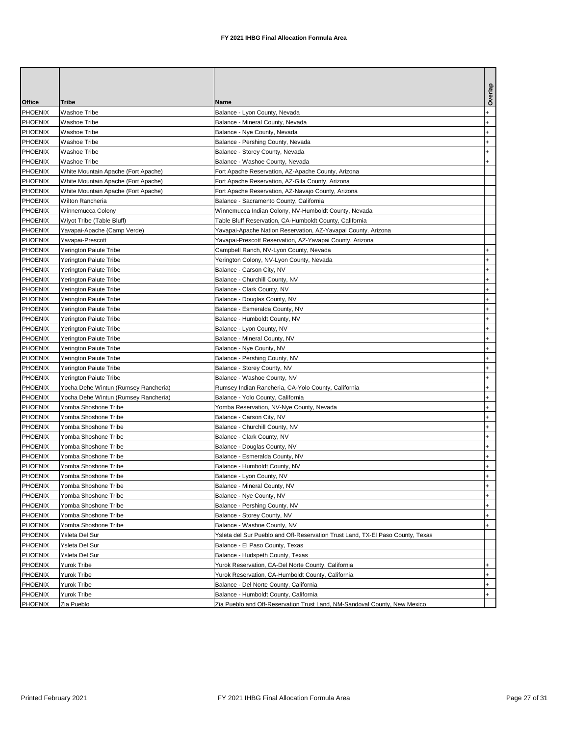# FY 2021 IHBG Final Allocation Formula Area

| Office | Tribe | Name | Overlap |
|---|---|---|---|
| PHOENIX | Washoe Tribe | Balance - Lyon County, Nevada | + |
| PHOENIX | Washoe Tribe | Balance - Mineral County, Nevada | + |
| PHOENIX | Washoe Tribe | Balance - Nye County, Nevada | + |
| PHOENIX | Washoe Tribe | Balance - Pershing County, Nevada | + |
| PHOENIX | Washoe Tribe | Balance - Storey County, Nevada | + |
| PHOENIX | Washoe Tribe | Balance - Washoe County, Nevada | + |
| PHOENIX | White Mountain Apache (Fort Apache) | Fort Apache Reservation, AZ-Apache County, Arizona | |
| PHOENIX | White Mountain Apache (Fort Apache) | Fort Apache Reservation, AZ-Gila County, Arizona | |
| PHOENIX | White Mountain Apache (Fort Apache) | Fort Apache Reservation, AZ-Navajo County, Arizona | |
| PHOENIX | Wilton Rancheria | Balance - Sacramento County, California | |
| PHOENIX | Winnemucca Colony | Winnemucca Indian Colony, NV-Humboldt County, Nevada | |
| PHOENIX | Wiyot Tribe (Table Bluff) | Table Bluff Reservation, CA-Humboldt County, California | |
| PHOENIX | Yavapai-Apache (Camp Verde) | Yavapai-Apache Nation Reservation, AZ-Yavapai County, Arizona | |
| PHOENIX | Yavapai-Prescott | Yavapai-Prescott Reservation, AZ-Yavapai County, Arizona | |
| PHOENIX | Yerington Paiute Tribe | Campbell Ranch, NV-Lyon County, Nevada | + |
| PHOENIX | Yerington Paiute Tribe | Yerington Colony, NV-Lyon County, Nevada | + |
| PHOENIX | Yerington Paiute Tribe | Balance - Carson City, NV | + |
| PHOENIX | Yerington Paiute Tribe | Balance - Churchill County, NV | + |
| PHOENIX | Yerington Paiute Tribe | Balance - Clark County, NV | + |
| PHOENIX | Yerington Paiute Tribe | Balance - Douglas County, NV | + |
| PHOENIX | Yerington Paiute Tribe | Balance - Esmeralda County, NV | + |
| PHOENIX | Yerington Paiute Tribe | Balance - Humboldt County, NV | + |
| PHOENIX | Yerington Paiute Tribe | Balance - Lyon County, NV | + |
| PHOENIX | Yerington Paiute Tribe | Balance - Mineral County, NV | + |
| PHOENIX | Yerington Paiute Tribe | Balance - Nye County, NV | + |
| PHOENIX | Yerington Paiute Tribe | Balance - Pershing County, NV | + |
| PHOENIX | Yerington Paiute Tribe | Balance - Storey County, NV | + |
| PHOENIX | Yerington Paiute Tribe | Balance - Washoe County, NV | + |
| PHOENIX | Yocha Dehe Wintun (Rumsey Rancheria) | Rumsey Indian Rancheria, CA-Yolo County, California | + |
| PHOENIX | Yocha Dehe Wintun (Rumsey Rancheria) | Balance - Yolo County, California | + |
| PHOENIX | Yomba Shoshone Tribe | Yomba Reservation, NV-Nye County, Nevada | + |
| PHOENIX | Yomba Shoshone Tribe | Balance - Carson City, NV | + |
| PHOENIX | Yomba Shoshone Tribe | Balance - Churchill County, NV | + |
| PHOENIX | Yomba Shoshone Tribe | Balance - Clark County, NV | + |
| PHOENIX | Yomba Shoshone Tribe | Balance - Douglas County, NV | + |
| PHOENIX | Yomba Shoshone Tribe | Balance - Esmeralda County, NV | + |
| PHOENIX | Yomba Shoshone Tribe | Balance - Humboldt County, NV | + |
| PHOENIX | Yomba Shoshone Tribe | Balance - Lyon County, NV | + |
| PHOENIX | Yomba Shoshone Tribe | Balance - Mineral County, NV | + |
| PHOENIX | Yomba Shoshone Tribe | Balance - Nye County, NV | + |
| PHOENIX | Yomba Shoshone Tribe | Balance - Pershing County, NV | + |
| PHOENIX | Yomba Shoshone Tribe | Balance - Storey County, NV | + |
| PHOENIX | Yomba Shoshone Tribe | Balance - Washoe County, NV | + |
| PHOENIX | Ysleta Del Sur | Ysleta del Sur Pueblo and Off-Reservation Trust Land, TX-El Paso County, Texas | |
| PHOENIX | Ysleta Del Sur | Balance - El Paso County, Texas | |
| PHOENIX | Ysleta Del Sur | Balance - Hudspeth County, Texas | |
| PHOENIX | Yurok Tribe | Yurok Reservation, CA-Del Norte County, California | + |
| PHOENIX | Yurok Tribe | Yurok Reservation, CA-Humboldt County, California | + |
| PHOENIX | Yurok Tribe | Balance - Del Norte County, California | + |
| PHOENIX | Yurok Tribe | Balance - Humboldt County, California | + |
| PHOENIX | Zia Pueblo | Zia Pueblo and Off-Reservation Trust Land, NM-Sandoval County, New Mexico | |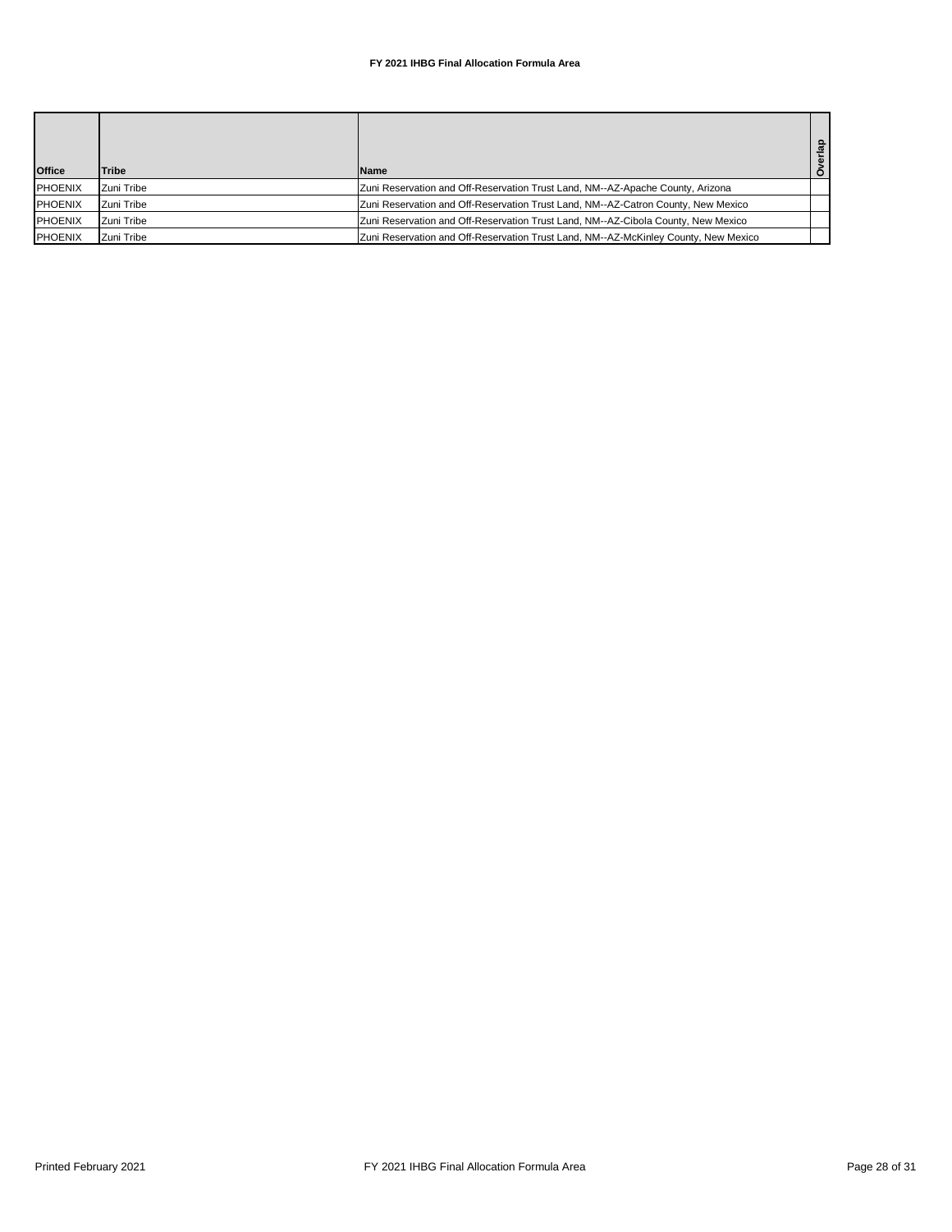**FY 2021 IHBG Final Allocation Formula Area**

| Office | Tribe | Name | Overlap |
|---|---|---|---|
| PHOENIX | Zuni Tribe | Zuni Reservation and Off-Reservation Trust Land, NM--AZ-Apache County, Arizona | |
| PHOENIX | Zuni Tribe | Zuni Reservation and Off-Reservation Trust Land, NM--AZ-Catron County, New Mexico | |
| PHOENIX | Zuni Tribe | Zuni Reservation and Off-Reservation Trust Land, NM--AZ-Cibola County, New Mexico | |
| PHOENIX | Zuni Tribe | Zuni Reservation and Off-Reservation Trust Land, NM--AZ-McKinley County, New Mexico | |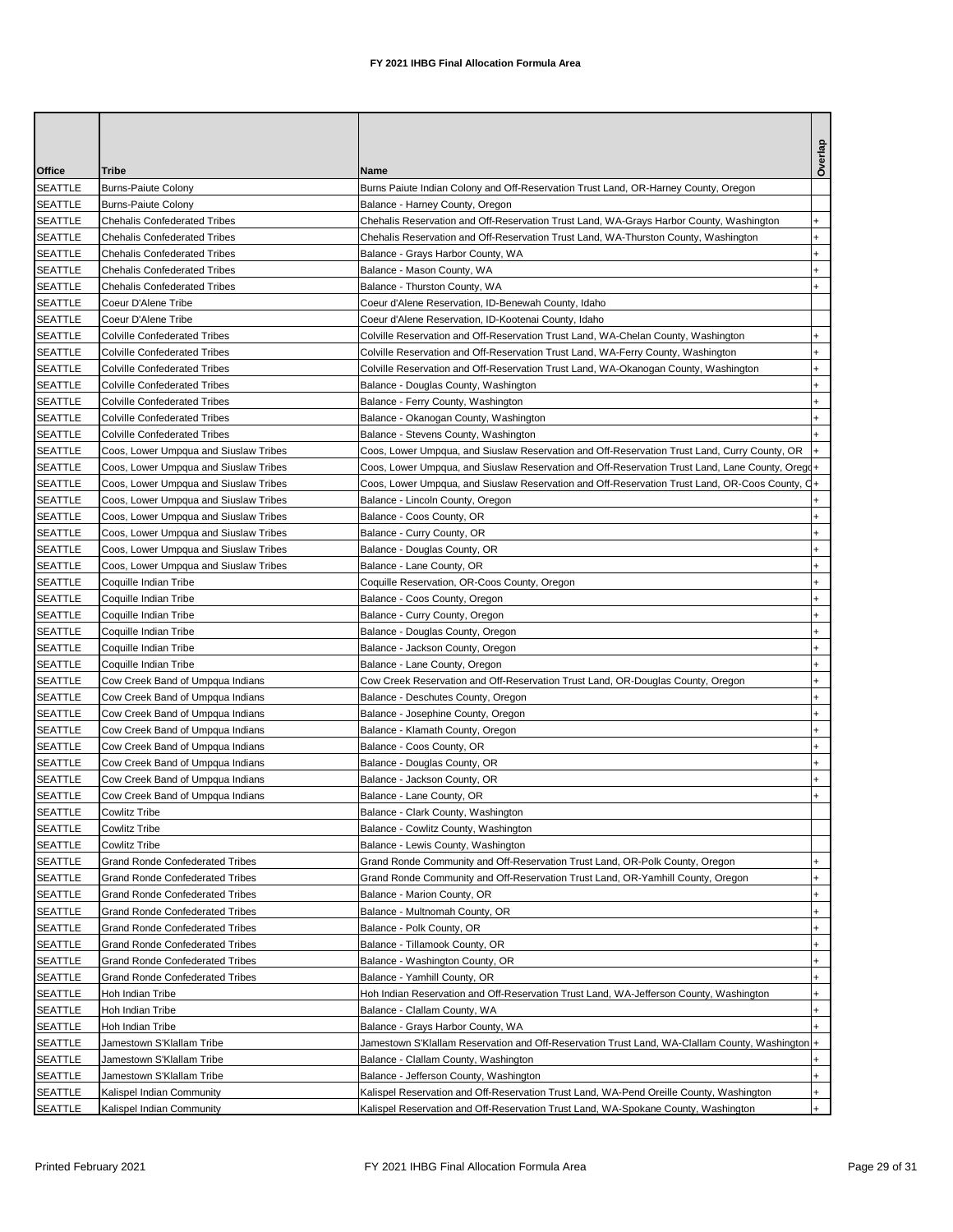# FY 2021 IHBG Final Allocation Formula Area

| Office | Tribe | Name | Overlap |
|---|---|---|---|
| SEATTLE | Burns-Paiute Colony | Burns Paiute Indian Colony and Off-Reservation Trust Land, OR-Harney County, Oregon | |
| SEATTLE | Burns-Paiute Colony | Balance - Harney County, Oregon | |
| SEATTLE | Chehalis Confederated Tribes | Chehalis Reservation and Off-Reservation Trust Land, WA-Grays Harbor County, Washington | + |
| SEATTLE | Chehalis Confederated Tribes | Chehalis Reservation and Off-Reservation Trust Land, WA-Thurston County, Washington | + |
| SEATTLE | Chehalis Confederated Tribes | Balance - Grays Harbor County, WA | + |
| SEATTLE | Chehalis Confederated Tribes | Balance - Mason County, WA | + |
| SEATTLE | Chehalis Confederated Tribes | Balance - Thurston County, WA | + |
| SEATTLE | Coeur D'Alene Tribe | Coeur d'Alene Reservation, ID-Benewah County, Idaho | |
| SEATTLE | Coeur D'Alene Tribe | Coeur d'Alene Reservation, ID-Kootenai County, Idaho | |
| SEATTLE | Colville Confederated Tribes | Colville Reservation and Off-Reservation Trust Land, WA-Chelan County, Washington | + |
| SEATTLE | Colville Confederated Tribes | Colville Reservation and Off-Reservation Trust Land, WA-Ferry County, Washington | + |
| SEATTLE | Colville Confederated Tribes | Colville Reservation and Off-Reservation Trust Land, WA-Okanogan County, Washington | + |
| SEATTLE | Colville Confederated Tribes | Balance - Douglas County, Washington | + |
| SEATTLE | Colville Confederated Tribes | Balance - Ferry County, Washington | + |
| SEATTLE | Colville Confederated Tribes | Balance - Okanogan County, Washington | + |
| SEATTLE | Colville Confederated Tribes | Balance - Stevens County, Washington | + |
| SEATTLE | Coos, Lower Umpqua and Siuslaw Tribes | Coos, Lower Umpqua, and Siuslaw Reservation and Off-Reservation Trust Land, Curry County, OR | + |
| SEATTLE | Coos, Lower Umpqua and Siuslaw Tribes | Coos, Lower Umpqua, and Siuslaw Reservation and Off-Reservation Trust Land, Lane County, Orego | + |
| SEATTLE | Coos, Lower Umpqua and Siuslaw Tribes | Coos, Lower Umpqua, and Siuslaw Reservation and Off-Reservation Trust Land, OR-Coos County, O | + |
| SEATTLE | Coos, Lower Umpqua and Siuslaw Tribes | Balance - Lincoln County, Oregon | + |
| SEATTLE | Coos, Lower Umpqua and Siuslaw Tribes | Balance - Coos County, OR | + |
| SEATTLE | Coos, Lower Umpqua and Siuslaw Tribes | Balance - Curry County, OR | + |
| SEATTLE | Coos, Lower Umpqua and Siuslaw Tribes | Balance - Douglas County, OR | + |
| SEATTLE | Coos, Lower Umpqua and Siuslaw Tribes | Balance - Lane County, OR | + |
| SEATTLE | Coquille Indian Tribe | Coquille Reservation, OR-Coos County, Oregon | + |
| SEATTLE | Coquille Indian Tribe | Balance - Coos County, Oregon | + |
| SEATTLE | Coquille Indian Tribe | Balance - Curry County, Oregon | + |
| SEATTLE | Coquille Indian Tribe | Balance - Douglas County, Oregon | + |
| SEATTLE | Coquille Indian Tribe | Balance - Jackson County, Oregon | + |
| SEATTLE | Coquille Indian Tribe | Balance - Lane County, Oregon | + |
| SEATTLE | Cow Creek Band of Umpqua Indians | Cow Creek Reservation and Off-Reservation Trust Land, OR-Douglas County, Oregon | + |
| SEATTLE | Cow Creek Band of Umpqua Indians | Balance - Deschutes County, Oregon | + |
| SEATTLE | Cow Creek Band of Umpqua Indians | Balance - Josephine County, Oregon | + |
| SEATTLE | Cow Creek Band of Umpqua Indians | Balance - Klamath County, Oregon | + |
| SEATTLE | Cow Creek Band of Umpqua Indians | Balance - Coos County, OR | + |
| SEATTLE | Cow Creek Band of Umpqua Indians | Balance - Douglas County, OR | + |
| SEATTLE | Cow Creek Band of Umpqua Indians | Balance - Jackson County, OR | + |
| SEATTLE | Cow Creek Band of Umpqua Indians | Balance - Lane County, OR | + |
| SEATTLE | Cowlitz Tribe | Balance - Clark County, Washington | |
| SEATTLE | Cowlitz Tribe | Balance - Cowlitz County, Washington | |
| SEATTLE | Cowlitz Tribe | Balance - Lewis County, Washington | |
| SEATTLE | Grand Ronde Confederated Tribes | Grand Ronde Community and Off-Reservation Trust Land, OR-Polk County, Oregon | + |
| SEATTLE | Grand Ronde Confederated Tribes | Grand Ronde Community and Off-Reservation Trust Land, OR-Yamhill County, Oregon | + |
| SEATTLE | Grand Ronde Confederated Tribes | Balance - Marion County, OR | + |
| SEATTLE | Grand Ronde Confederated Tribes | Balance - Multnomah County, OR | + |
| SEATTLE | Grand Ronde Confederated Tribes | Balance - Polk County, OR | + |
| SEATTLE | Grand Ronde Confederated Tribes | Balance - Tillamook County, OR | + |
| SEATTLE | Grand Ronde Confederated Tribes | Balance - Washington County, OR | + |
| SEATTLE | Grand Ronde Confederated Tribes | Balance - Yamhill County, OR | + |
| SEATTLE | Hoh Indian Tribe | Hoh Indian Reservation and Off-Reservation Trust Land, WA-Jefferson County, Washington | + |
| SEATTLE | Hoh Indian Tribe | Balance - Clallam County, WA | + |
| SEATTLE | Hoh Indian Tribe | Balance - Grays Harbor County, WA | + |
| SEATTLE | Jamestown S'Klallam Tribe | Jamestown S'Klallam Reservation and Off-Reservation Trust Land, WA-Clallam County, Washington | + |
| SEATTLE | Jamestown S'Klallam Tribe | Balance - Clallam County, Washington | + |
| SEATTLE | Jamestown S'Klallam Tribe | Balance - Jefferson County, Washington | + |
| SEATTLE | Kalispel Indian Community | Kalispel Reservation and Off-Reservation Trust Land, WA-Pend Oreille County, Washington | + |
| SEATTLE | Kalispel Indian Community | Kalispel Reservation and Off-Reservation Trust Land, WA-Spokane County, Washington | + |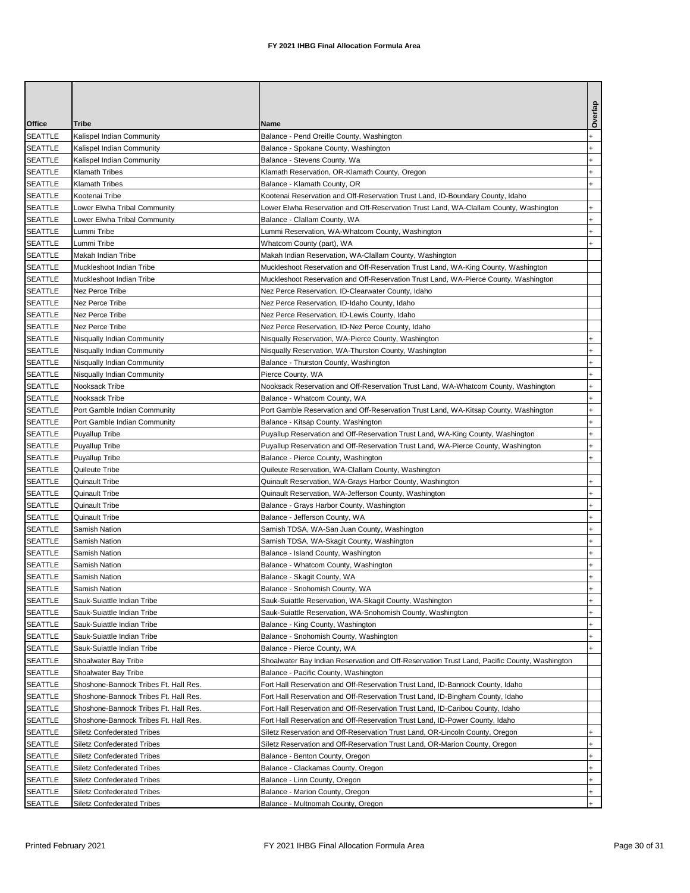# FY 2021 IHBG Final Allocation Formula Area

| Office | Tribe | Name | Overlap |
|---|---|---|---|
| SEATTLE | Kalispel Indian Community | Balance - Pend Oreille County, Washington | + |
| SEATTLE | Kalispel Indian Community | Balance - Spokane County, Washington | + |
| SEATTLE | Kalispel Indian Community | Balance - Stevens County, Wa | + |
| SEATTLE | Klamath Tribes | Klamath Reservation, OR-Klamath County, Oregon | + |
| SEATTLE | Klamath Tribes | Balance - Klamath County, OR | + |
| SEATTLE | Kootenai Tribe | Kootenai Reservation and Off-Reservation Trust Land, ID-Boundary County, Idaho | |
| SEATTLE | Lower Elwha Tribal Community | Lower Elwha Reservation and Off-Reservation Trust Land, WA-Clallam County, Washington | + |
| SEATTLE | Lower Elwha Tribal Community | Balance - Clallam County, WA | + |
| SEATTLE | Lummi Tribe | Lummi Reservation, WA-Whatcom County, Washington | + |
| SEATTLE | Lummi Tribe | Whatcom County (part), WA | + |
| SEATTLE | Makah Indian Tribe | Makah Indian Reservation, WA-Clallam County, Washington | |
| SEATTLE | Muckleshoot Indian Tribe | Muckleshoot Reservation and Off-Reservation Trust Land, WA-King County, Washington | |
| SEATTLE | Muckleshoot Indian Tribe | Muckleshoot Reservation and Off-Reservation Trust Land, WA-Pierce County, Washington | |
| SEATTLE | Nez Perce Tribe | Nez Perce Reservation, ID-Clearwater County, Idaho | |
| SEATTLE | Nez Perce Tribe | Nez Perce Reservation, ID-Idaho County, Idaho | |
| SEATTLE | Nez Perce Tribe | Nez Perce Reservation, ID-Lewis County, Idaho | |
| SEATTLE | Nez Perce Tribe | Nez Perce Reservation, ID-Nez Perce County, Idaho | |
| SEATTLE | Nisqually Indian Community | Nisqually Reservation, WA-Pierce County, Washington | + |
| SEATTLE | Nisqually Indian Community | Nisqually Reservation, WA-Thurston County, Washington | + |
| SEATTLE | Nisqually Indian Community | Balance - Thurston County, Washington | + |
| SEATTLE | Nisqually Indian Community | Pierce County, WA | + |
| SEATTLE | Nooksack Tribe | Nooksack Reservation and Off-Reservation Trust Land, WA-Whatcom County, Washington | + |
| SEATTLE | Nooksack Tribe | Balance - Whatcom County, WA | + |
| SEATTLE | Port Gamble Indian Community | Port Gamble Reservation and Off-Reservation Trust Land, WA-Kitsap County, Washington | + |
| SEATTLE | Port Gamble Indian Community | Balance - Kitsap County, Washington | + |
| SEATTLE | Puyallup Tribe | Puyallup Reservation and Off-Reservation Trust Land, WA-King County, Washington | + |
| SEATTLE | Puyallup Tribe | Puyallup Reservation and Off-Reservation Trust Land, WA-Pierce County, Washington | + |
| SEATTLE | Puyallup Tribe | Balance - Pierce County, Washington | + |
| SEATTLE | Quileute Tribe | Quileute Reservation, WA-Clallam County, Washington | |
| SEATTLE | Quinault Tribe | Quinault Reservation, WA-Grays Harbor County, Washington | + |
| SEATTLE | Quinault Tribe | Quinault Reservation, WA-Jefferson County, Washington | + |
| SEATTLE | Quinault Tribe | Balance - Grays Harbor County, Washington | + |
| SEATTLE | Quinault Tribe | Balance - Jefferson County, WA | + |
| SEATTLE | Samish Nation | Samish TDSA, WA-San Juan County, Washington | + |
| SEATTLE | Samish Nation | Samish TDSA, WA-Skagit County, Washington | + |
| SEATTLE | Samish Nation | Balance - Island County, Washington | + |
| SEATTLE | Samish Nation | Balance - Whatcom County, Washington | + |
| SEATTLE | Samish Nation | Balance - Skagit County, WA | + |
| SEATTLE | Samish Nation | Balance - Snohomish County, WA | + |
| SEATTLE | Sauk-Suiattle Indian Tribe | Sauk-Suiattle Reservation, WA-Skagit County, Washington | + |
| SEATTLE | Sauk-Suiattle Indian Tribe | Sauk-Suiattle Reservation, WA-Snohomish County, Washington | + |
| SEATTLE | Sauk-Suiattle Indian Tribe | Balance - King County, Washington | + |
| SEATTLE | Sauk-Suiattle Indian Tribe | Balance - Snohomish County, Washington | + |
| SEATTLE | Sauk-Suiattle Indian Tribe | Balance - Pierce County, WA | + |
| SEATTLE | Shoalwater Bay Tribe | Shoalwater Bay Indian Reservation and Off-Reservation Trust Land, Pacific County, Washington | |
| SEATTLE | Shoalwater Bay Tribe | Balance - Pacific County, Washington | |
| SEATTLE | Shoshone-Bannock Tribes Ft. Hall Res. | Fort Hall Reservation and Off-Reservation Trust Land, ID-Bannock County, Idaho | |
| SEATTLE | Shoshone-Bannock Tribes Ft. Hall Res. | Fort Hall Reservation and Off-Reservation Trust Land, ID-Bingham County, Idaho | |
| SEATTLE | Shoshone-Bannock Tribes Ft. Hall Res. | Fort Hall Reservation and Off-Reservation Trust Land, ID-Caribou County, Idaho | |
| SEATTLE | Shoshone-Bannock Tribes Ft. Hall Res. | Fort Hall Reservation and Off-Reservation Trust Land, ID-Power County, Idaho | |
| SEATTLE | Siletz Confederated Tribes | Siletz Reservation and Off-Reservation Trust Land, OR-Lincoln County, Oregon | + |
| SEATTLE | Siletz Confederated Tribes | Siletz Reservation and Off-Reservation Trust Land, OR-Marion County, Oregon | + |
| SEATTLE | Siletz Confederated Tribes | Balance - Benton County, Oregon | + |
| SEATTLE | Siletz Confederated Tribes | Balance - Clackamas County, Oregon | + |
| SEATTLE | Siletz Confederated Tribes | Balance - Linn County, Oregon | + |
| SEATTLE | Siletz Confederated Tribes | Balance - Marion County, Oregon | + |
| SEATTLE | Siletz Confederated Tribes | Balance - Multnomah County, Oregon | + |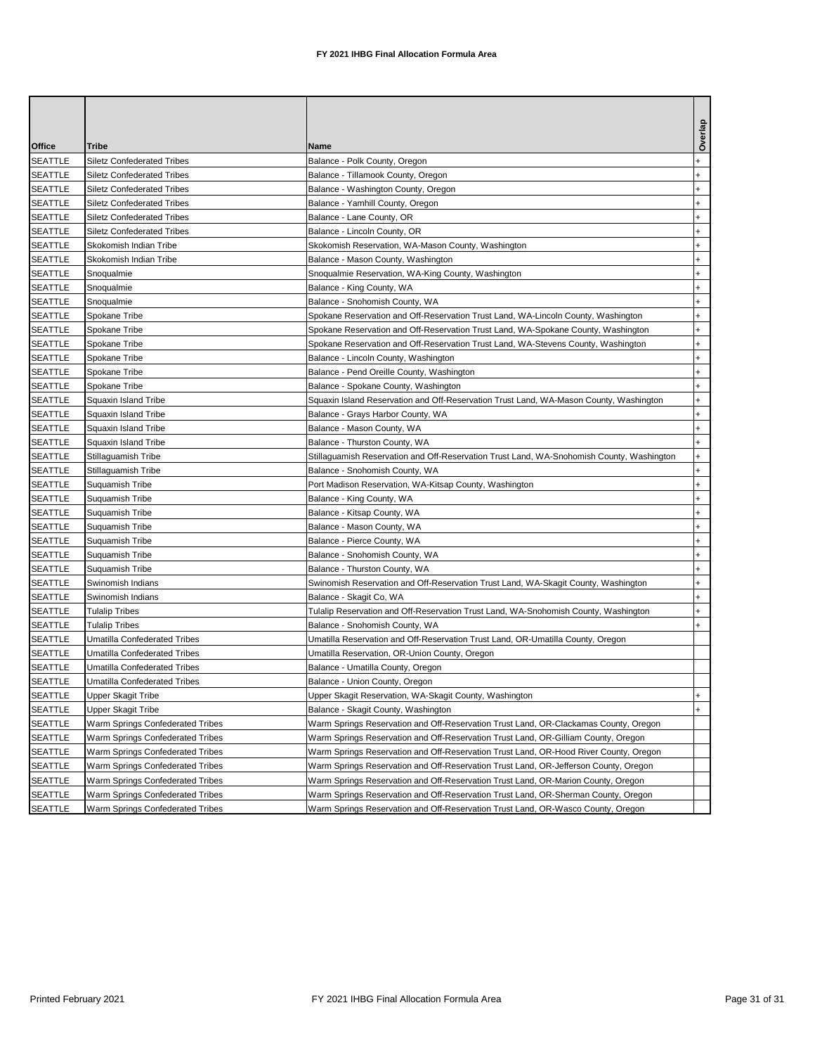# FY 2021 IHBG Final Allocation Formula Area

| Office | Tribe | Name | Overlap |
|---|---|---|---|
| SEATTLE | Siletz Confederated Tribes | Balance - Polk County, Oregon | + |
| SEATTLE | Siletz Confederated Tribes | Balance - Tillamook County, Oregon | + |
| SEATTLE | Siletz Confederated Tribes | Balance - Washington County, Oregon | + |
| SEATTLE | Siletz Confederated Tribes | Balance - Yamhill County, Oregon | + |
| SEATTLE | Siletz Confederated Tribes | Balance - Lane County, OR | + |
| SEATTLE | Siletz Confederated Tribes | Balance - Lincoln County, OR | + |
| SEATTLE | Skokomish Indian Tribe | Skokomish Reservation, WA-Mason County, Washington | + |
| SEATTLE | Skokomish Indian Tribe | Balance - Mason County, Washington | + |
| SEATTLE | Snoqualmie | Snoqualmie Reservation, WA-King County, Washington | + |
| SEATTLE | Snoqualmie | Balance - King County, WA | + |
| SEATTLE | Snoqualmie | Balance - Snohomish County, WA | + |
| SEATTLE | Spokane Tribe | Spokane Reservation and Off-Reservation Trust Land, WA-Lincoln County, Washington | + |
| SEATTLE | Spokane Tribe | Spokane Reservation and Off-Reservation Trust Land, WA-Spokane County, Washington | + |
| SEATTLE | Spokane Tribe | Spokane Reservation and Off-Reservation Trust Land, WA-Stevens County, Washington | + |
| SEATTLE | Spokane Tribe | Balance - Lincoln County, Washington | + |
| SEATTLE | Spokane Tribe | Balance - Pend Oreille County, Washington | + |
| SEATTLE | Spokane Tribe | Balance - Spokane County, Washington | + |
| SEATTLE | Squaxin Island Tribe | Squaxin Island Reservation and Off-Reservation Trust Land, WA-Mason County, Washington | + |
| SEATTLE | Squaxin Island Tribe | Balance - Grays Harbor County, WA | + |
| SEATTLE | Squaxin Island Tribe | Balance - Mason County, WA | + |
| SEATTLE | Squaxin Island Tribe | Balance - Thurston County, WA | + |
| SEATTLE | Stillaguamish Tribe | Stillaguamish Reservation and Off-Reservation Trust Land, WA-Snohomish County, Washington | + |
| SEATTLE | Stillaguamish Tribe | Balance - Snohomish County, WA | + |
| SEATTLE | Suquamish Tribe | Port Madison Reservation, WA-Kitsap County, Washington | + |
| SEATTLE | Suquamish Tribe | Balance - King County, WA | + |
| SEATTLE | Suquamish Tribe | Balance - Kitsap County, WA | + |
| SEATTLE | Suquamish Tribe | Balance - Mason County, WA | + |
| SEATTLE | Suquamish Tribe | Balance - Pierce County, WA | + |
| SEATTLE | Suquamish Tribe | Balance - Snohomish County, WA | + |
| SEATTLE | Suquamish Tribe | Balance - Thurston County, WA | + |
| SEATTLE | Swinomish Indians | Swinomish Reservation and Off-Reservation Trust Land, WA-Skagit County, Washington | + |
| SEATTLE | Swinomish Indians | Balance - Skagit Co, WA | + |
| SEATTLE | Tulalip Tribes | Tulalip Reservation and Off-Reservation Trust Land, WA-Snohomish County, Washington | + |
| SEATTLE | Tulalip Tribes | Balance - Snohomish County, WA | + |
| SEATTLE | Umatilla Confederated Tribes | Umatilla Reservation and Off-Reservation Trust Land, OR-Umatilla County, Oregon | |
| SEATTLE | Umatilla Confederated Tribes | Umatilla Reservation, OR-Union County, Oregon | |
| SEATTLE | Umatilla Confederated Tribes | Balance - Umatilla County, Oregon | |
| SEATTLE | Umatilla Confederated Tribes | Balance - Union County, Oregon | |
| SEATTLE | Upper Skagit Tribe | Upper Skagit Reservation, WA-Skagit County, Washington | + |
| SEATTLE | Upper Skagit Tribe | Balance - Skagit County, Washington | + |
| SEATTLE | Warm Springs Confederated Tribes | Warm Springs Reservation and Off-Reservation Trust Land, OR-Clackamas County, Oregon | |
| SEATTLE | Warm Springs Confederated Tribes | Warm Springs Reservation and Off-Reservation Trust Land, OR-Gilliam County, Oregon | |
| SEATTLE | Warm Springs Confederated Tribes | Warm Springs Reservation and Off-Reservation Trust Land, OR-Hood River County, Oregon | |
| SEATTLE | Warm Springs Confederated Tribes | Warm Springs Reservation and Off-Reservation Trust Land, OR-Jefferson County, Oregon | |
| SEATTLE | Warm Springs Confederated Tribes | Warm Springs Reservation and Off-Reservation Trust Land, OR-Marion County, Oregon | |
| SEATTLE | Warm Springs Confederated Tribes | Warm Springs Reservation and Off-Reservation Trust Land, OR-Sherman County, Oregon | |
| SEATTLE | Warm Springs Confederated Tribes | Warm Springs Reservation and Off-Reservation Trust Land, OR-Wasco County, Oregon | |